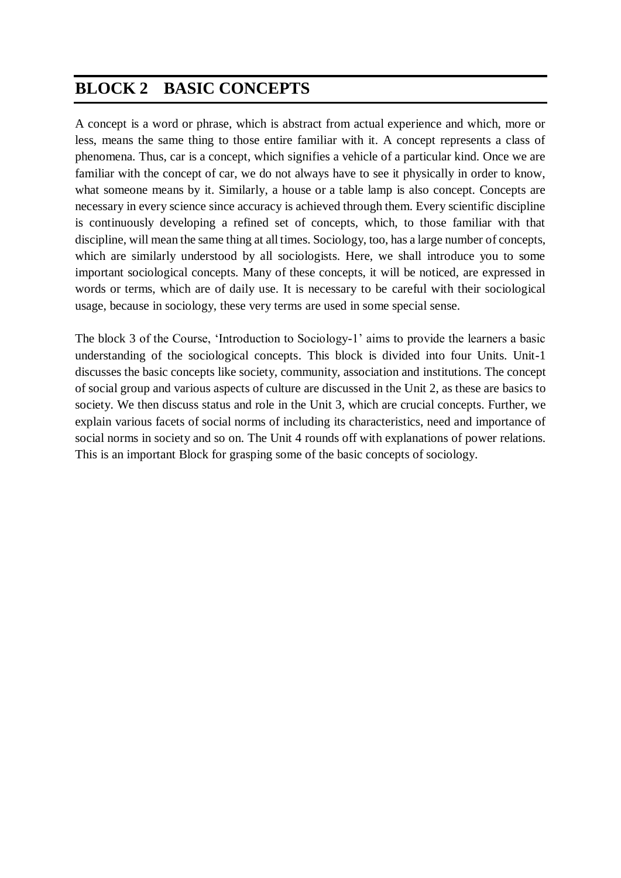# BLOCK 2 BASIC CONCEPTS

A concept is a word or phrase, which is abstract from actual experience and which, more or less, means the same thing to those entire familiar with it. A concept represents a class of phenomena. Thus, car is a concept, which signifies a vehicle of a particular kind. Once we are familiar with the concept of car, we do not always have to see it physically in order to know, what someone means by it. Similarly, a house or a table lamp is also concept. Concepts are necessary in every science since accuracy is achieved through them. Every scientific discipline is continuously developing a refined set of concepts, which, to those familiar with that discipline, will mean the same thing at all times. Sociology, too, has a large number of concepts, which are similarly understood by all sociologists. Here, we shall introduce you to some important sociological concepts. Many of these concepts, it will be noticed, are expressed in words or terms, which are of daily use. It is necessary to be careful with their sociological usage, because in sociology, these very terms are used in some special sense.

The block 3 of the Course, 'Introduction to Sociology-1' aims to provide the learners a basic understanding of the sociological concepts. This block is divided into four Units. Unit-1 discusses the basic concepts like society, community, association and institutions. The concept of social group and various aspects of culture are discussed in the Unit 2, as these are basics to society. We then discuss status and role in the Unit 3, which are crucial concepts. Further, we explain various facets of social norms of including its characteristics, need and importance of social norms in society and so on. The Unit 4 rounds off with explanations of power relations. This is an important Block for grasping some of the basic concepts of sociology.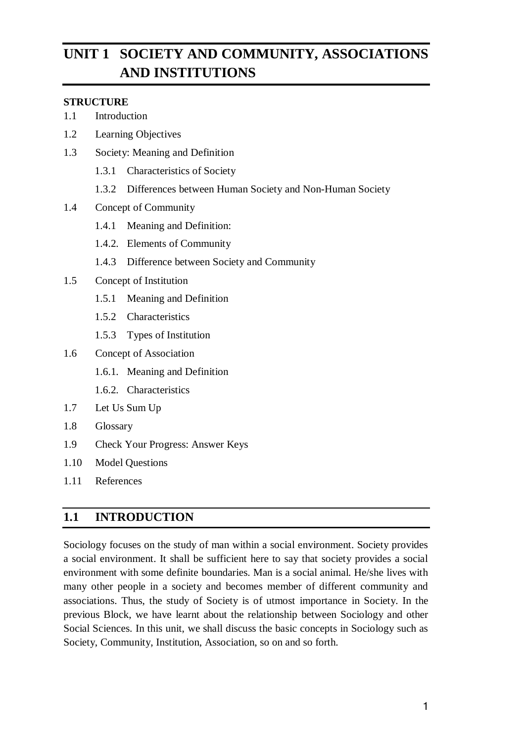# UNIT 1 SOCIETY AND COMMUNITY, ASSOCIATIONS AND INSTITUTIONS

**STRUCTURE**

1.1 Introduction

1.2 Learning Objectives

1.3 Society: Meaning and Definition

- 1.3.1 Characteristics of Society
- 1.3.2 Differences between Human Society and Non-Human Society

1.4 Concept of Community

- 1.4.1 Meaning and Definition:
- 1.4.2. Elements of Community
- 1.4.3 Difference between Society and Community

1.5 Concept of Institution

- 1.5.1 Meaning and Definition
- 1.5.2 Characteristics
- 1.5.3 Types of Institution

1.6 Concept of Association

- 1.6.1. Meaning and Definition
- 1.6.2. Characteristics

1.7 Let Us Sum Up

1.8 Glossary

1.9 Check Your Progress: Answer Keys

1.10 Model Questions

1.11 References

## 1.1 INTRODUCTION

Sociology focuses on the study of man within a social environment. Society provides a social environment. It shall be sufficient here to say that society provides a social environment with some definite boundaries. Man is a social animal. He/she lives with many other people in a society and becomes member of different community and associations. Thus, the study of Society is of utmost importance in Society. In the previous Block, we have learnt about the relationship between Sociology and other Social Sciences. In this unit, we shall discuss the basic concepts in Sociology such as Society, Community, Institution, Association, so on and so forth.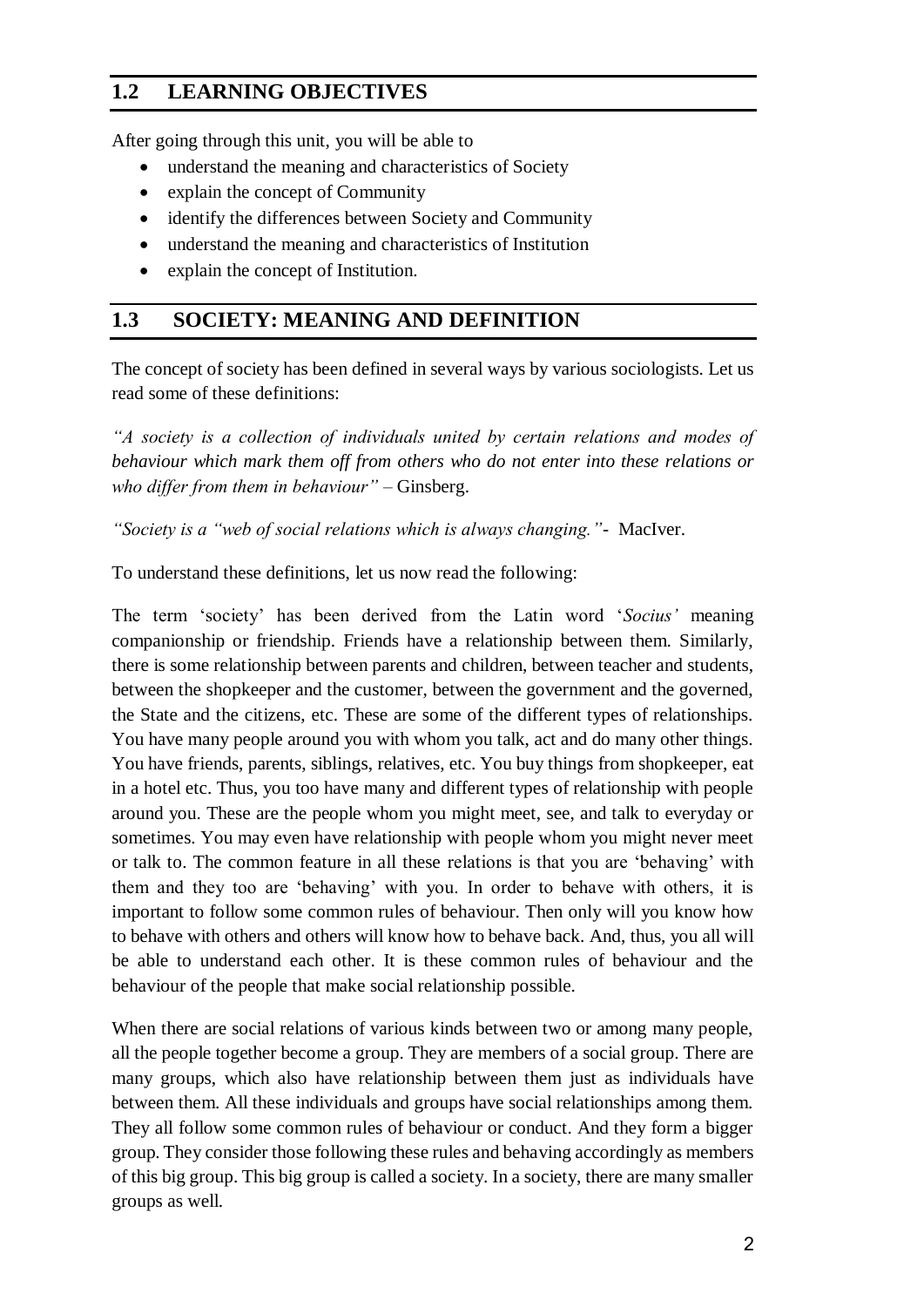## 1.2 LEARNING OBJECTIVES

After going through this unit, you will be able to

- understand the meaning and characteristics of Society
- explain the concept of Community
- identify the differences between Society and Community
- understand the meaning and characteristics of Institution
- explain the concept of Institution.

## 1.3 SOCIETY: MEANING AND DEFINITION

The concept of society has been defined in several ways by various sociologists. Let us read some of these definitions:

*"A society is a collection of individuals united by certain relations and modes of behaviour which mark them off from others who do not enter into these relations or who differ from them in behaviour"* – Ginsberg.

*"Society is a "web of social relations which is always changing."*- MacIver.

To understand these definitions, let us now read the following:

The term 'society' has been derived from the Latin word '*Socius'* meaning companionship or friendship. Friends have a relationship between them. Similarly, there is some relationship between parents and children, between teacher and students, between the shopkeeper and the customer, between the government and the governed, the State and the citizens, etc. These are some of the different types of relationships. You have many people around you with whom you talk, act and do many other things. You have friends, parents, siblings, relatives, etc. You buy things from shopkeeper, eat in a hotel etc. Thus, you too have many and different types of relationship with people around you. These are the people whom you might meet, see, and talk to everyday or sometimes. You may even have relationship with people whom you might never meet or talk to. The common feature in all these relations is that you are 'behaving' with them and they too are 'behaving' with you. In order to behave with others, it is important to follow some common rules of behaviour. Then only will you know how to behave with others and others will know how to behave back. And, thus, you all will be able to understand each other. It is these common rules of behaviour and the behaviour of the people that make social relationship possible.

When there are social relations of various kinds between two or among many people, all the people together become a group. They are members of a social group. There are many groups, which also have relationship between them just as individuals have between them. All these individuals and groups have social relationships among them. They all follow some common rules of behaviour or conduct. And they form a bigger group. They consider those following these rules and behaving accordingly as members of this big group. This big group is called a society. In a society, there are many smaller groups as well.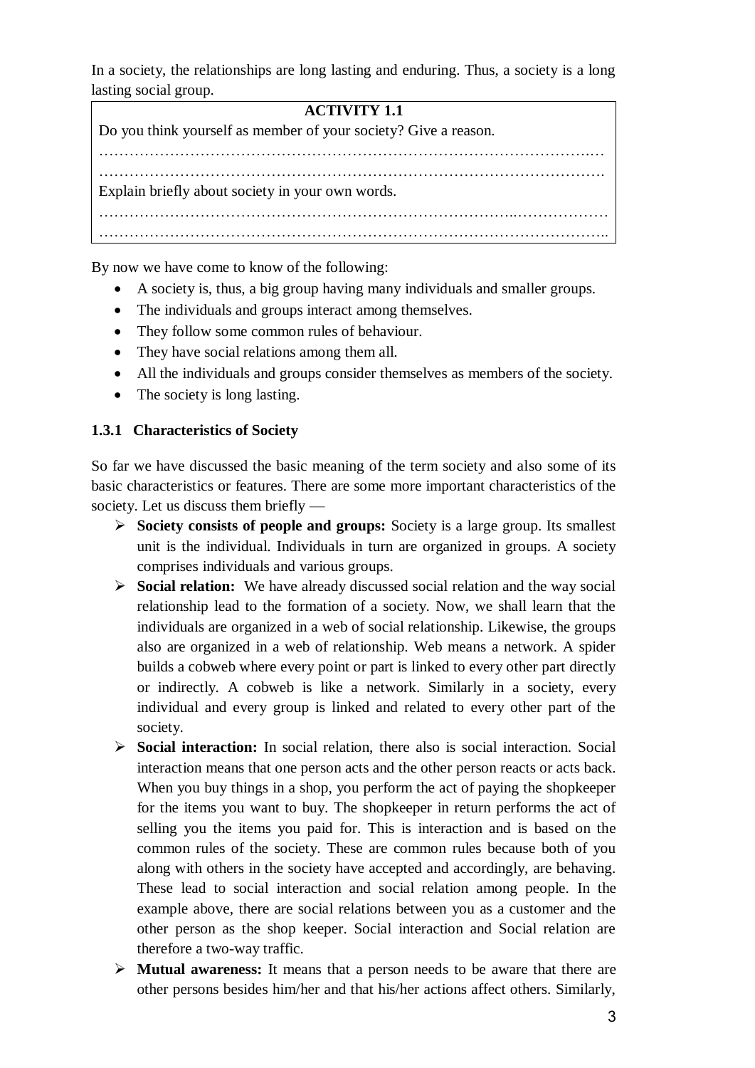In a society, the relationships are long lasting and enduring. Thus, a society is a long lasting social group.

**ACTIVITY 1.1**

Do you think yourself as member of your society? Give a reason.

……………………………………………………………………………………….

……………………………………………………………………………………….

Explain briefly about society in your own words.

……………………………………………………………………………………….

……………………………………………………………………………………….

By now we have come to know of the following:

- A society is, thus, a big group having many individuals and smaller groups.
- The individuals and groups interact among themselves.
- They follow some common rules of behaviour.
- They have social relations among them all.
- All the individuals and groups consider themselves as members of the society.
- The society is long lasting.

### 1.3.1 Characteristics of Society

So far we have discussed the basic meaning of the term society and also some of its basic characteristics or features. There are some more important characteristics of the society. Let us discuss them briefly —

- **Society consists of people and groups:** Society is a large group. Its smallest unit is the individual. Individuals in turn are organized in groups. A society comprises individuals and various groups.
- **Social relation:** We have already discussed social relation and the way social relationship lead to the formation of a society. Now, we shall learn that the individuals are organized in a web of social relationship. Likewise, the groups also are organized in a web of relationship. Web means a network. A spider builds a cobweb where every point or part is linked to every other part directly or indirectly. A cobweb is like a network. Similarly in a society, every individual and every group is linked and related to every other part of the society.
- **Social interaction:** In social relation, there also is social interaction. Social interaction means that one person acts and the other person reacts or acts back. When you buy things in a shop, you perform the act of paying the shopkeeper for the items you want to buy. The shopkeeper in return performs the act of selling you the items you paid for. This is interaction and is based on the common rules of the society. These are common rules because both of you along with others in the society have accepted and accordingly, are behaving. These lead to social interaction and social relation among people. In the example above, there are social relations between you as a customer and the other person as the shop keeper. Social interaction and Social relation are therefore a two-way traffic.
- **Mutual awareness:** It means that a person needs to be aware that there are other persons besides him/her and that his/her actions affect others. Similarly,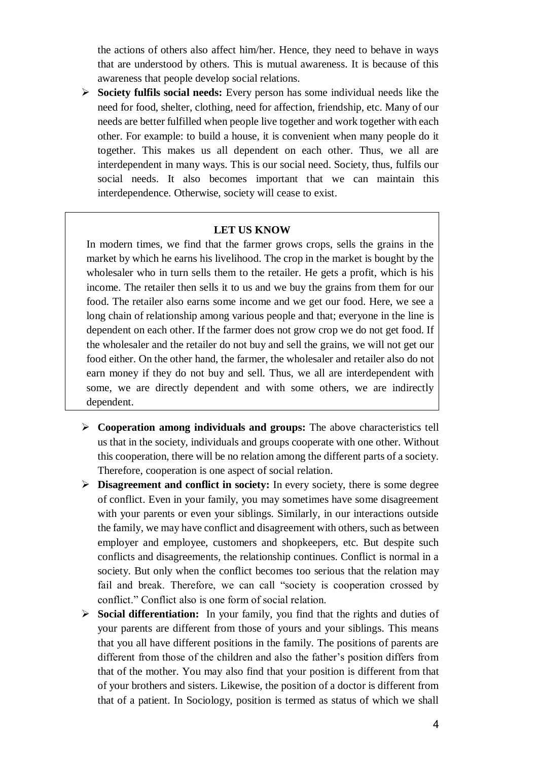the actions of others also affect him/her. Hence, they need to behave in ways that are understood by others. This is mutual awareness. It is because of this awareness that people develop social relations.

- **Society fulfils social needs:** Every person has some individual needs like the need for food, shelter, clothing, need for affection, friendship, etc. Many of our needs are better fulfilled when people live together and work together with each other. For example: to build a house, it is convenient when many people do it together. This makes us all dependent on each other. Thus, we all are interdependent in many ways. This is our social need. Society, thus, fulfils our social needs. It also becomes important that we can maintain this interdependence. Otherwise, society will cease to exist.

> **LET US KNOW**
>
> In modern times, we find that the farmer grows crops, sells the grains in the market by which he earns his livelihood. The crop in the market is bought by the wholesaler who in turn sells them to the retailer. He gets a profit, which is his income. The retailer then sells it to us and we buy the grains from them for our food. The retailer also earns some income and we get our food. Here, we see a long chain of relationship among various people and that; everyone in the line is dependent on each other. If the farmer does not grow crop we do not get food. If the wholesaler and the retailer do not buy and sell the grains, we will not get our food either. On the other hand, the farmer, the wholesaler and retailer also do not earn money if they do not buy and sell. Thus, we all are interdependent with some, we are directly dependent and with some others, we are indirectly dependent.

- **Cooperation among individuals and groups:** The above characteristics tell us that in the society, individuals and groups cooperate with one other. Without this cooperation, there will be no relation among the different parts of a society. Therefore, cooperation is one aspect of social relation.
- **Disagreement and conflict in society:** In every society, there is some degree of conflict. Even in your family, you may sometimes have some disagreement with your parents or even your siblings. Similarly, in our interactions outside the family, we may have conflict and disagreement with others, such as between employer and employee, customers and shopkeepers, etc. But despite such conflicts and disagreements, the relationship continues. Conflict is normal in a society. But only when the conflict becomes too serious that the relation may fail and break. Therefore, we can call "society is cooperation crossed by conflict." Conflict also is one form of social relation.
- **Social differentiation:** In your family, you find that the rights and duties of your parents are different from those of yours and your siblings. This means that you all have different positions in the family. The positions of parents are different from those of the children and also the father's position differs from that of the mother. You may also find that your position is different from that of your brothers and sisters. Likewise, the position of a doctor is different from that of a patient. In Sociology, position is termed as status of which we shall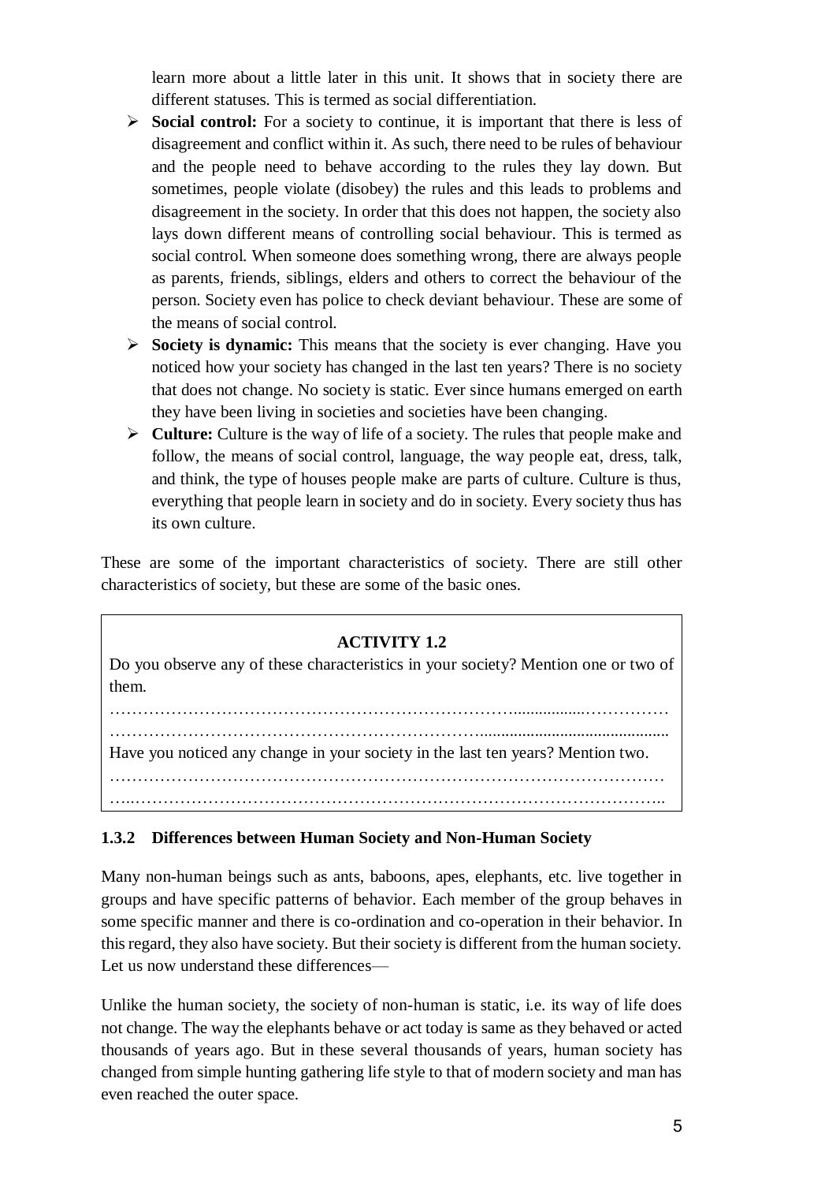learn more about a little later in this unit. It shows that in society there are different statuses. This is termed as social differentiation.

- **Social control:** For a society to continue, it is important that there is less of disagreement and conflict within it. As such, there need to be rules of behaviour and the people need to behave according to the rules they lay down. But sometimes, people violate (disobey) the rules and this leads to problems and disagreement in the society. In order that this does not happen, the society also lays down different means of controlling social behaviour. This is termed as social control. When someone does something wrong, there are always people as parents, friends, siblings, elders and others to correct the behaviour of the person. Society even has police to check deviant behaviour. These are some of the means of social control.
- **Society is dynamic:** This means that the society is ever changing. Have you noticed how your society has changed in the last ten years? There is no society that does not change. No society is static. Ever since humans emerged on earth they have been living in societies and societies have been changing.
- **Culture:** Culture is the way of life of a society. The rules that people make and follow, the means of social control, language, the way people eat, dress, talk, and think, the type of houses people make are parts of culture. Culture is thus, everything that people learn in society and do in society. Every society thus has its own culture.

These are some of the important characteristics of society. There are still other characteristics of society, but these are some of the basic ones.

> **ACTIVITY 1.2**
>
> Do you observe any of these characteristics in your society? Mention one or two of them.
>
> ……………………………………………………………………………………………
> ……………………………………………………………………………………………
>
> Have you noticed any change in your society in the last ten years? Mention two.
>
> ……………………………………………………………………………………………
> ……………………………………………………………………………………………

### 1.3.2 Differences between Human Society and Non-Human Society

Many non-human beings such as ants, baboons, apes, elephants, etc. live together in groups and have specific patterns of behavior. Each member of the group behaves in some specific manner and there is co-ordination and co-operation in their behavior. In this regard, they also have society. But their society is different from the human society. Let us now understand these differences—

Unlike the human society, the society of non-human is static, i.e. its way of life does not change. The way the elephants behave or act today is same as they behaved or acted thousands of years ago. But in these several thousands of years, human society has changed from simple hunting gathering life style to that of modern society and man has even reached the outer space.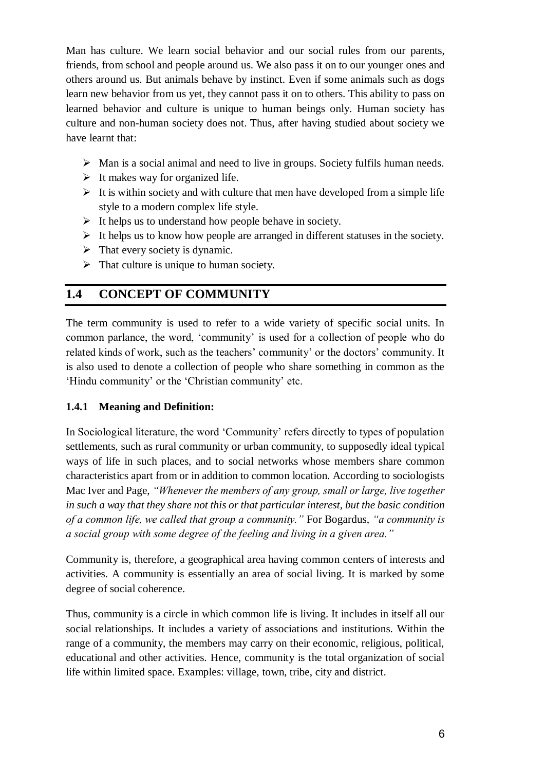Man has culture. We learn social behavior and our social rules from our parents, friends, from school and people around us. We also pass it on to our younger ones and others around us. But animals behave by instinct. Even if some animals such as dogs learn new behavior from us yet, they cannot pass it on to others. This ability to pass on learned behavior and culture is unique to human beings only. Human society has culture and non-human society does not. Thus, after having studied about society we have learnt that:

- Man is a social animal and need to live in groups. Society fulfils human needs.
- It makes way for organized life.
- It is within society and with culture that men have developed from a simple life style to a modern complex life style.
- It helps us to understand how people behave in society.
- It helps us to know how people are arranged in different statuses in the society.
- That every society is dynamic.
- That culture is unique to human society.

## 1.4 CONCEPT OF COMMUNITY

The term community is used to refer to a wide variety of specific social units. In common parlance, the word, 'community' is used for a collection of people who do related kinds of work, such as the teachers' community' or the doctors' community. It is also used to denote a collection of people who share something in common as the 'Hindu community' or the 'Christian community' etc.

### 1.4.1 Meaning and Definition:

In Sociological literature, the word 'Community' refers directly to types of population settlements, such as rural community or urban community, to supposedly ideal typical ways of life in such places, and to social networks whose members share common characteristics apart from or in addition to common location. According to sociologists Mac Iver and Page, *"Whenever the members of any group, small or large, live together in such a way that they share not this or that particular interest, but the basic condition of a common life, we called that group a community."* For Bogardus, *"a community is a social group with some degree of the feeling and living in a given area."*

Community is, therefore, a geographical area having common centers of interests and activities. A community is essentially an area of social living. It is marked by some degree of social coherence.

Thus, community is a circle in which common life is living. It includes in itself all our social relationships. It includes a variety of associations and institutions. Within the range of a community, the members may carry on their economic, religious, political, educational and other activities. Hence, community is the total organization of social life within limited space. Examples: village, town, tribe, city and district.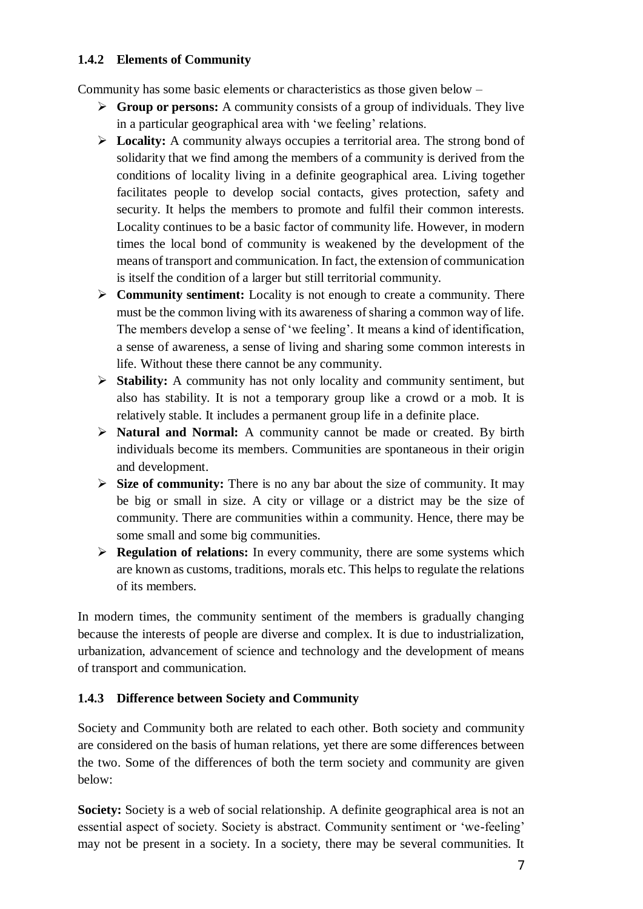### 1.4.2 Elements of Community

Community has some basic elements or characteristics as those given below –

- **Group or persons:** A community consists of a group of individuals. They live in a particular geographical area with 'we feeling' relations.
- **Locality:** A community always occupies a territorial area. The strong bond of solidarity that we find among the members of a community is derived from the conditions of locality living in a definite geographical area. Living together facilitates people to develop social contacts, gives protection, safety and security. It helps the members to promote and fulfil their common interests. Locality continues to be a basic factor of community life. However, in modern times the local bond of community is weakened by the development of the means of transport and communication. In fact, the extension of communication is itself the condition of a larger but still territorial community.
- **Community sentiment:** Locality is not enough to create a community. There must be the common living with its awareness of sharing a common way of life. The members develop a sense of 'we feeling'. It means a kind of identification, a sense of awareness, a sense of living and sharing some common interests in life. Without these there cannot be any community.
- **Stability:** A community has not only locality and community sentiment, but also has stability. It is not a temporary group like a crowd or a mob. It is relatively stable. It includes a permanent group life in a definite place.
- **Natural and Normal:** A community cannot be made or created. By birth individuals become its members. Communities are spontaneous in their origin and development.
- **Size of community:** There is no any bar about the size of community. It may be big or small in size. A city or village or a district may be the size of community. There are communities within a community. Hence, there may be some small and some big communities.
- **Regulation of relations:** In every community, there are some systems which are known as customs, traditions, morals etc. This helps to regulate the relations of its members.

In modern times, the community sentiment of the members is gradually changing because the interests of people are diverse and complex. It is due to industrialization, urbanization, advancement of science and technology and the development of means of transport and communication.

### 1.4.3 Difference between Society and Community

Society and Community both are related to each other. Both society and community are considered on the basis of human relations, yet there are some differences between the two. Some of the differences of both the term society and community are given below:

**Society:** Society is a web of social relationship. A definite geographical area is not an essential aspect of society. Society is abstract. Community sentiment or 'we-feeling' may not be present in a society. In a society, there may be several communities. It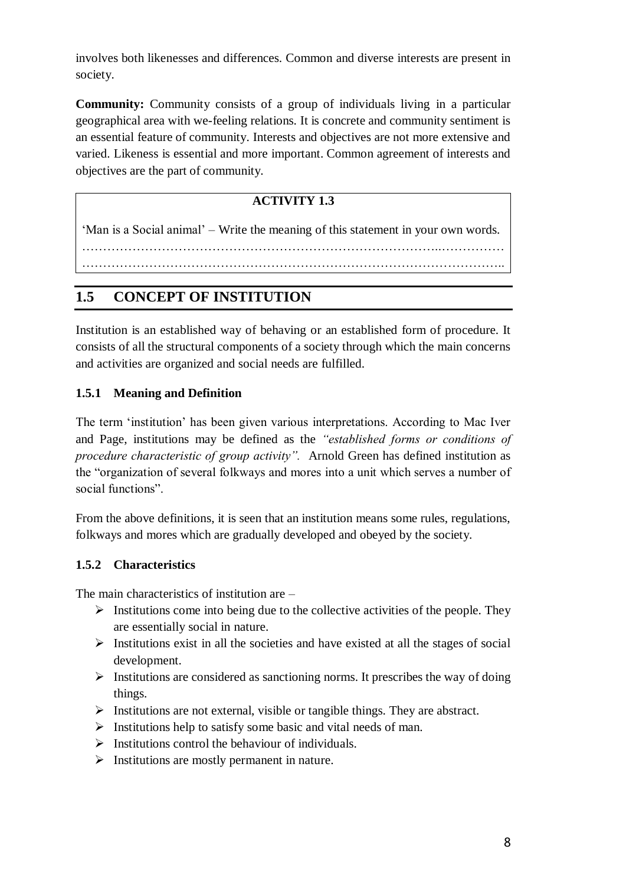involves both likenesses and differences. Common and diverse interests are present in society.

**Community:** Community consists of a group of individuals living in a particular geographical area with we-feeling relations. It is concrete and community sentiment is an essential feature of community. Interests and objectives are not more extensive and varied. Likeness is essential and more important. Common agreement of interests and objectives are the part of community.

**ACTIVITY 1.3**

'Man is a Social animal' – Write the meaning of this statement in your own words.

…………………………………………………………………………..……………
……………………………………………………………………………………..

## 1.5 CONCEPT OF INSTITUTION

Institution is an established way of behaving or an established form of procedure. It consists of all the structural components of a society through which the main concerns and activities are organized and social needs are fulfilled.

### 1.5.1 Meaning and Definition

The term 'institution' has been given various interpretations. According to Mac Iver and Page, institutions may be defined as the *"established forms or conditions of procedure characteristic of group activity".* Arnold Green has defined institution as the "organization of several folkways and mores into a unit which serves a number of social functions".

From the above definitions, it is seen that an institution means some rules, regulations, folkways and mores which are gradually developed and obeyed by the society.

### 1.5.2 Characteristics

The main characteristics of institution are –

- Institutions come into being due to the collective activities of the people. They are essentially social in nature.
- Institutions exist in all the societies and have existed at all the stages of social development.
- Institutions are considered as sanctioning norms. It prescribes the way of doing things.
- Institutions are not external, visible or tangible things. They are abstract.
- Institutions help to satisfy some basic and vital needs of man.
- Institutions control the behaviour of individuals.
- Institutions are mostly permanent in nature.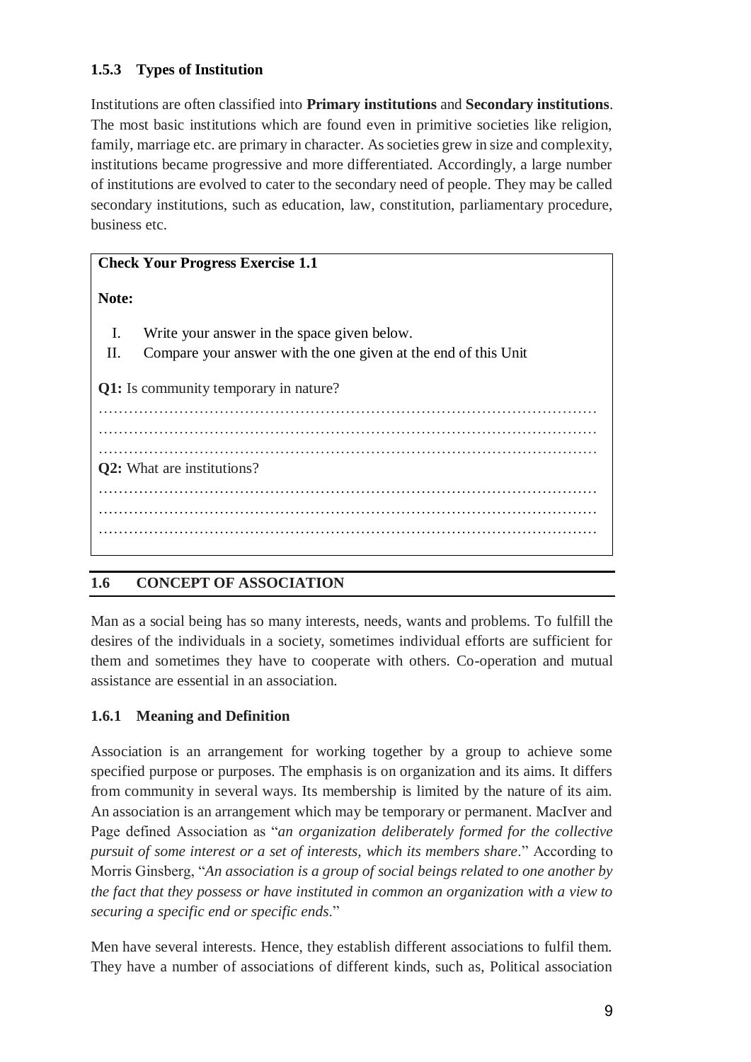### 1.5.3 Types of Institution

Institutions are often classified into **Primary institutions** and **Secondary institutions**. The most basic institutions which are found even in primitive societies like religion, family, marriage etc. are primary in character. As societies grew in size and complexity, institutions became progressive and more differentiated. Accordingly, a large number of institutions are evolved to cater to the secondary need of people. They may be called secondary institutions, such as education, law, constitution, parliamentary procedure, business etc.

> **Check Your Progress Exercise 1.1**
>
> **Note:**
>
> I. Write your answer in the space given below.
>
> II. Compare your answer with the one given at the end of this Unit
>
> **Q1:** Is community temporary in nature?
>
> …………………………………………………………………………………………
> …………………………………………………………………………………………
> …………………………………………………………………………………………
>
> **Q2:** What are institutions?
>
> …………………………………………………………………………………………
> …………………………………………………………………………………………
> …………………………………………………………………………………………

## 1.6 CONCEPT OF ASSOCIATION

Man as a social being has so many interests, needs, wants and problems. To fulfill the desires of the individuals in a society, sometimes individual efforts are sufficient for them and sometimes they have to cooperate with others. Co-operation and mutual assistance are essential in an association.

### 1.6.1 Meaning and Definition

Association is an arrangement for working together by a group to achieve some specified purpose or purposes. The emphasis is on organization and its aims. It differs from community in several ways. Its membership is limited by the nature of its aim. An association is an arrangement which may be temporary or permanent. MacIver and Page defined Association as "*an organization deliberately formed for the collective pursuit of some interest or a set of interests, which its members share*." According to Morris Ginsberg, "*An association is a group of social beings related to one another by the fact that they possess or have instituted in common an organization with a view to securing a specific end or specific ends*."

Men have several interests. Hence, they establish different associations to fulfil them. They have a number of associations of different kinds, such as, Political association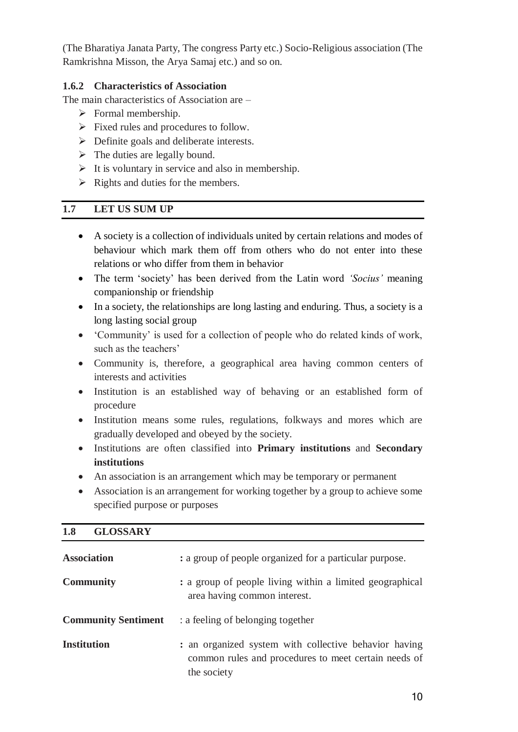(The Bharatiya Janata Party, The congress Party etc.) Socio-Religious association (The Ramkrishna Misson, the Arya Samaj etc.) and so on.

### 1.6.2 Characteristics of Association

The main characteristics of Association are –

- Formal membership.
- Fixed rules and procedures to follow.
- Definite goals and deliberate interests.
- The duties are legally bound.
- It is voluntary in service and also in membership.
- Rights and duties for the members.

## 1.7 LET US SUM UP

- A society is a collection of individuals united by certain relations and modes of behaviour which mark them off from others who do not enter into these relations or who differ from them in behavior
- The term 'society' has been derived from the Latin word *'Socius'* meaning companionship or friendship
- In a society, the relationships are long lasting and enduring. Thus, a society is a long lasting social group
- 'Community' is used for a collection of people who do related kinds of work, such as the teachers'
- Community is, therefore, a geographical area having common centers of interests and activities
- Institution is an established way of behaving or an established form of procedure
- Institution means some rules, regulations, folkways and mores which are gradually developed and obeyed by the society.
- Institutions are often classified into **Primary institutions** and **Secondary institutions**
- An association is an arrangement which may be temporary or permanent
- Association is an arrangement for working together by a group to achieve some specified purpose or purposes

## 1.8 GLOSSARY

**Association** : a group of people organized for a particular purpose.

**Community** : a group of people living within a limited geographical area having common interest.

**Community Sentiment** : a feeling of belonging together

**Institution** : an organized system with collective behavior having common rules and procedures to meet certain needs of the society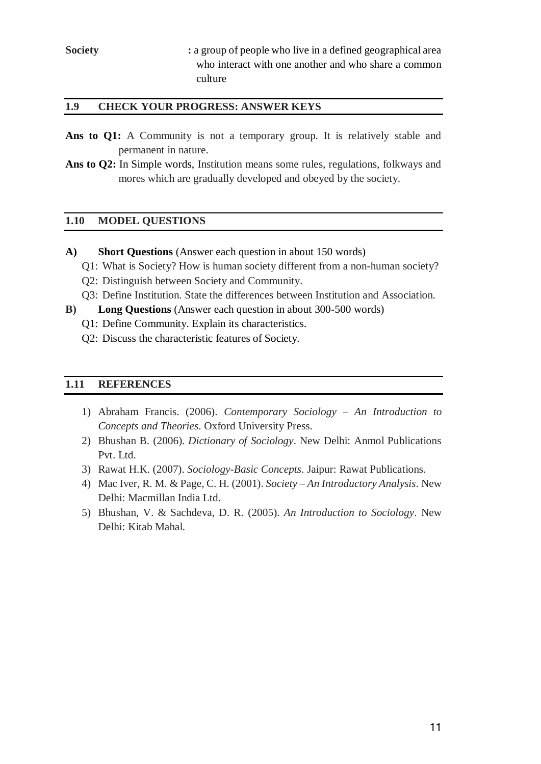**Society** **:** a group of people who live in a defined geographical area who interact with one another and who share a common culture

## 1.9 CHECK YOUR PROGRESS: ANSWER KEYS

**Ans to Q1:** A Community is not a temporary group. It is relatively stable and permanent in nature.

**Ans to Q2:** In Simple words, Institution means some rules, regulations, folkways and mores which are gradually developed and obeyed by the society.

## 1.10 MODEL QUESTIONS

**A) Short Questions** (Answer each question in about 150 words)

Q1: What is Society? How is human society different from a non-human society?

Q2: Distinguish between Society and Community.

Q3: Define Institution. State the differences between Institution and Association.

**B) Long Questions** (Answer each question in about 300-500 words)

Q1: Define Community. Explain its characteristics.

Q2: Discuss the characteristic features of Society.

## 1.11 REFERENCES

1) Abraham Francis. (2006). *Contemporary Sociology – An Introduction to Concepts and Theories*. Oxford University Press.
2) Bhushan B. (2006). *Dictionary of Sociology*. New Delhi: Anmol Publications Pvt. Ltd.
3) Rawat H.K. (2007). *Sociology-Basic Concepts*. Jaipur: Rawat Publications.
4) Mac Iver, R. M. & Page, C. H. (2001). *Society – An Introductory Analysis*. New Delhi: Macmillan India Ltd.
5) Bhushan, V. & Sachdeva, D. R. (2005). *An Introduction to Sociology*. New Delhi: Kitab Mahal.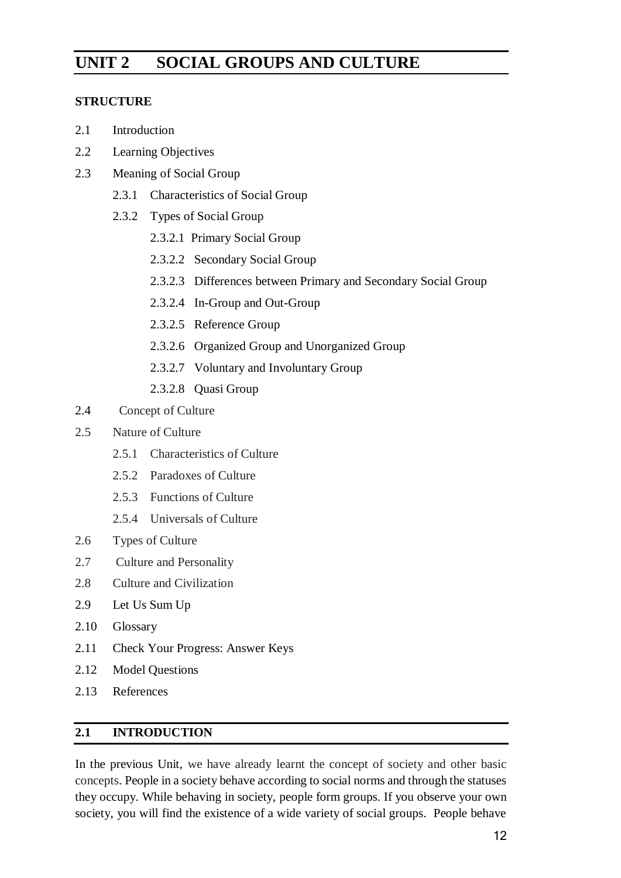# UNIT 2 SOCIAL GROUPS AND CULTURE

**STRUCTURE**

2.1 Introduction

2.2 Learning Objectives

2.3 Meaning of Social Group

- 2.3.1 Characteristics of Social Group
- 2.3.2 Types of Social Group
  - 2.3.2.1 Primary Social Group
  - 2.3.2.2 Secondary Social Group
  - 2.3.2.3 Differences between Primary and Secondary Social Group
  - 2.3.2.4 In-Group and Out-Group
  - 2.3.2.5 Reference Group
  - 2.3.2.6 Organized Group and Unorganized Group
  - 2.3.2.7 Voluntary and Involuntary Group
  - 2.3.2.8 Quasi Group

2.4 Concept of Culture

2.5 Nature of Culture

- 2.5.1 Characteristics of Culture
- 2.5.2 Paradoxes of Culture
- 2.5.3 Functions of Culture
- 2.5.4 Universals of Culture

2.6 Types of Culture

2.7 Culture and Personality

2.8 Culture and Civilization

2.9 Let Us Sum Up

2.10 Glossary

2.11 Check Your Progress: Answer Keys

2.12 Model Questions

2.13 References

## 2.1 INTRODUCTION

In the previous Unit, we have already learnt the concept of society and other basic concepts. People in a society behave according to social norms and through the statuses they occupy. While behaving in society, people form groups. If you observe your own society, you will find the existence of a wide variety of social groups. People behave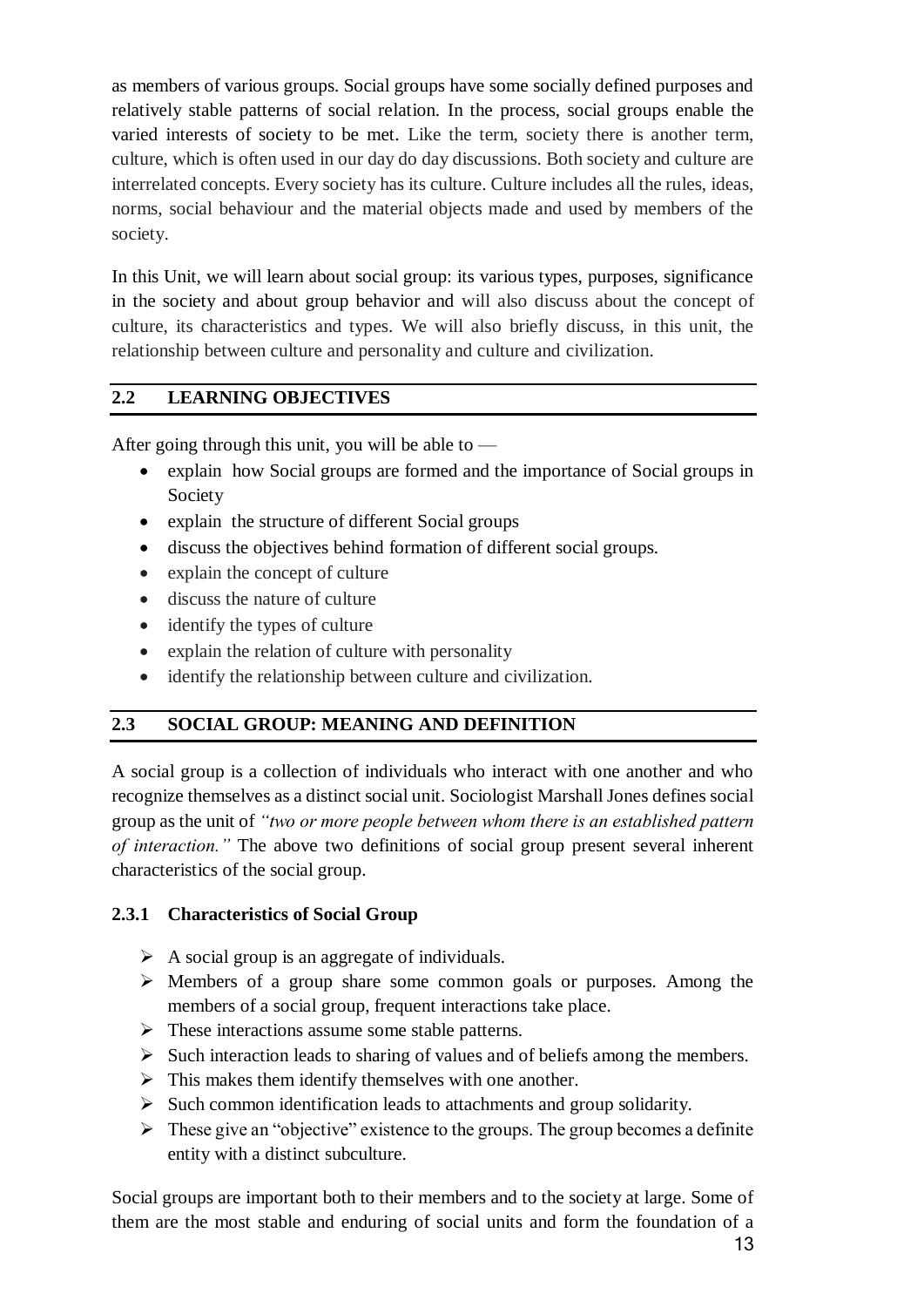as members of various groups. Social groups have some socially defined purposes and relatively stable patterns of social relation. In the process, social groups enable the varied interests of society to be met. Like the term, society there is another term, culture, which is often used in our day do day discussions. Both society and culture are interrelated concepts. Every society has its culture. Culture includes all the rules, ideas, norms, social behaviour and the material objects made and used by members of the society.

In this Unit, we will learn about social group: its various types, purposes, significance in the society and about group behavior and will also discuss about the concept of culture, its characteristics and types. We will also briefly discuss, in this unit, the relationship between culture and personality and culture and civilization.

## 2.2 LEARNING OBJECTIVES

After going through this unit, you will be able to —

- explain how Social groups are formed and the importance of Social groups in Society
- explain the structure of different Social groups
- discuss the objectives behind formation of different social groups.
- explain the concept of culture
- discuss the nature of culture
- identify the types of culture
- explain the relation of culture with personality
- identify the relationship between culture and civilization.

## 2.3 SOCIAL GROUP: MEANING AND DEFINITION

A social group is a collection of individuals who interact with one another and who recognize themselves as a distinct social unit. Sociologist Marshall Jones defines social group as the unit of *"two or more people between whom there is an established pattern of interaction."* The above two definitions of social group present several inherent characteristics of the social group.

### 2.3.1 Characteristics of Social Group

- A social group is an aggregate of individuals.
- Members of a group share some common goals or purposes. Among the members of a social group, frequent interactions take place.
- These interactions assume some stable patterns.
- Such interaction leads to sharing of values and of beliefs among the members.
- This makes them identify themselves with one another.
- Such common identification leads to attachments and group solidarity.
- These give an "objective" existence to the groups. The group becomes a definite entity with a distinct subculture.

Social groups are important both to their members and to the society at large. Some of them are the most stable and enduring of social units and form the foundation of a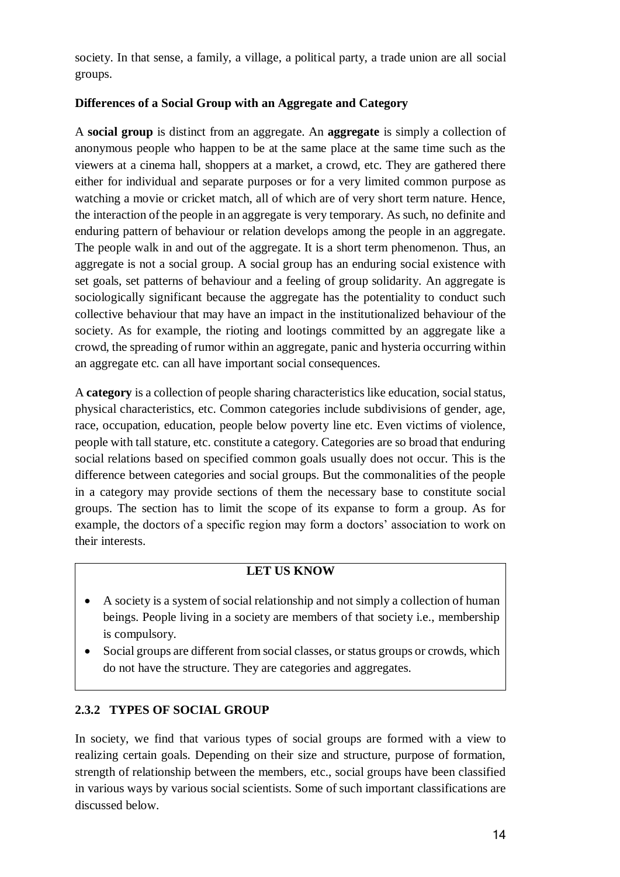society. In that sense, a family, a village, a political party, a trade union are all social groups.

**Differences of a Social Group with an Aggregate and Category**

A **social group** is distinct from an aggregate. An **aggregate** is simply a collection of anonymous people who happen to be at the same place at the same time such as the viewers at a cinema hall, shoppers at a market, a crowd, etc. They are gathered there either for individual and separate purposes or for a very limited common purpose as watching a movie or cricket match, all of which are of very short term nature. Hence, the interaction of the people in an aggregate is very temporary. As such, no definite and enduring pattern of behaviour or relation develops among the people in an aggregate. The people walk in and out of the aggregate. It is a short term phenomenon. Thus, an aggregate is not a social group. A social group has an enduring social existence with set goals, set patterns of behaviour and a feeling of group solidarity. An aggregate is sociologically significant because the aggregate has the potentiality to conduct such collective behaviour that may have an impact in the institutionalized behaviour of the society. As for example, the rioting and lootings committed by an aggregate like a crowd, the spreading of rumor within an aggregate, panic and hysteria occurring within an aggregate etc. can all have important social consequences.

A **category** is a collection of people sharing characteristics like education, social status, physical characteristics, etc. Common categories include subdivisions of gender, age, race, occupation, education, people below poverty line etc. Even victims of violence, people with tall stature, etc. constitute a category. Categories are so broad that enduring social relations based on specified common goals usually does not occur. This is the difference between categories and social groups. But the commonalities of the people in a category may provide sections of them the necessary base to constitute social groups. The section has to limit the scope of its expanse to form a group. As for example, the doctors of a specific region may form a doctors' association to work on their interests.

**LET US KNOW**

- A society is a system of social relationship and not simply a collection of human beings. People living in a society are members of that society i.e., membership is compulsory.
- Social groups are different from social classes, or status groups or crowds, which do not have the structure. They are categories and aggregates.

### 2.3.2 TYPES OF SOCIAL GROUP

In society, we find that various types of social groups are formed with a view to realizing certain goals. Depending on their size and structure, purpose of formation, strength of relationship between the members, etc., social groups have been classified in various ways by various social scientists. Some of such important classifications are discussed below.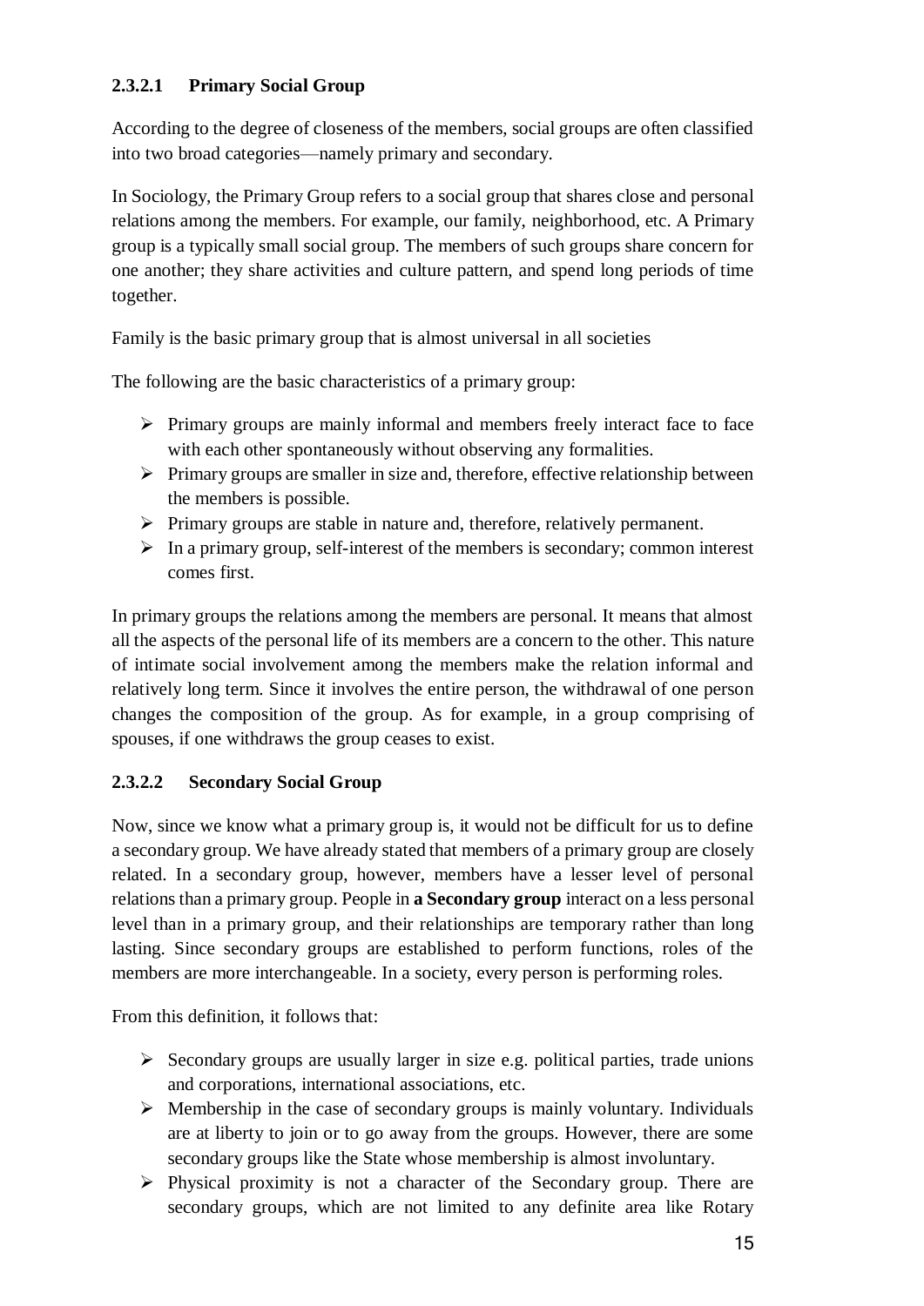#### 2.3.2.1 Primary Social Group

According to the degree of closeness of the members, social groups are often classified into two broad categories—namely primary and secondary.

In Sociology, the Primary Group refers to a social group that shares close and personal relations among the members. For example, our family, neighborhood, etc. A Primary group is a typically small social group. The members of such groups share concern for one another; they share activities and culture pattern, and spend long periods of time together.

Family is the basic primary group that is almost universal in all societies

The following are the basic characteristics of a primary group:

- Primary groups are mainly informal and members freely interact face to face with each other spontaneously without observing any formalities.
- Primary groups are smaller in size and, therefore, effective relationship between the members is possible.
- Primary groups are stable in nature and, therefore, relatively permanent.
- In a primary group, self-interest of the members is secondary; common interest comes first.

In primary groups the relations among the members are personal. It means that almost all the aspects of the personal life of its members are a concern to the other. This nature of intimate social involvement among the members make the relation informal and relatively long term. Since it involves the entire person, the withdrawal of one person changes the composition of the group. As for example, in a group comprising of spouses, if one withdraws the group ceases to exist.

#### 2.3.2.2 Secondary Social Group

Now, since we know what a primary group is, it would not be difficult for us to define a secondary group. We have already stated that members of a primary group are closely related. In a secondary group, however, members have a lesser level of personal relations than a primary group. People in **a Secondary group** interact on a less personal level than in a primary group, and their relationships are temporary rather than long lasting. Since secondary groups are established to perform functions, roles of the members are more interchangeable. In a society, every person is performing roles.

From this definition, it follows that:

- Secondary groups are usually larger in size e.g. political parties, trade unions and corporations, international associations, etc.
- Membership in the case of secondary groups is mainly voluntary. Individuals are at liberty to join or to go away from the groups. However, there are some secondary groups like the State whose membership is almost involuntary.
- Physical proximity is not a character of the Secondary group. There are secondary groups, which are not limited to any definite area like Rotary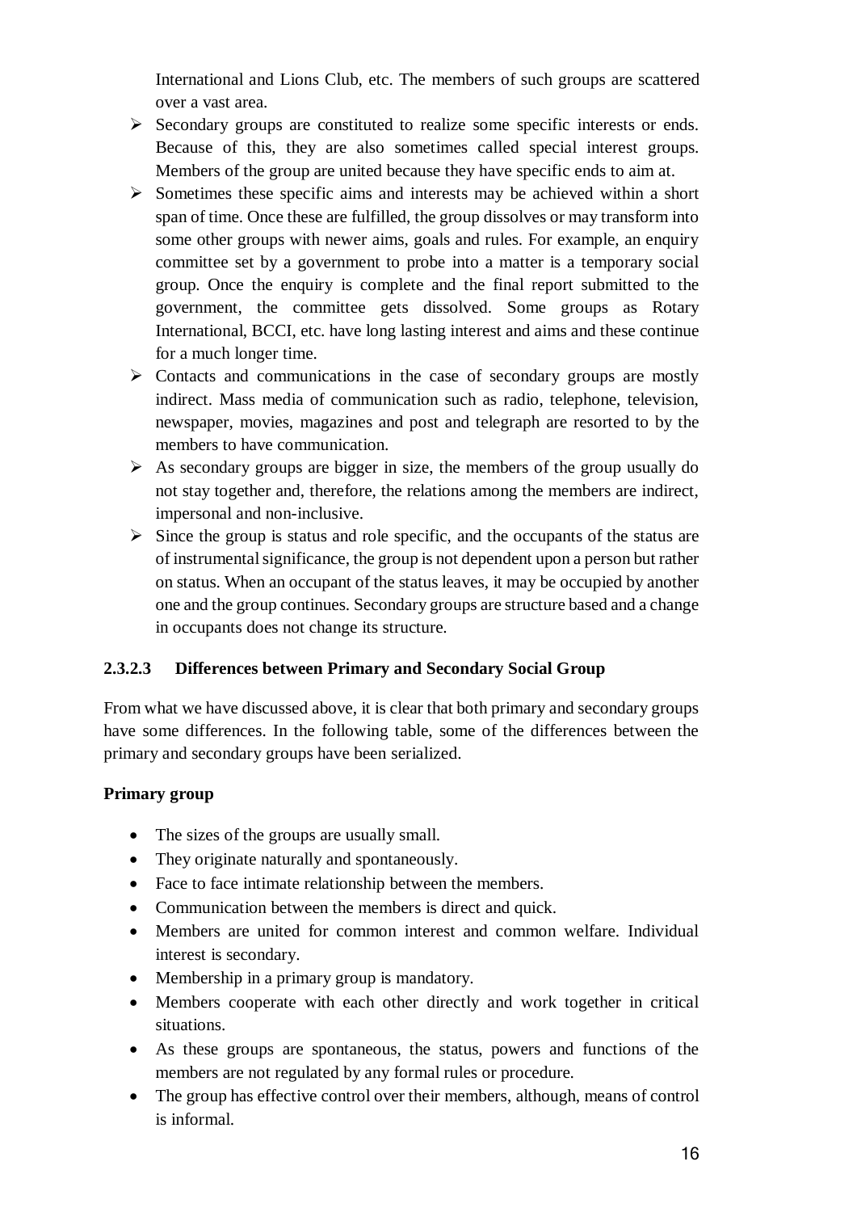International and Lions Club, etc. The members of such groups are scattered over a vast area.

- Secondary groups are constituted to realize some specific interests or ends. Because of this, they are also sometimes called special interest groups. Members of the group are united because they have specific ends to aim at.
- Sometimes these specific aims and interests may be achieved within a short span of time. Once these are fulfilled, the group dissolves or may transform into some other groups with newer aims, goals and rules. For example, an enquiry committee set by a government to probe into a matter is a temporary social group. Once the enquiry is complete and the final report submitted to the government, the committee gets dissolved. Some groups as Rotary International, BCCI, etc. have long lasting interest and aims and these continue for a much longer time.
- Contacts and communications in the case of secondary groups are mostly indirect. Mass media of communication such as radio, telephone, television, newspaper, movies, magazines and post and telegraph are resorted to by the members to have communication.
- As secondary groups are bigger in size, the members of the group usually do not stay together and, therefore, the relations among the members are indirect, impersonal and non-inclusive.
- Since the group is status and role specific, and the occupants of the status are of instrumental significance, the group is not dependent upon a person but rather on status. When an occupant of the status leaves, it may be occupied by another one and the group continues. Secondary groups are structure based and a change in occupants does not change its structure.

#### 2.3.2.3 Differences between Primary and Secondary Social Group

From what we have discussed above, it is clear that both primary and secondary groups have some differences. In the following table, some of the differences between the primary and secondary groups have been serialized.

**Primary group**

- The sizes of the groups are usually small.
- They originate naturally and spontaneously.
- Face to face intimate relationship between the members.
- Communication between the members is direct and quick.
- Members are united for common interest and common welfare. Individual interest is secondary.
- Membership in a primary group is mandatory.
- Members cooperate with each other directly and work together in critical situations.
- As these groups are spontaneous, the status, powers and functions of the members are not regulated by any formal rules or procedure.
- The group has effective control over their members, although, means of control is informal.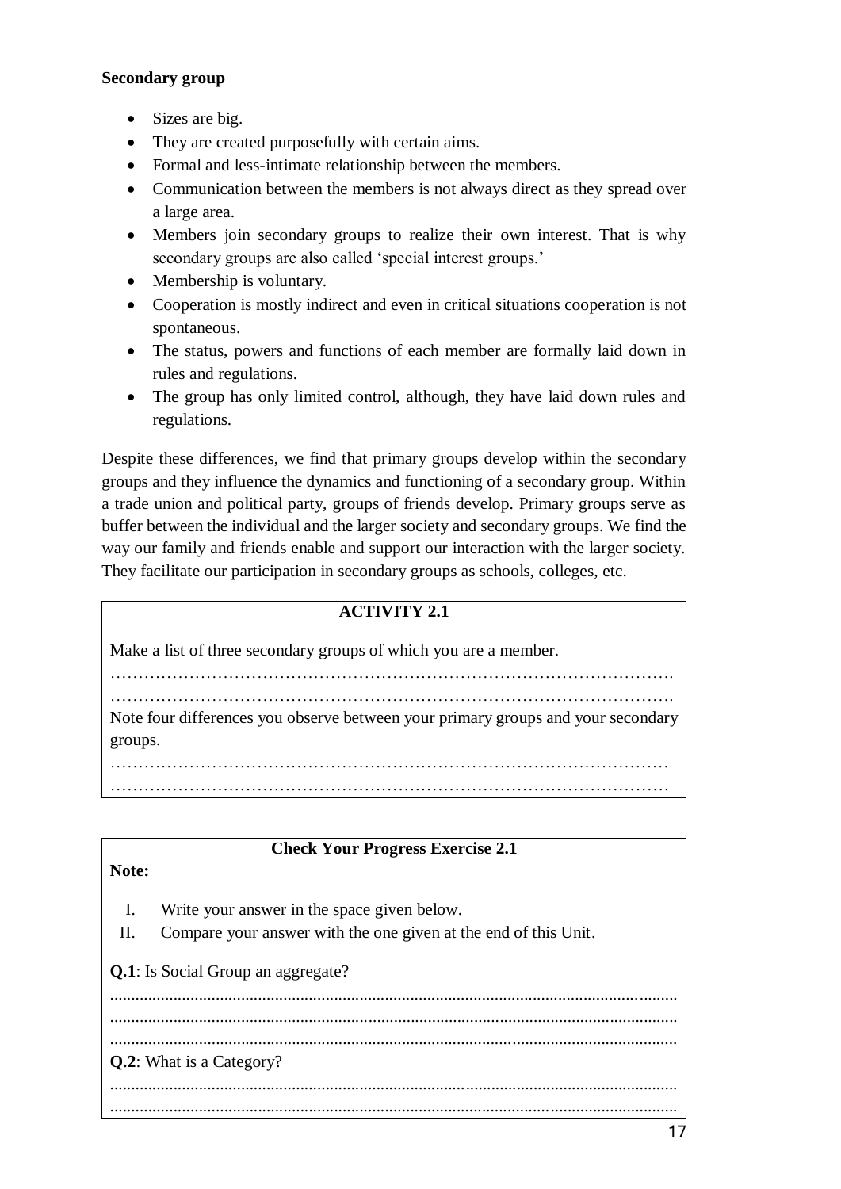**Secondary group**

- Sizes are big.
- They are created purposefully with certain aims.
- Formal and less-intimate relationship between the members.
- Communication between the members is not always direct as they spread over a large area.
- Members join secondary groups to realize their own interest. That is why secondary groups are also called 'special interest groups.'
- Membership is voluntary.
- Cooperation is mostly indirect and even in critical situations cooperation is not spontaneous.
- The status, powers and functions of each member are formally laid down in rules and regulations.
- The group has only limited control, although, they have laid down rules and regulations.

Despite these differences, we find that primary groups develop within the secondary groups and they influence the dynamics and functioning of a secondary group. Within a trade union and political party, groups of friends develop. Primary groups serve as buffer between the individual and the larger society and secondary groups. We find the way our family and friends enable and support our interaction with the larger society. They facilitate our participation in secondary groups as schools, colleges, etc.

**ACTIVITY 2.1**

Make a list of three secondary groups of which you are a member.

…………………………………………………………………………………………

…………………………………………………………………………………………

Note four differences you observe between your primary groups and your secondary groups.

…………………………………………………………………………………………

…………………………………………………………………………………………

**Check Your Progress Exercise 2.1**

**Note:**

I. Write your answer in the space given below.

II. Compare your answer with the one given at the end of this Unit.

**Q.1**: Is Social Group an aggregate?

....................................................................................................................................

....................................................................................................................................

....................................................................................................................................

**Q.2**: What is a Category?

....................................................................................................................................

....................................................................................................................................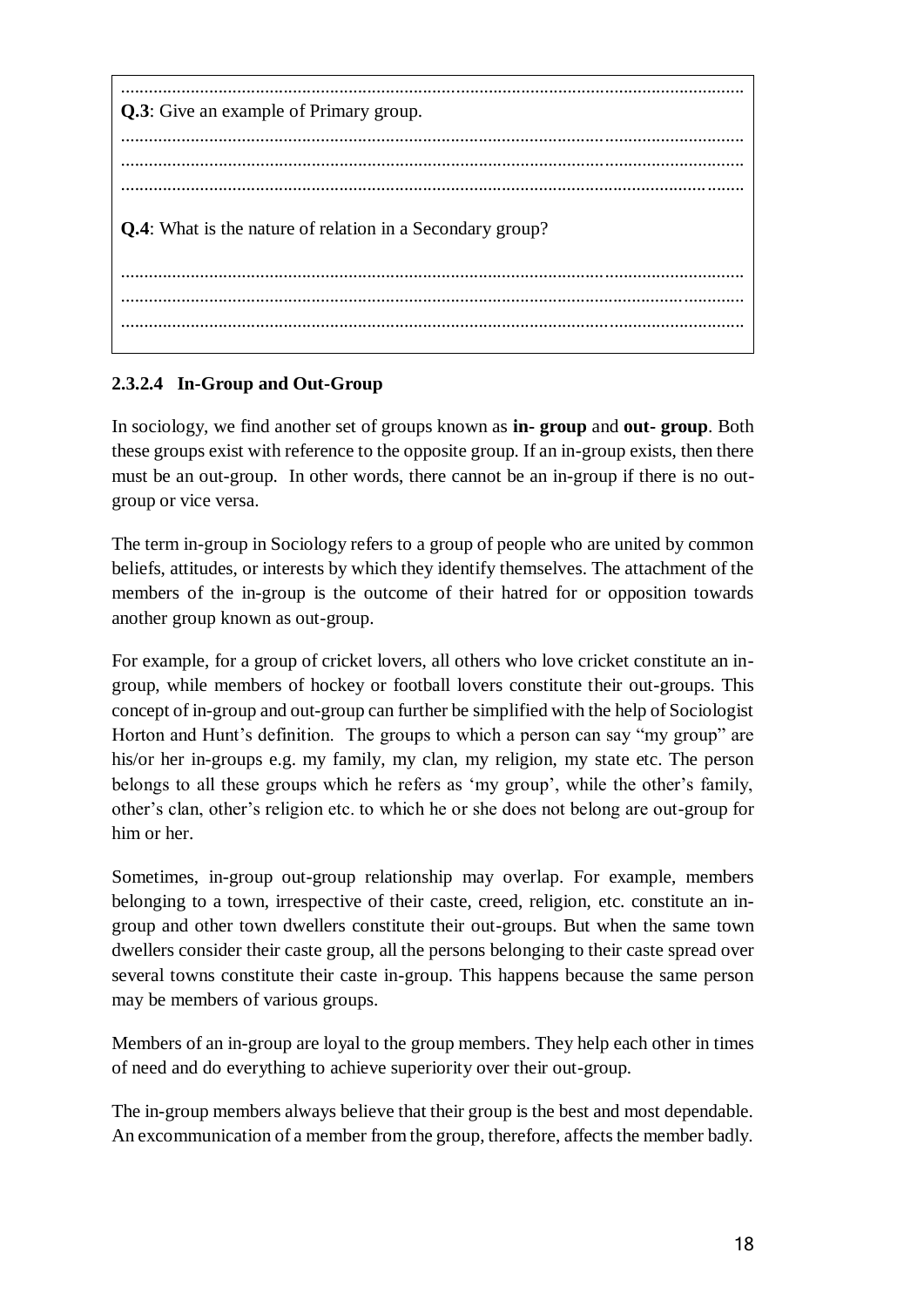**Q.3**: Give an example of Primary group.

**Q.4**: What is the nature of relation in a Secondary group?

#### 2.3.2.4 In-Group and Out-Group

In sociology, we find another set of groups known as **in- group** and **out- group**. Both these groups exist with reference to the opposite group. If an in-group exists, then there must be an out-group. In other words, there cannot be an in-group if there is no out-group or vice versa.

The term in-group in Sociology refers to a group of people who are united by common beliefs, attitudes, or interests by which they identify themselves. The attachment of the members of the in-group is the outcome of their hatred for or opposition towards another group known as out-group.

For example, for a group of cricket lovers, all others who love cricket constitute an in-group, while members of hockey or football lovers constitute their out-groups. This concept of in-group and out-group can further be simplified with the help of Sociologist Horton and Hunt's definition. The groups to which a person can say "my group" are his/or her in-groups e.g. my family, my clan, my religion, my state etc. The person belongs to all these groups which he refers as 'my group', while the other's family, other's clan, other's religion etc. to which he or she does not belong are out-group for him or her.

Sometimes, in-group out-group relationship may overlap. For example, members belonging to a town, irrespective of their caste, creed, religion, etc. constitute an in-group and other town dwellers constitute their out-groups. But when the same town dwellers consider their caste group, all the persons belonging to their caste spread over several towns constitute their caste in-group. This happens because the same person may be members of various groups.

Members of an in-group are loyal to the group members. They help each other in times of need and do everything to achieve superiority over their out-group.

The in-group members always believe that their group is the best and most dependable. An excommunication of a member from the group, therefore, affects the member badly.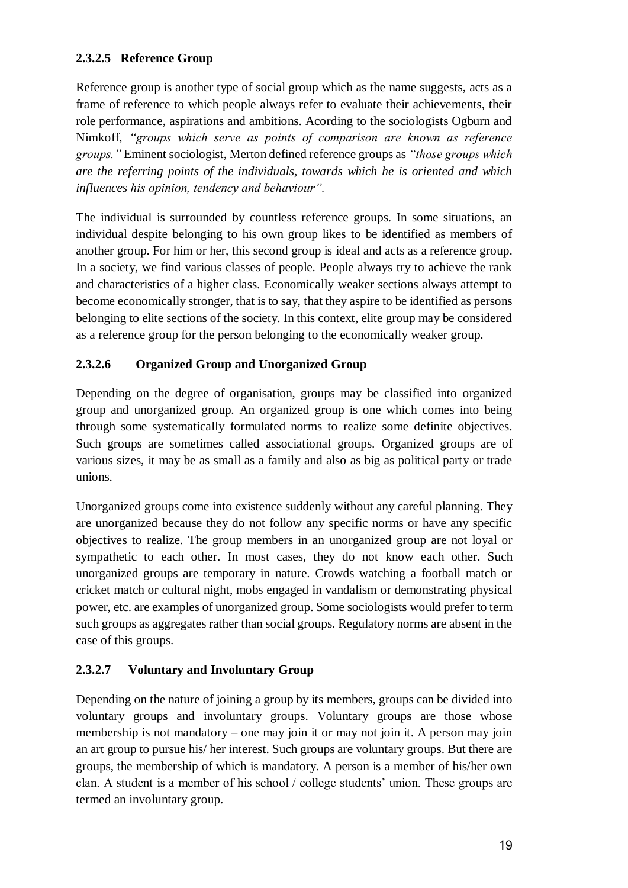### 2.3.2.5 Reference Group

Reference group is another type of social group which as the name suggests, acts as a frame of reference to which people always refer to evaluate their achievements, their role performance, aspirations and ambitions. Acording to the sociologists Ogburn and Nimkoff, *"groups which serve as points of comparison are known as reference groups."* Eminent sociologist, Merton defined reference groups as *"those groups which are the referring points of the individuals, towards which he is oriented and which influences his opinion, tendency and behaviour".*

The individual is surrounded by countless reference groups. In some situations, an individual despite belonging to his own group likes to be identified as members of another group. For him or her, this second group is ideal and acts as a reference group. In a society, we find various classes of people. People always try to achieve the rank and characteristics of a higher class. Economically weaker sections always attempt to become economically stronger, that is to say, that they aspire to be identified as persons belonging to elite sections of the society. In this context, elite group may be considered as a reference group for the person belonging to the economically weaker group.

### 2.3.2.6 Organized Group and Unorganized Group

Depending on the degree of organisation, groups may be classified into organized group and unorganized group. An organized group is one which comes into being through some systematically formulated norms to realize some definite objectives. Such groups are sometimes called associational groups. Organized groups are of various sizes, it may be as small as a family and also as big as political party or trade unions.

Unorganized groups come into existence suddenly without any careful planning. They are unorganized because they do not follow any specific norms or have any specific objectives to realize. The group members in an unorganized group are not loyal or sympathetic to each other. In most cases, they do not know each other. Such unorganized groups are temporary in nature. Crowds watching a football match or cricket match or cultural night, mobs engaged in vandalism or demonstrating physical power, etc. are examples of unorganized group. Some sociologists would prefer to term such groups as aggregates rather than social groups. Regulatory norms are absent in the case of this groups.

### 2.3.2.7 Voluntary and Involuntary Group

Depending on the nature of joining a group by its members, groups can be divided into voluntary groups and involuntary groups. Voluntary groups are those whose membership is not mandatory – one may join it or may not join it. A person may join an art group to pursue his/ her interest. Such groups are voluntary groups. But there are groups, the membership of which is mandatory. A person is a member of his/her own clan. A student is a member of his school / college students' union. These groups are termed an involuntary group.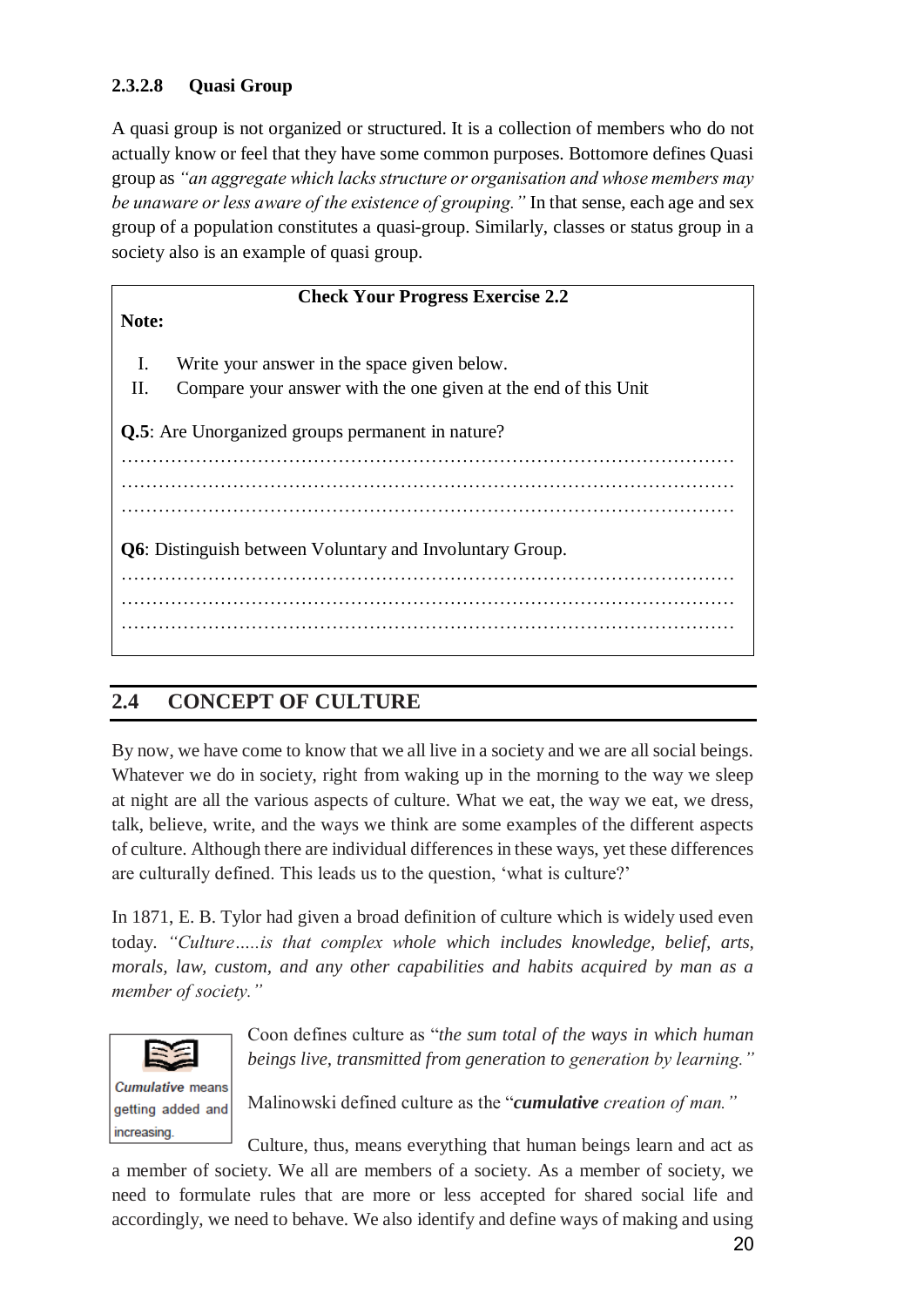#### 2.3.2.8 Quasi Group

A quasi group is not organized or structured. It is a collection of members who do not actually know or feel that they have some common purposes. Bottomore defines Quasi group as *"an aggregate which lacks structure or organisation and whose members may be unaware or less aware of the existence of grouping."* In that sense, each age and sex group of a population constitutes a quasi-group. Similarly, classes or status group in a society also is an example of quasi group.

> **Check Your Progress Exercise 2.2**
>
> **Note:**
>
> I. Write your answer in the space given below.
>
> II. Compare your answer with the one given at the end of this Unit
>
> **Q.5**: Are Unorganized groups permanent in nature?
>
> ……………………………………………………………………………………
> ……………………………………………………………………………………
> ……………………………………………………………………………………
>
> **Q6**: Distinguish between Voluntary and Involuntary Group.
>
> ……………………………………………………………………………………
> ……………………………………………………………………………………
> ……………………………………………………………………………………

## 2.4 CONCEPT OF CULTURE

By now, we have come to know that we all live in a society and we are all social beings. Whatever we do in society, right from waking up in the morning to the way we sleep at night are all the various aspects of culture. What we eat, the way we eat, we dress, talk, believe, write, and the ways we think are some examples of the different aspects of culture. Although there are individual differences in these ways, yet these differences are culturally defined. This leads us to the question, 'what is culture?'

In 1871, E. B. Tylor had given a broad definition of culture which is widely used even today. *"Culture…..is that complex whole which includes knowledge, belief, arts, morals, law, custom, and any other capabilities and habits acquired by man as a member of society."*

> ***Cumulative*** means getting added and increasing.

Coon defines culture as "*the sum total of the ways in which human beings live, transmitted from generation to generation by learning.*"

Malinowski defined culture as the "***cumulative*** *creation of man.*"

Culture, thus, means everything that human beings learn and act as a member of society. We all are members of a society. As a member of society, we need to formulate rules that are more or less accepted for shared social life and accordingly, we need to behave. We also identify and define ways of making and using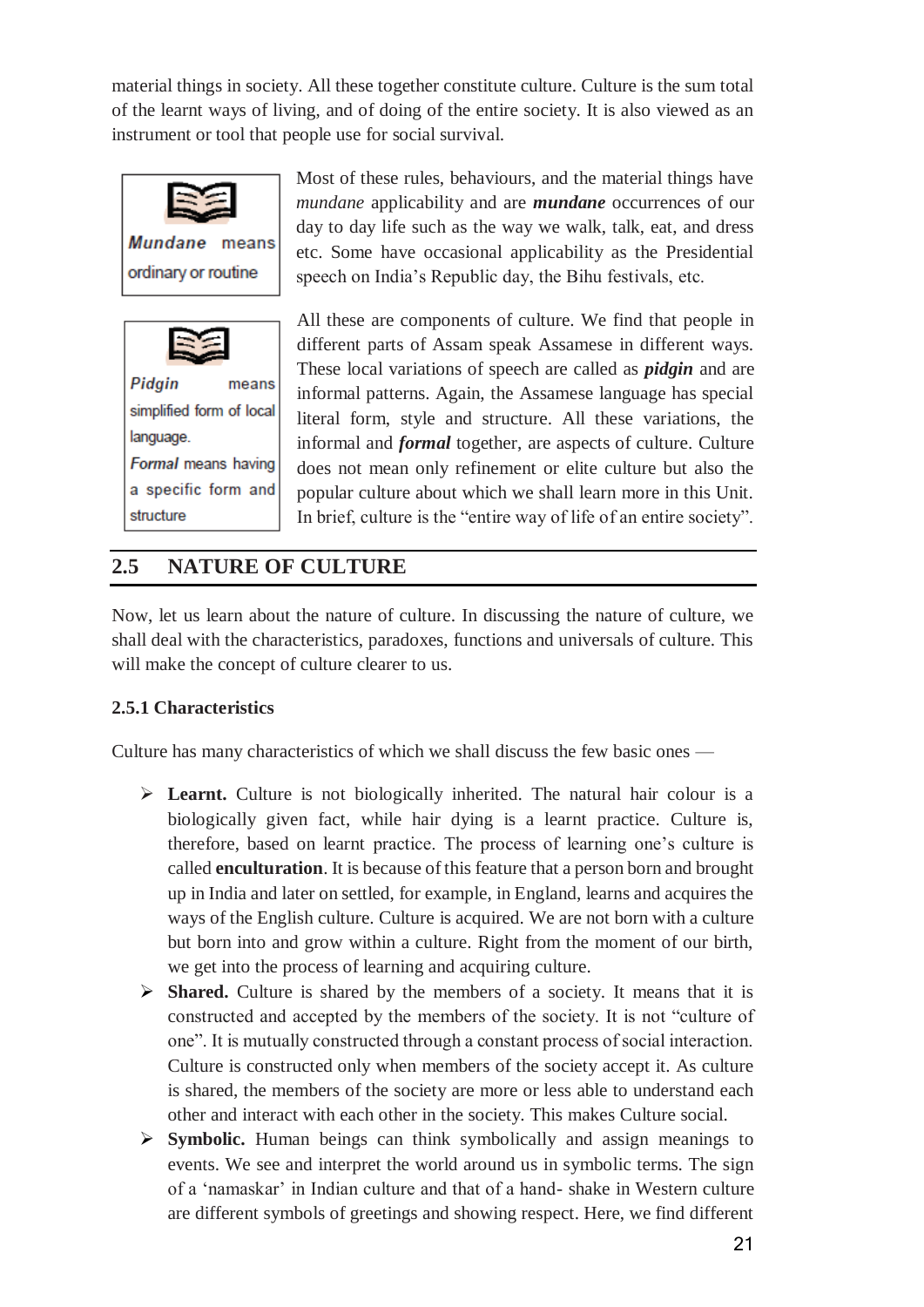material things in society. All these together constitute culture. Culture is the sum total of the learnt ways of living, and of doing of the entire society. It is also viewed as an instrument or tool that people use for social survival.

> ***Mundane*** means ordinary or routine

Most of these rules, behaviours, and the material things have *mundane* applicability and are ***mundane*** occurrences of our day to day life such as the way we walk, talk, eat, and dress etc. Some have occasional applicability as the Presidential speech on India's Republic day, the Bihu festivals, etc.

> ***Pidgin*** means simplified form of local language.
> ***Formal*** means having a specific form and structure

All these are components of culture. We find that people in different parts of Assam speak Assamese in different ways. These local variations of speech are called as ***pidgin*** and are informal patterns. Again, the Assamese language has special literal form, style and structure. All these variations, the informal and ***formal*** together, are aspects of culture. Culture does not mean only refinement or elite culture but also the popular culture about which we shall learn more in this Unit. In brief, culture is the "entire way of life of an entire society".

## 2.5 NATURE OF CULTURE

Now, let us learn about the nature of culture. In discussing the nature of culture, we shall deal with the characteristics, paradoxes, functions and universals of culture. This will make the concept of culture clearer to us.

### 2.5.1 Characteristics

Culture has many characteristics of which we shall discuss the few basic ones —

- **Learnt.** Culture is not biologically inherited. The natural hair colour is a biologically given fact, while hair dying is a learnt practice. Culture is, therefore, based on learnt practice. The process of learning one's culture is called **enculturation**. It is because of this feature that a person born and brought up in India and later on settled, for example, in England, learns and acquires the ways of the English culture. Culture is acquired. We are not born with a culture but born into and grow within a culture. Right from the moment of our birth, we get into the process of learning and acquiring culture.
- **Shared.** Culture is shared by the members of a society. It means that it is constructed and accepted by the members of the society. It is not "culture of one". It is mutually constructed through a constant process of social interaction. Culture is constructed only when members of the society accept it. As culture is shared, the members of the society are more or less able to understand each other and interact with each other in the society. This makes Culture social.
- **Symbolic.** Human beings can think symbolically and assign meanings to events. We see and interpret the world around us in symbolic terms. The sign of a 'namaskar' in Indian culture and that of a hand- shake in Western culture are different symbols of greetings and showing respect. Here, we find different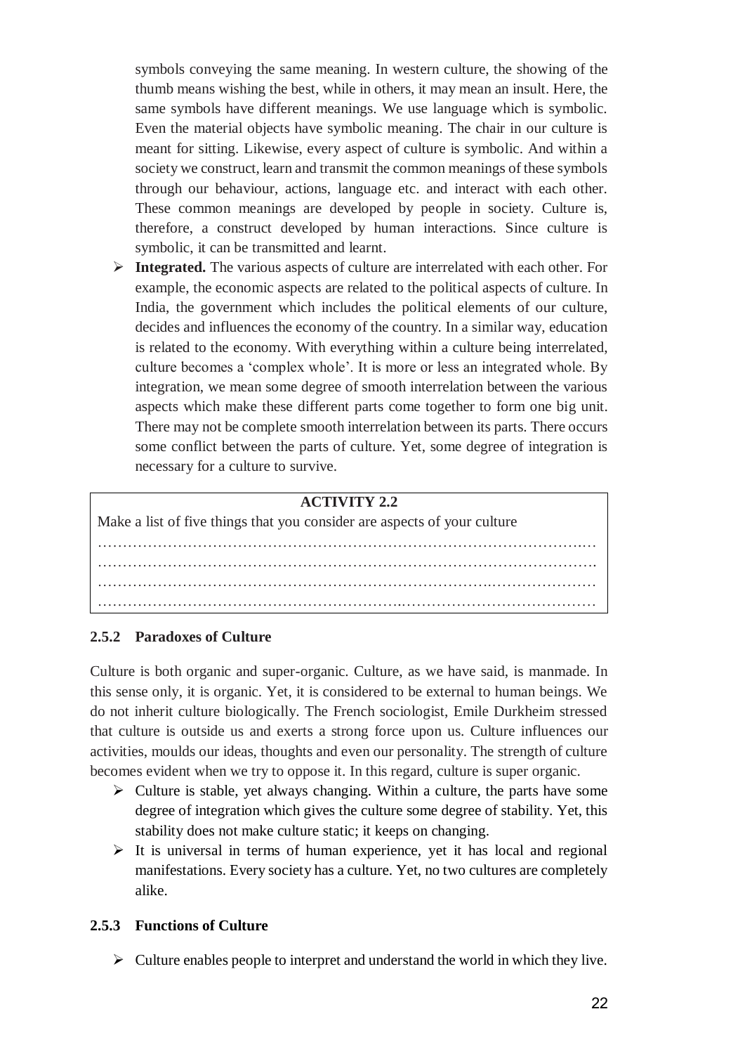symbols conveying the same meaning. In western culture, the showing of the thumb means wishing the best, while in others, it may mean an insult. Here, the same symbols have different meanings. We use language which is symbolic. Even the material objects have symbolic meaning. The chair in our culture is meant for sitting. Likewise, every aspect of culture is symbolic. And within a society we construct, learn and transmit the common meanings of these symbols through our behaviour, actions, language etc. and interact with each other. These common meanings are developed by people in society. Culture is, therefore, a construct developed by human interactions. Since culture is symbolic, it can be transmitted and learnt.

- **Integrated.** The various aspects of culture are interrelated with each other. For example, the economic aspects are related to the political aspects of culture. In India, the government which includes the political elements of our culture, decides and influences the economy of the country. In a similar way, education is related to the economy. With everything within a culture being interrelated, culture becomes a 'complex whole'. It is more or less an integrated whole. By integration, we mean some degree of smooth interrelation between the various aspects which make these different parts come together to form one big unit. There may not be complete smooth interrelation between its parts. There occurs some conflict between the parts of culture. Yet, some degree of integration is necessary for a culture to survive.

**ACTIVITY 2.2**

Make a list of five things that you consider are aspects of your culture

…………………………………………………………………………………………
…………………………………………………………………………………………
…………………………………………………………………………………………
…………………………………………………………………………………………

### 2.5.2 Paradoxes of Culture

Culture is both organic and super-organic. Culture, as we have said, is manmade. In this sense only, it is organic. Yet, it is considered to be external to human beings. We do not inherit culture biologically. The French sociologist, Emile Durkheim stressed that culture is outside us and exerts a strong force upon us. Culture influences our activities, moulds our ideas, thoughts and even our personality. The strength of culture becomes evident when we try to oppose it. In this regard, culture is super organic.

- Culture is stable, yet always changing. Within a culture, the parts have some degree of integration which gives the culture some degree of stability. Yet, this stability does not make culture static; it keeps on changing.
- It is universal in terms of human experience, yet it has local and regional manifestations. Every society has a culture. Yet, no two cultures are completely alike.

### 2.5.3 Functions of Culture

- Culture enables people to interpret and understand the world in which they live.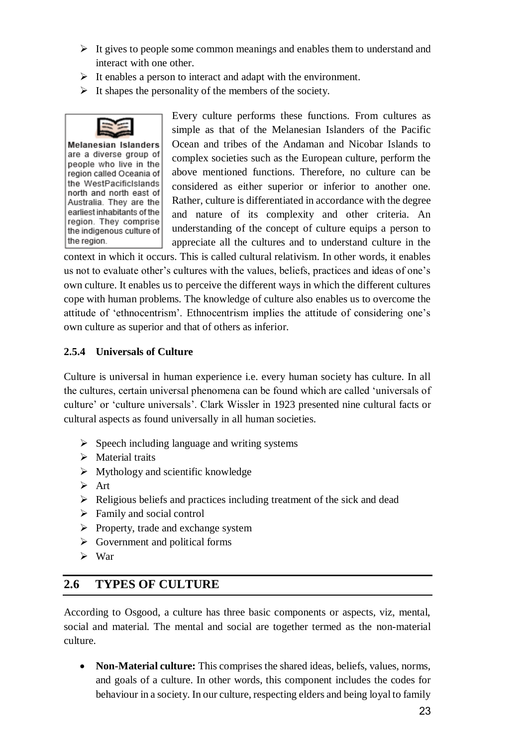- It gives to people some common meanings and enables them to understand and interact with one other.
- It enables a person to interact and adapt with the environment.
- It shapes the personality of the members of the society.

> **Melanesian Islanders** are a diverse group of people who live in the region called Oceania of the WestPacificIslands north and north east of Australia. They are the earliest inhabitants of the region. They comprise the indigenous culture of the region.

Every culture performs these functions. From cultures as simple as that of the Melanesian Islanders of the Pacific Ocean and tribes of the Andaman and Nicobar Islands to complex societies such as the European culture, perform the above mentioned functions. Therefore, no culture can be considered as either superior or inferior to another one. Rather, culture is differentiated in accordance with the degree and nature of its complexity and other criteria. An understanding of the concept of culture equips a person to appreciate all the cultures and to understand culture in the context in which it occurs. This is called cultural relativism. In other words, it enables us not to evaluate other's cultures with the values, beliefs, practices and ideas of one's own culture. It enables us to perceive the different ways in which the different cultures cope with human problems. The knowledge of culture also enables us to overcome the attitude of 'ethnocentrism'. Ethnocentrism implies the attitude of considering one's own culture as superior and that of others as inferior.

### 2.5.4 Universals of Culture

Culture is universal in human experience i.e. every human society has culture. In all the cultures, certain universal phenomena can be found which are called 'universals of culture' or 'culture universals'. Clark Wissler in 1923 presented nine cultural facts or cultural aspects as found universally in all human societies.

- Speech including language and writing systems
- Material traits
- Mythology and scientific knowledge
- Art
- Religious beliefs and practices including treatment of the sick and dead
- Family and social control
- Property, trade and exchange system
- Government and political forms
- War

## 2.6 TYPES OF CULTURE

According to Osgood, a culture has three basic components or aspects, viz, mental, social and material. The mental and social are together termed as the non-material culture.

- **Non-Material culture:** This comprises the shared ideas, beliefs, values, norms, and goals of a culture. In other words, this component includes the codes for behaviour in a society. In our culture, respecting elders and being loyal to family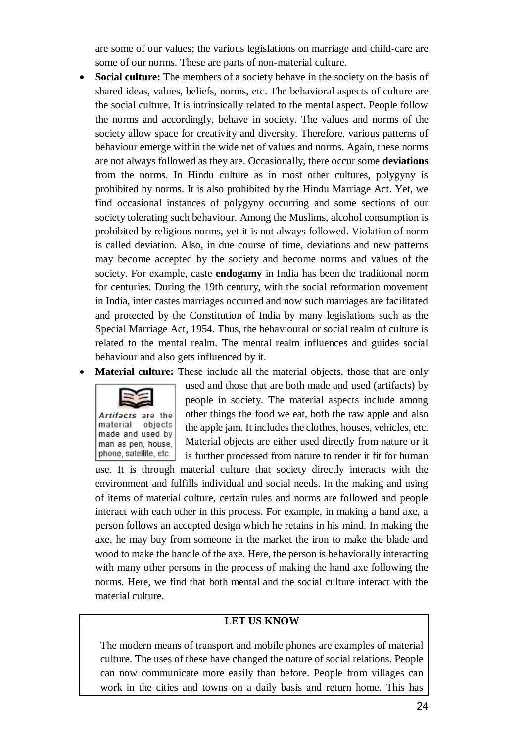are some of our values; the various legislations on marriage and child-care are some of our norms. These are parts of non-material culture.

- **Social culture:** The members of a society behave in the society on the basis of shared ideas, values, beliefs, norms, etc. The behavioral aspects of culture are the social culture. It is intrinsically related to the mental aspect. People follow the norms and accordingly, behave in society. The values and norms of the society allow space for creativity and diversity. Therefore, various patterns of behaviour emerge within the wide net of values and norms. Again, these norms are not always followed as they are. Occasionally, there occur some **deviations** from the norms. In Hindu culture as in most other cultures, polygyny is prohibited by norms. It is also prohibited by the Hindu Marriage Act. Yet, we find occasional instances of polygyny occurring and some sections of our society tolerating such behaviour. Among the Muslims, alcohol consumption is prohibited by religious norms, yet it is not always followed. Violation of norm is called deviation. Also, in due course of time, deviations and new patterns may become accepted by the society and become norms and values of the society. For example, caste **endogamy** in India has been the traditional norm for centuries. During the 19th century, with the social reformation movement in India, inter castes marriages occurred and now such marriages are facilitated and protected by the Constitution of India by many legislations such as the Special Marriage Act, 1954. Thus, the behavioural or social realm of culture is related to the mental realm. The mental realm influences and guides social behaviour and also gets influenced by it.
- **Material culture:** These include all the material objects, those that are only used and those that are both made and used (artifacts) by people in society. The material aspects include among other things the food we eat, both the raw apple and also the apple jam. It includes the clothes, houses, vehicles, etc. Material objects are either used directly from nature or it is further processed from nature to render it fit for human use. It is through material culture that society directly interacts with the environment and fulfills individual and social needs. In the making and using of items of material culture, certain rules and norms are followed and people interact with each other in this process. For example, in making a hand axe, a person follows an accepted design which he retains in his mind. In making the axe, he may buy from someone in the market the iron to make the blade and wood to make the handle of the axe. Here, the person is behaviorally interacting with many other persons in the process of making the hand axe following the norms. Here, we find that both mental and the social culture interact with the material culture.

> *Artifacts* are the material objects made and used by man as pen, house, phone, satellite, etc.

**LET US KNOW**

The modern means of transport and mobile phones are examples of material culture. The uses of these have changed the nature of social relations. People can now communicate more easily than before. People from villages can work in the cities and towns on a daily basis and return home. This has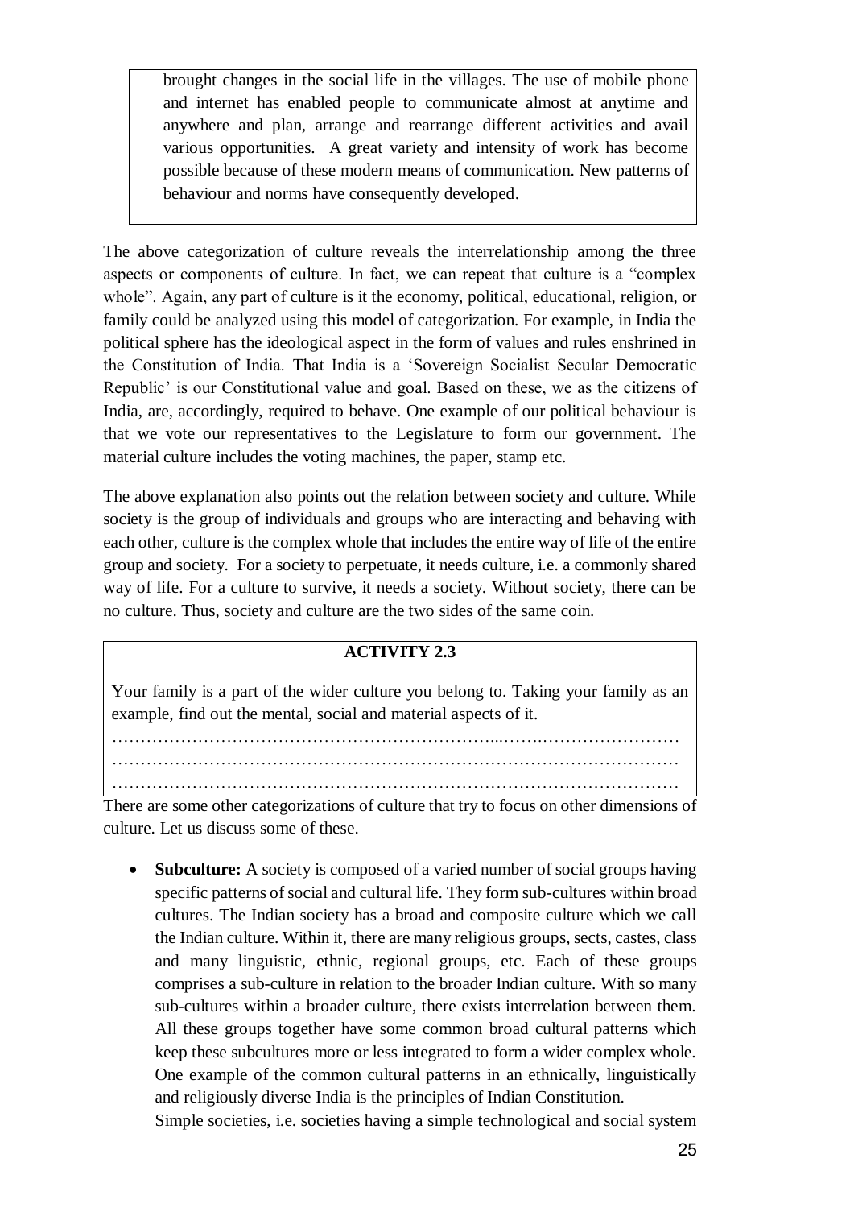brought changes in the social life in the villages. The use of mobile phone and internet has enabled people to communicate almost at anytime and anywhere and plan, arrange and rearrange different activities and avail various opportunities. A great variety and intensity of work has become possible because of these modern means of communication. New patterns of behaviour and norms have consequently developed.

The above categorization of culture reveals the interrelationship among the three aspects or components of culture. In fact, we can repeat that culture is a "complex whole". Again, any part of culture is it the economy, political, educational, religion, or family could be analyzed using this model of categorization. For example, in India the political sphere has the ideological aspect in the form of values and rules enshrined in the Constitution of India. That India is a 'Sovereign Socialist Secular Democratic Republic' is our Constitutional value and goal. Based on these, we as the citizens of India, are, accordingly, required to behave. One example of our political behaviour is that we vote our representatives to the Legislature to form our government. The material culture includes the voting machines, the paper, stamp etc.

The above explanation also points out the relation between society and culture. While society is the group of individuals and groups who are interacting and behaving with each other, culture is the complex whole that includes the entire way of life of the entire group and society. For a society to perpetuate, it needs culture, i.e. a commonly shared way of life. For a culture to survive, it needs a society. Without society, there can be no culture. Thus, society and culture are the two sides of the same coin.

**ACTIVITY 2.3**

Your family is a part of the wider culture you belong to. Taking your family as an example, find out the mental, social and material aspects of it.

……………………………………………………………………………………………
……………………………………………………………………………………………
……………………………………………………………………………………………

There are some other categorizations of culture that try to focus on other dimensions of culture. Let us discuss some of these.

- **Subculture:** A society is composed of a varied number of social groups having specific patterns of social and cultural life. They form sub-cultures within broad cultures. The Indian society has a broad and composite culture which we call the Indian culture. Within it, there are many religious groups, sects, castes, class and many linguistic, ethnic, regional groups, etc. Each of these groups comprises a sub-culture in relation to the broader Indian culture. With so many sub-cultures within a broader culture, there exists interrelation between them. All these groups together have some common broad cultural patterns which keep these subcultures more or less integrated to form a wider complex whole. One example of the common cultural patterns in an ethnically, linguistically and religiously diverse India is the principles of Indian Constitution.
  Simple societies, i.e. societies having a simple technological and social system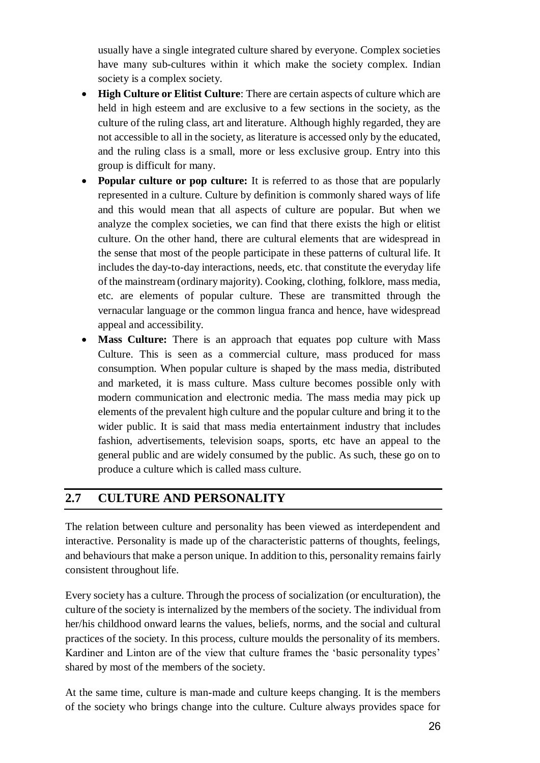usually have a single integrated culture shared by everyone. Complex societies have many sub-cultures within it which make the society complex. Indian society is a complex society.

- **High Culture or Elitist Culture**: There are certain aspects of culture which are held in high esteem and are exclusive to a few sections in the society, as the culture of the ruling class, art and literature. Although highly regarded, they are not accessible to all in the society, as literature is accessed only by the educated, and the ruling class is a small, more or less exclusive group. Entry into this group is difficult for many.
- **Popular culture or pop culture:** It is referred to as those that are popularly represented in a culture. Culture by definition is commonly shared ways of life and this would mean that all aspects of culture are popular. But when we analyze the complex societies, we can find that there exists the high or elitist culture. On the other hand, there are cultural elements that are widespread in the sense that most of the people participate in these patterns of cultural life. It includes the day-to-day interactions, needs, etc. that constitute the everyday life of the mainstream (ordinary majority). Cooking, clothing, folklore, mass media, etc. are elements of popular culture. These are transmitted through the vernacular language or the common lingua franca and hence, have widespread appeal and accessibility.
- **Mass Culture:** There is an approach that equates pop culture with Mass Culture. This is seen as a commercial culture, mass produced for mass consumption. When popular culture is shaped by the mass media, distributed and marketed, it is mass culture. Mass culture becomes possible only with modern communication and electronic media. The mass media may pick up elements of the prevalent high culture and the popular culture and bring it to the wider public. It is said that mass media entertainment industry that includes fashion, advertisements, television soaps, sports, etc have an appeal to the general public and are widely consumed by the public. As such, these go on to produce a culture which is called mass culture.

## 2.7 CULTURE AND PERSONALITY

The relation between culture and personality has been viewed as interdependent and interactive. Personality is made up of the characteristic patterns of thoughts, feelings, and behaviours that make a person unique. In addition to this, personality remains fairly consistent throughout life.

Every society has a culture. Through the process of socialization (or enculturation), the culture of the society is internalized by the members of the society. The individual from her/his childhood onward learns the values, beliefs, norms, and the social and cultural practices of the society. In this process, culture moulds the personality of its members. Kardiner and Linton are of the view that culture frames the 'basic personality types' shared by most of the members of the society.

At the same time, culture is man-made and culture keeps changing. It is the members of the society who brings change into the culture. Culture always provides space for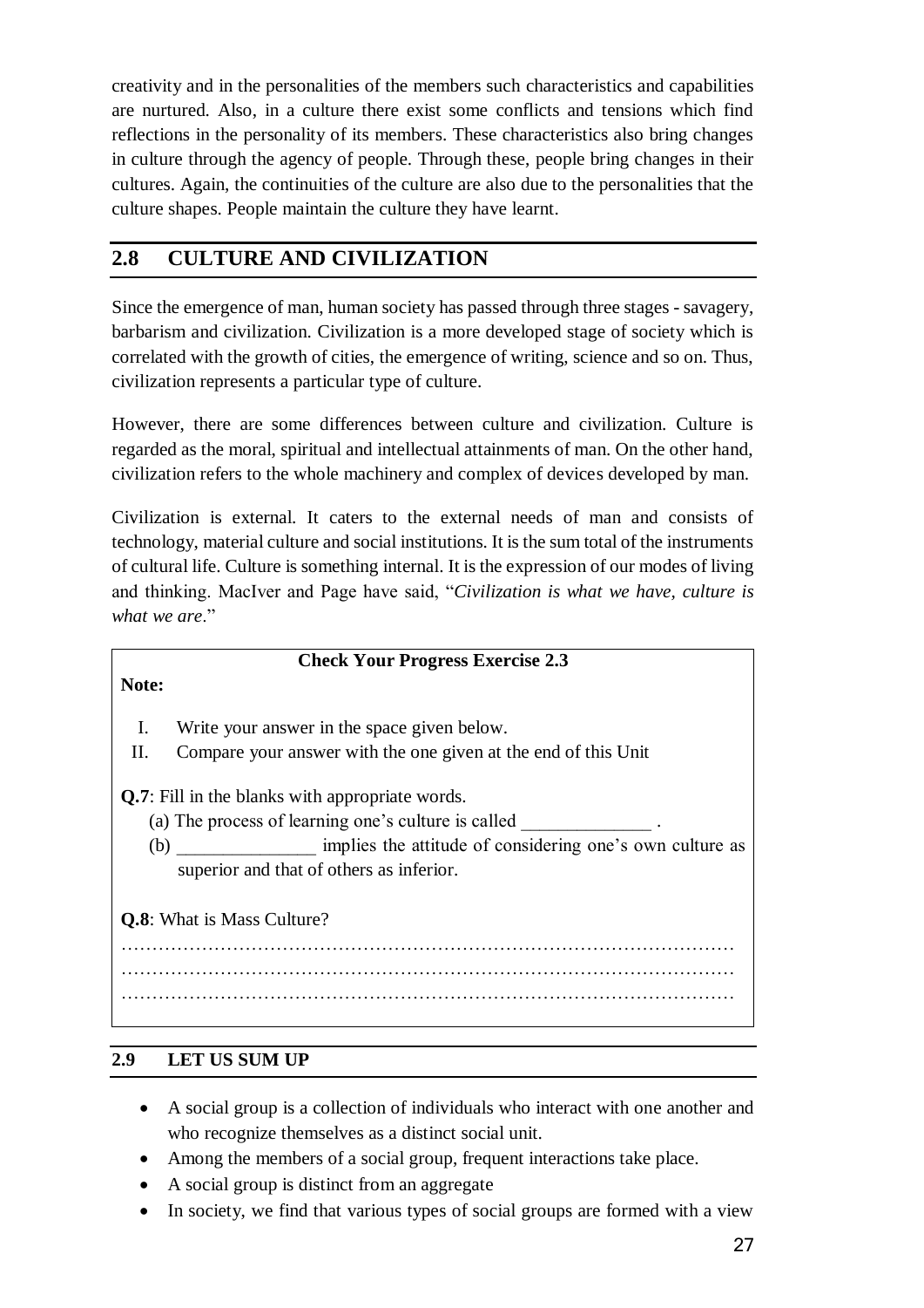creativity and in the personalities of the members such characteristics and capabilities are nurtured. Also, in a culture there exist some conflicts and tensions which find reflections in the personality of its members. These characteristics also bring changes in culture through the agency of people. Through these, people bring changes in their cultures. Again, the continuities of the culture are also due to the personalities that the culture shapes. People maintain the culture they have learnt.

## 2.8 CULTURE AND CIVILIZATION

Since the emergence of man, human society has passed through three stages - savagery, barbarism and civilization. Civilization is a more developed stage of society which is correlated with the growth of cities, the emergence of writing, science and so on. Thus, civilization represents a particular type of culture.

However, there are some differences between culture and civilization. Culture is regarded as the moral, spiritual and intellectual attainments of man. On the other hand, civilization refers to the whole machinery and complex of devices developed by man.

Civilization is external. It caters to the external needs of man and consists of technology, material culture and social institutions. It is the sum total of the instruments of cultural life. Culture is something internal. It is the expression of our modes of living and thinking. MacIver and Page have said, "*Civilization is what we have, culture is what we are*."

**Check Your Progress Exercise 2.3**

**Note:**

I. Write your answer in the space given below.
II. Compare your answer with the one given at the end of this Unit

**Q.7**: Fill in the blanks with appropriate words.

(a) The process of learning one's culture is called ______________ .

(b) _______________ implies the attitude of considering one's own culture as superior and that of others as inferior.

**Q.8**: What is Mass Culture?

……………………………………………………………………………………
……………………………………………………………………………………
……………………………………………………………………………………

### 2.9 LET US SUM UP

- A social group is a collection of individuals who interact with one another and who recognize themselves as a distinct social unit.
- Among the members of a social group, frequent interactions take place.
- A social group is distinct from an aggregate
- In society, we find that various types of social groups are formed with a view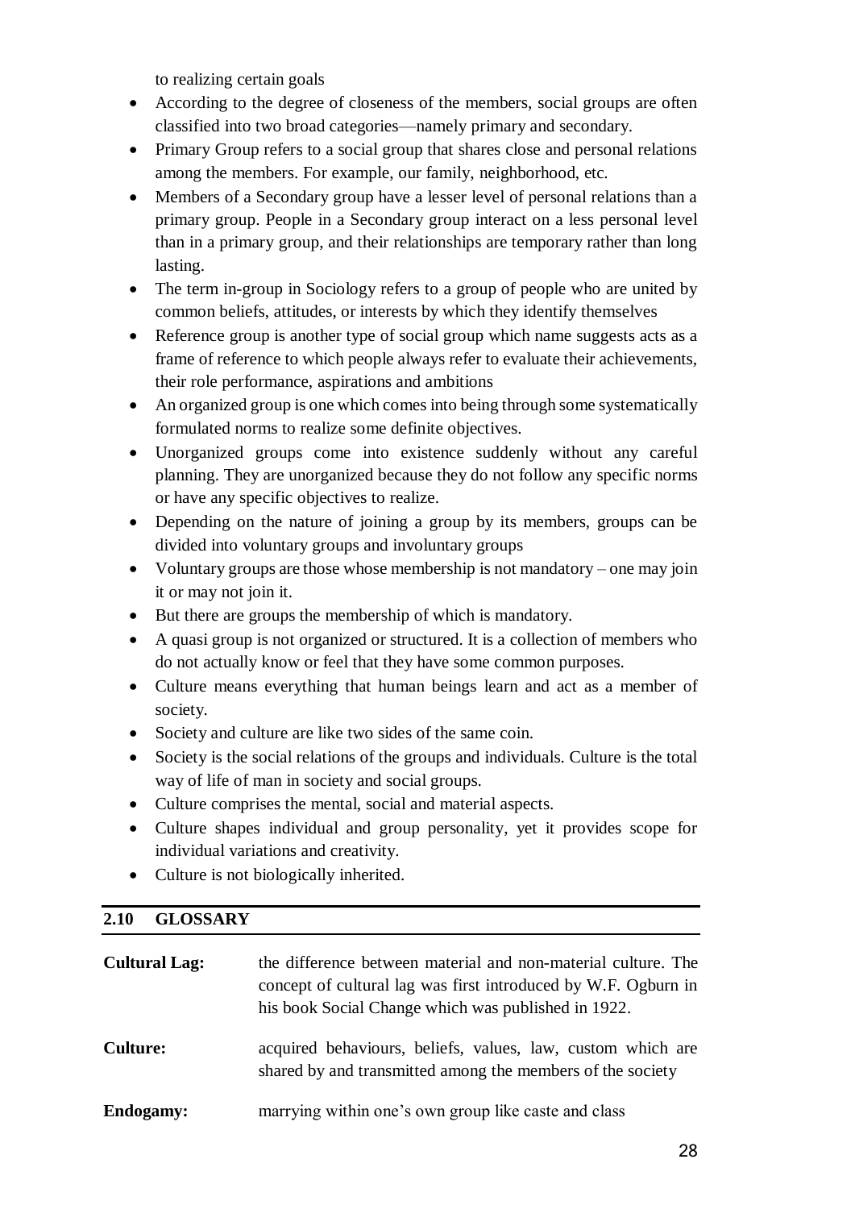to realizing certain goals

- According to the degree of closeness of the members, social groups are often classified into two broad categories—namely primary and secondary.
- Primary Group refers to a social group that shares close and personal relations among the members. For example, our family, neighborhood, etc.
- Members of a Secondary group have a lesser level of personal relations than a primary group. People in a Secondary group interact on a less personal level than in a primary group, and their relationships are temporary rather than long lasting.
- The term in-group in Sociology refers to a group of people who are united by common beliefs, attitudes, or interests by which they identify themselves
- Reference group is another type of social group which name suggests acts as a frame of reference to which people always refer to evaluate their achievements, their role performance, aspirations and ambitions
- An organized group is one which comes into being through some systematically formulated norms to realize some definite objectives.
- Unorganized groups come into existence suddenly without any careful planning. They are unorganized because they do not follow any specific norms or have any specific objectives to realize.
- Depending on the nature of joining a group by its members, groups can be divided into voluntary groups and involuntary groups
- Voluntary groups are those whose membership is not mandatory – one may join it or may not join it.
- But there are groups the membership of which is mandatory.
- A quasi group is not organized or structured. It is a collection of members who do not actually know or feel that they have some common purposes.
- Culture means everything that human beings learn and act as a member of society.
- Society and culture are like two sides of the same coin.
- Society is the social relations of the groups and individuals. Culture is the total way of life of man in society and social groups.
- Culture comprises the mental, social and material aspects.
- Culture shapes individual and group personality, yet it provides scope for individual variations and creativity.
- Culture is not biologically inherited.

## 2.10 GLOSSARY

**Cultural Lag:** the difference between material and non-material culture. The concept of cultural lag was first introduced by W.F. Ogburn in his book Social Change which was published in 1922.

**Culture:** acquired behaviours, beliefs, values, law, custom which are shared by and transmitted among the members of the society

**Endogamy:** marrying within one's own group like caste and class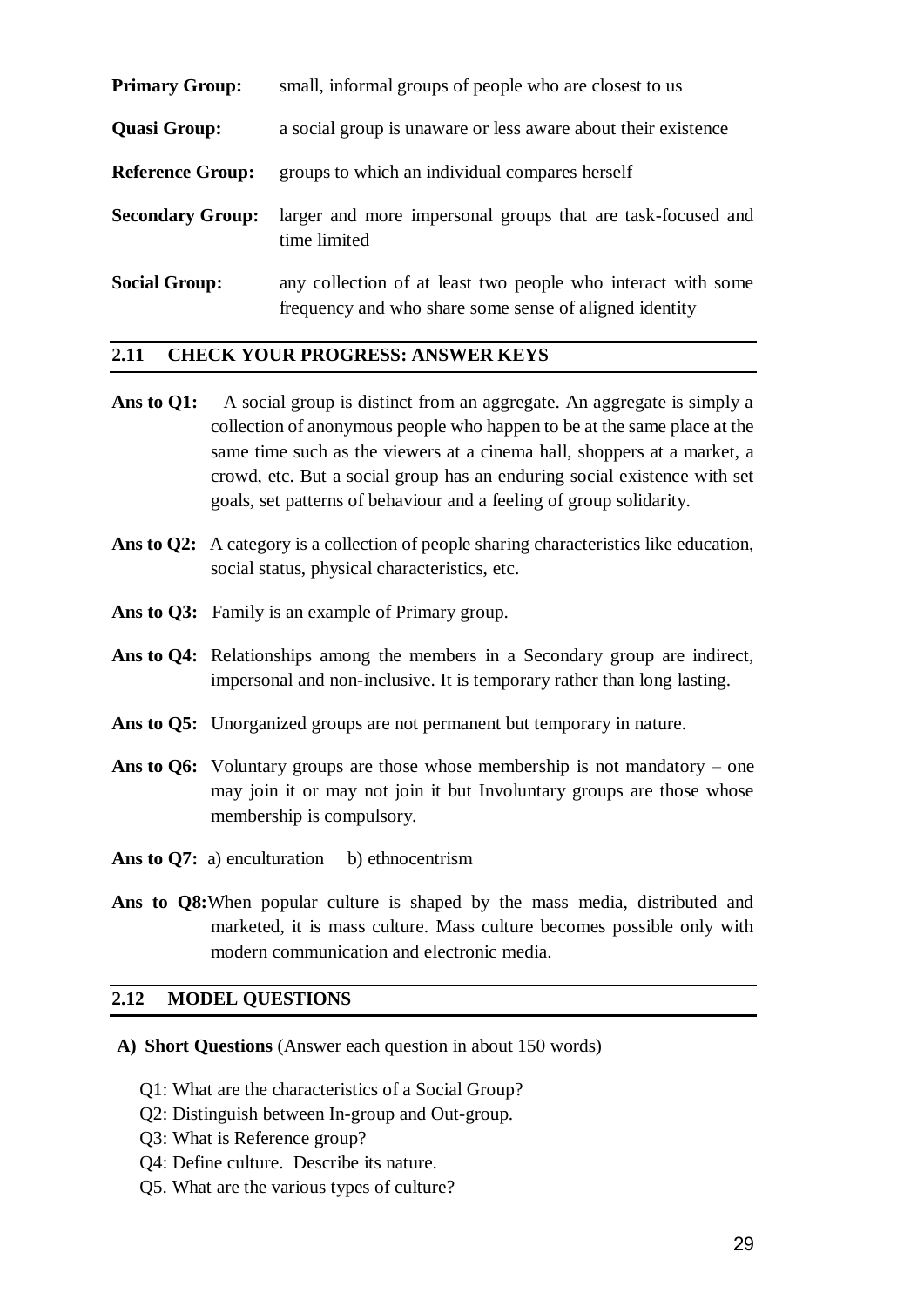**Primary Group:** small, informal groups of people who are closest to us

**Quasi Group:** a social group is unaware or less aware about their existence

**Reference Group:** groups to which an individual compares herself

**Secondary Group:** larger and more impersonal groups that are task-focused and time limited

**Social Group:** any collection of at least two people who interact with some frequency and who share some sense of aligned identity

## 2.11 CHECK YOUR PROGRESS: ANSWER KEYS

**Ans to Q1:** A social group is distinct from an aggregate. An aggregate is simply a collection of anonymous people who happen to be at the same place at the same time such as the viewers at a cinema hall, shoppers at a market, a crowd, etc. But a social group has an enduring social existence with set goals, set patterns of behaviour and a feeling of group solidarity.

**Ans to Q2:** A category is a collection of people sharing characteristics like education, social status, physical characteristics, etc.

**Ans to Q3:** Family is an example of Primary group.

**Ans to Q4:** Relationships among the members in a Secondary group are indirect, impersonal and non-inclusive. It is temporary rather than long lasting.

**Ans to Q5:** Unorganized groups are not permanent but temporary in nature.

**Ans to Q6:** Voluntary groups are those whose membership is not mandatory – one may join it or may not join it but Involuntary groups are those whose membership is compulsory.

**Ans to Q7:** a) enculturation b) ethnocentrism

**Ans to Q8:** When popular culture is shaped by the mass media, distributed and marketed, it is mass culture. Mass culture becomes possible only with modern communication and electronic media.

## 2.12 MODEL QUESTIONS

**A) Short Questions** (Answer each question in about 150 words)

Q1: What are the characteristics of a Social Group?
Q2: Distinguish between In-group and Out-group.
Q3: What is Reference group?
Q4: Define culture. Describe its nature.
Q5. What are the various types of culture?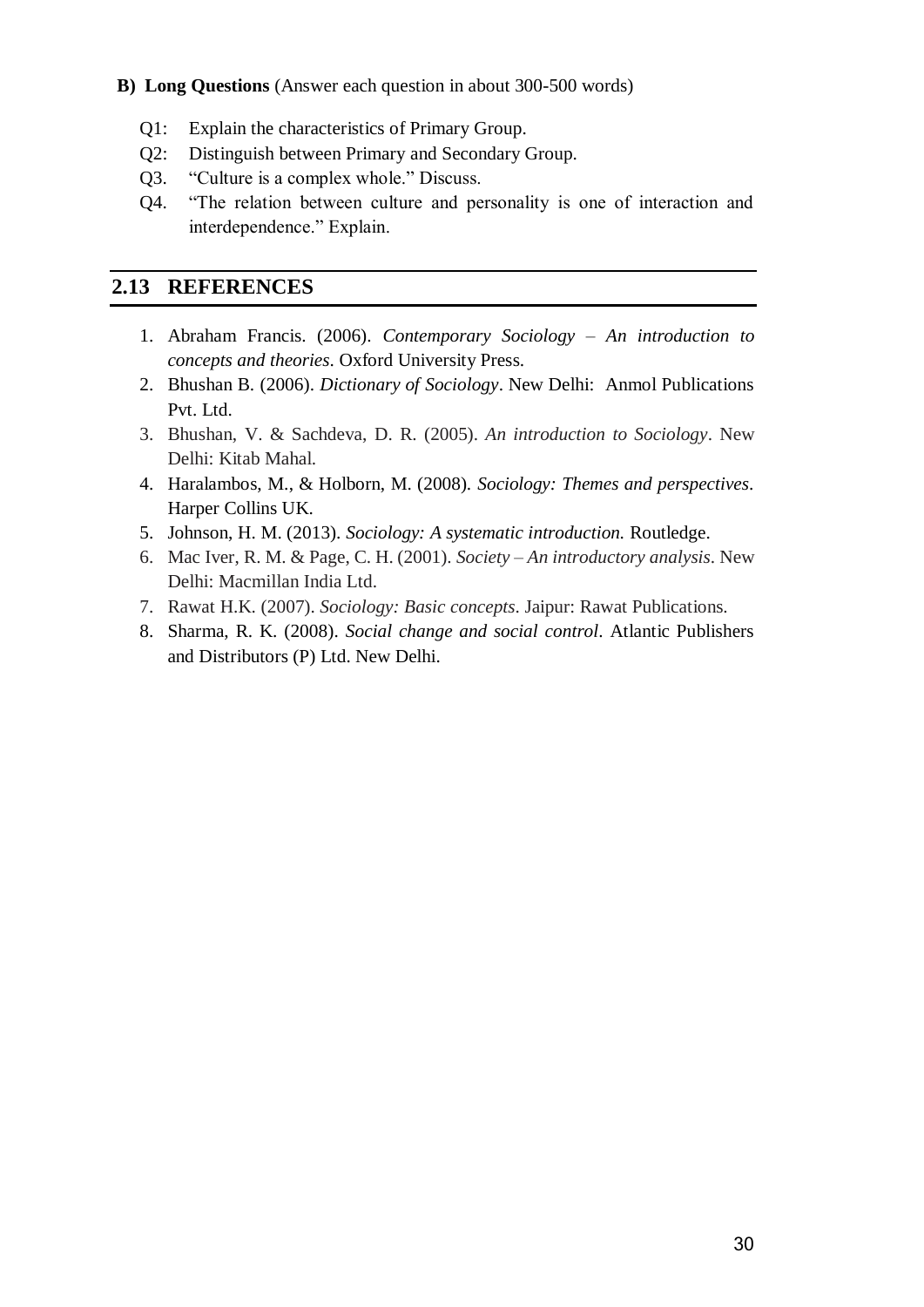**B) Long Questions** (Answer each question in about 300-500 words)

Q1: Explain the characteristics of Primary Group.

Q2: Distinguish between Primary and Secondary Group.

Q3. "Culture is a complex whole." Discuss.

Q4. "The relation between culture and personality is one of interaction and interdependence." Explain.

## 2.13 REFERENCES

1. Abraham Francis. (2006). *Contemporary Sociology – An introduction to concepts and theories*. Oxford University Press.
2. Bhushan B. (2006). *Dictionary of Sociology*. New Delhi: Anmol Publications Pvt. Ltd.
3. Bhushan, V. & Sachdeva, D. R. (2005). *An introduction to Sociology*. New Delhi: Kitab Mahal.
4. Haralambos, M., & Holborn, M. (2008). *Sociology: Themes and perspectives*. Harper Collins UK.
5. Johnson, H. M. (2013). *Sociology: A systematic introduction.* Routledge.
6. Mac Iver, R. M. & Page, C. H. (2001). *Society – An introductory analysis*. New Delhi: Macmillan India Ltd.
7. Rawat H.K. (2007). *Sociology: Basic concepts*. Jaipur: Rawat Publications.
8. Sharma, R. K. (2008). *Social change and social control*. Atlantic Publishers and Distributors (P) Ltd. New Delhi.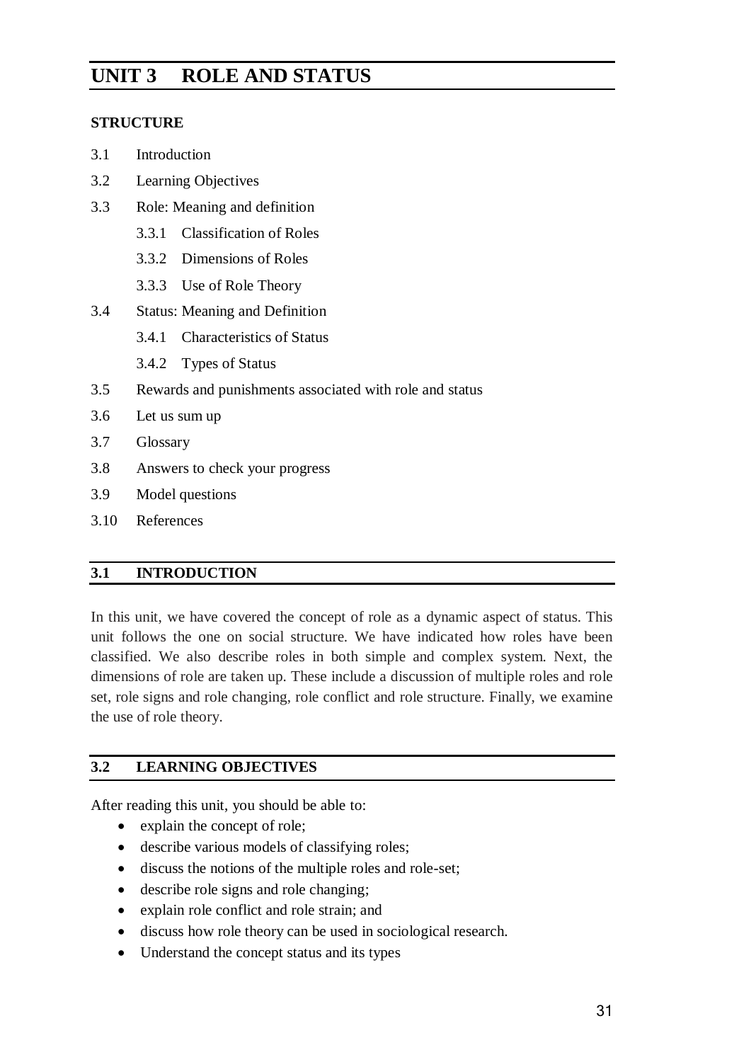# UNIT 3 ROLE AND STATUS

**STRUCTURE**

3.1 Introduction

3.2 Learning Objectives

3.3 Role: Meaning and definition

- 3.3.1 Classification of Roles
- 3.3.2 Dimensions of Roles
- 3.3.3 Use of Role Theory

3.4 Status: Meaning and Definition

- 3.4.1 Characteristics of Status
- 3.4.2 Types of Status

3.5 Rewards and punishments associated with role and status

3.6 Let us sum up

3.7 Glossary

3.8 Answers to check your progress

3.9 Model questions

3.10 References

## 3.1 INTRODUCTION

In this unit, we have covered the concept of role as a dynamic aspect of status. This unit follows the one on social structure. We have indicated how roles have been classified. We also describe roles in both simple and complex system. Next, the dimensions of role are taken up. These include a discussion of multiple roles and role set, role signs and role changing, role conflict and role structure. Finally, we examine the use of role theory.

## 3.2 LEARNING OBJECTIVES

After reading this unit, you should be able to:

- explain the concept of role;
- describe various models of classifying roles;
- discuss the notions of the multiple roles and role-set;
- describe role signs and role changing;
- explain role conflict and role strain; and
- discuss how role theory can be used in sociological research.
- Understand the concept status and its types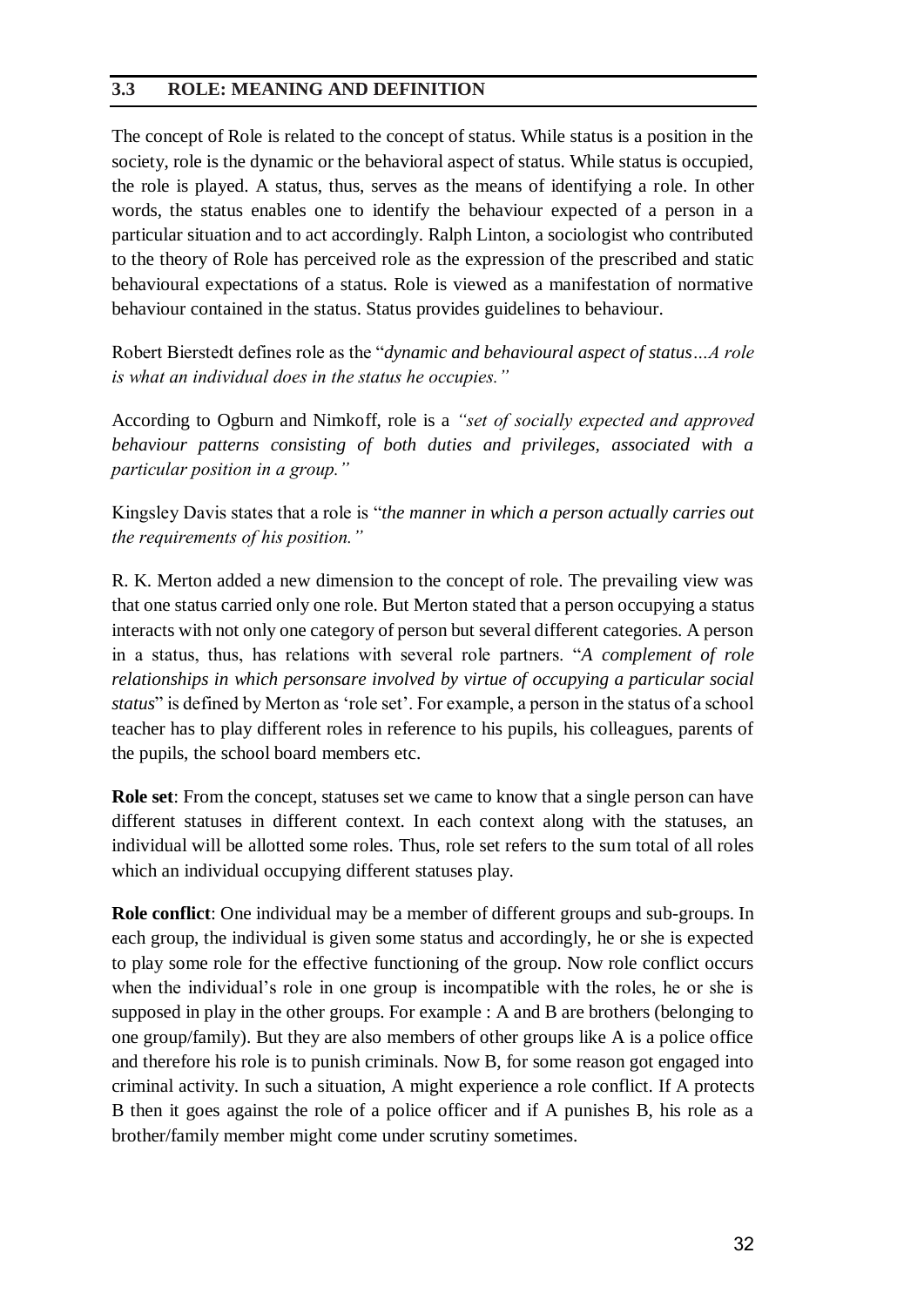## 3.3 ROLE: MEANING AND DEFINITION

The concept of Role is related to the concept of status. While status is a position in the society, role is the dynamic or the behavioral aspect of status. While status is occupied, the role is played. A status, thus, serves as the means of identifying a role. In other words, the status enables one to identify the behaviour expected of a person in a particular situation and to act accordingly. Ralph Linton, a sociologist who contributed to the theory of Role has perceived role as the expression of the prescribed and static behavioural expectations of a status. Role is viewed as a manifestation of normative behaviour contained in the status. Status provides guidelines to behaviour.

Robert Bierstedt defines role as the "*dynamic and behavioural aspect of status…A role is what an individual does in the status he occupies.*"

According to Ogburn and Nimkoff, role is a *"set of socially expected and approved behaviour patterns consisting of both duties and privileges, associated with a particular position in a group."*

Kingsley Davis states that a role is "*the manner in which a person actually carries out the requirements of his position.*"

R. K. Merton added a new dimension to the concept of role. The prevailing view was that one status carried only one role. But Merton stated that a person occupying a status interacts with not only one category of person but several different categories. A person in a status, thus, has relations with several role partners. "*A complement of role relationships in which personsare involved by virtue of occupying a particular social status*" is defined by Merton as 'role set'. For example, a person in the status of a school teacher has to play different roles in reference to his pupils, his colleagues, parents of the pupils, the school board members etc.

**Role set**: From the concept, statuses set we came to know that a single person can have different statuses in different context. In each context along with the statuses, an individual will be allotted some roles. Thus, role set refers to the sum total of all roles which an individual occupying different statuses play.

**Role conflict**: One individual may be a member of different groups and sub-groups. In each group, the individual is given some status and accordingly, he or she is expected to play some role for the effective functioning of the group. Now role conflict occurs when the individual's role in one group is incompatible with the roles, he or she is supposed in play in the other groups. For example : A and B are brothers (belonging to one group/family). But they are also members of other groups like A is a police office and therefore his role is to punish criminals. Now B, for some reason got engaged into criminal activity. In such a situation, A might experience a role conflict. If A protects B then it goes against the role of a police officer and if A punishes B, his role as a brother/family member might come under scrutiny sometimes.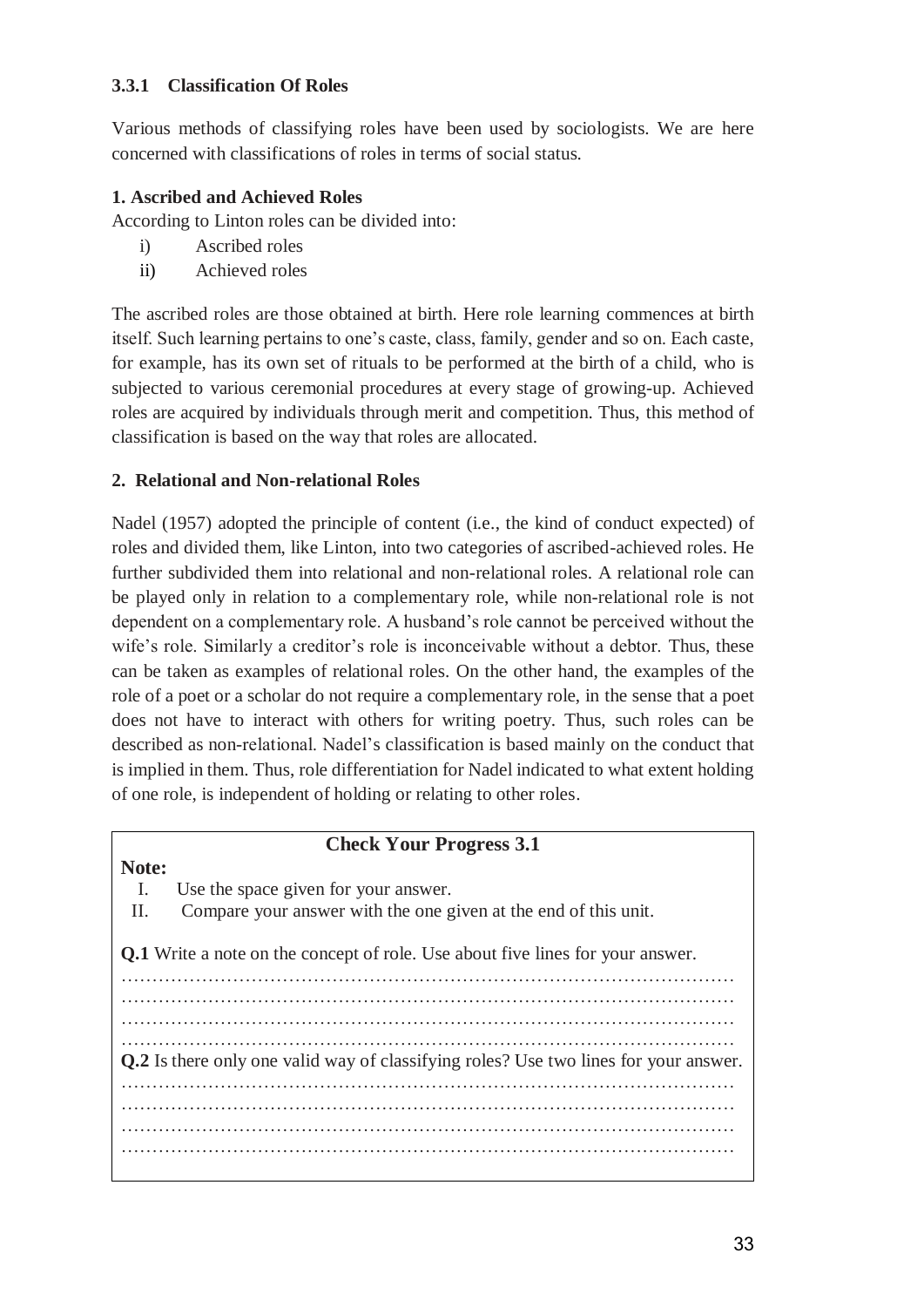### 3.3.1 Classification Of Roles

Various methods of classifying roles have been used by sociologists. We are here concerned with classifications of roles in terms of social status.

**1. Ascribed and Achieved Roles**

According to Linton roles can be divided into:

i) Ascribed roles
ii) Achieved roles

The ascribed roles are those obtained at birth. Here role learning commences at birth itself. Such learning pertains to one's caste, class, family, gender and so on. Each caste, for example, has its own set of rituals to be performed at the birth of a child, who is subjected to various ceremonial procedures at every stage of growing-up. Achieved roles are acquired by individuals through merit and competition. Thus, this method of classification is based on the way that roles are allocated.

**2. Relational and Non-relational Roles**

Nadel (1957) adopted the principle of content (i.e., the kind of conduct expected) of roles and divided them, like Linton, into two categories of ascribed-achieved roles. He further subdivided them into relational and non-relational roles. A relational role can be played only in relation to a complementary role, while non-relational role is not dependent on a complementary role. A husband's role cannot be perceived without the wife's role. Similarly a creditor's role is inconceivable without a debtor. Thus, these can be taken as examples of relational roles. On the other hand, the examples of the role of a poet or a scholar do not require a complementary role, in the sense that a poet does not have to interact with others for writing poetry. Thus, such roles can be described as non-relational. Nadel's classification is based mainly on the conduct that is implied in them. Thus, role differentiation for Nadel indicated to what extent holding of one role, is independent of holding or relating to other roles.

**Check Your Progress 3.1**

**Note:**

I. Use the space given for your answer.
II. Compare your answer with the one given at the end of this unit.

**Q.1** Write a note on the concept of role. Use about five lines for your answer.

…………………………………………………………………………………………
…………………………………………………………………………………………
…………………………………………………………………………………………
…………………………………………………………………………………………

**Q.2** Is there only one valid way of classifying roles? Use two lines for your answer.

…………………………………………………………………………………………
…………………………………………………………………………………………
…………………………………………………………………………………………
…………………………………………………………………………………………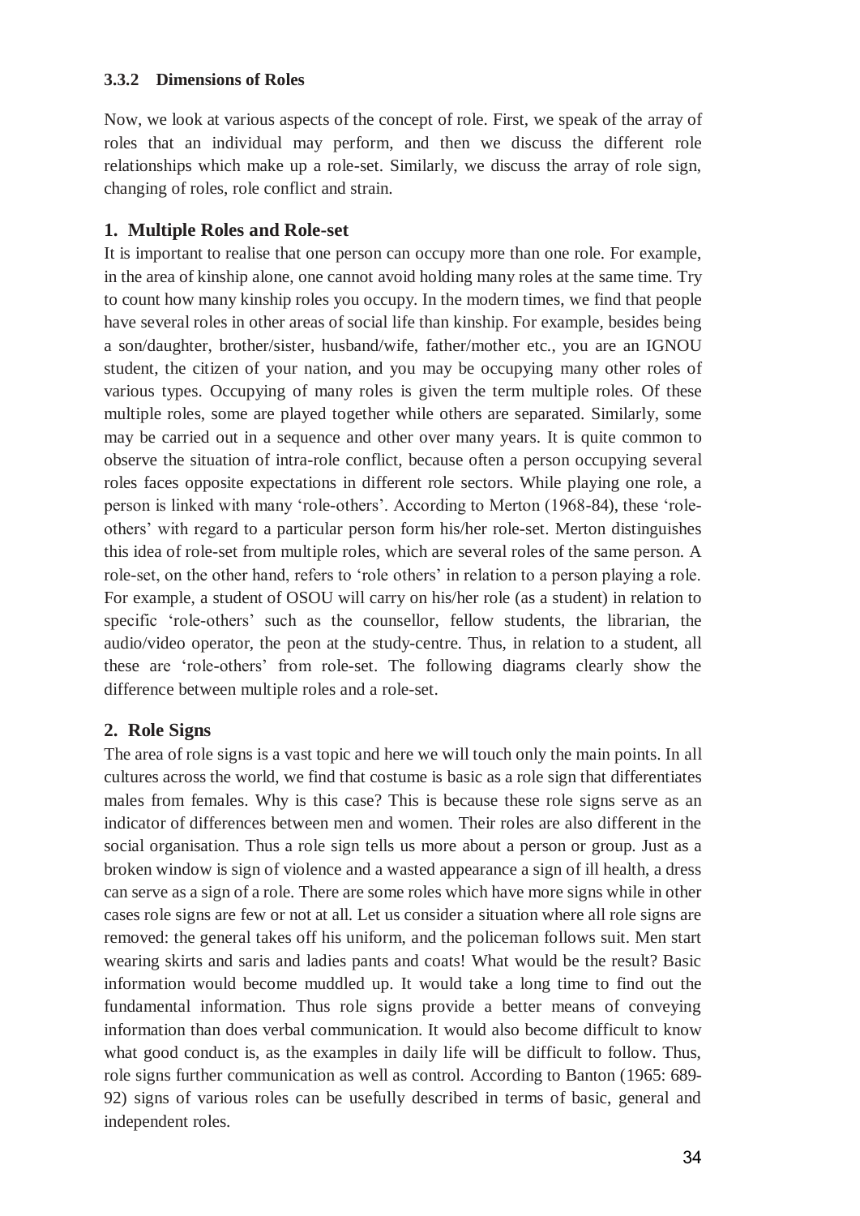### 3.3.2 Dimensions of Roles

Now, we look at various aspects of the concept of role. First, we speak of the array of roles that an individual may perform, and then we discuss the different role relationships which make up a role-set. Similarly, we discuss the array of role sign, changing of roles, role conflict and strain.

#### 1. Multiple Roles and Role-set

It is important to realise that one person can occupy more than one role. For example, in the area of kinship alone, one cannot avoid holding many roles at the same time. Try to count how many kinship roles you occupy. In the modern times, we find that people have several roles in other areas of social life than kinship. For example, besides being a son/daughter, brother/sister, husband/wife, father/mother etc., you are an IGNOU student, the citizen of your nation, and you may be occupying many other roles of various types. Occupying of many roles is given the term multiple roles. Of these multiple roles, some are played together while others are separated. Similarly, some may be carried out in a sequence and other over many years. It is quite common to observe the situation of intra-role conflict, because often a person occupying several roles faces opposite expectations in different role sectors. While playing one role, a person is linked with many 'role-others'. According to Merton (1968-84), these 'role-others' with regard to a particular person form his/her role-set. Merton distinguishes this idea of role-set from multiple roles, which are several roles of the same person. A role-set, on the other hand, refers to 'role others' in relation to a person playing a role. For example, a student of OSOU will carry on his/her role (as a student) in relation to specific 'role-others' such as the counsellor, fellow students, the librarian, the audio/video operator, the peon at the study-centre. Thus, in relation to a student, all these are 'role-others' from role-set. The following diagrams clearly show the difference between multiple roles and a role-set.

#### 2. Role Signs

The area of role signs is a vast topic and here we will touch only the main points. In all cultures across the world, we find that costume is basic as a role sign that differentiates males from females. Why is this case? This is because these role signs serve as an indicator of differences between men and women. Their roles are also different in the social organisation. Thus a role sign tells us more about a person or group. Just as a broken window is sign of violence and a wasted appearance a sign of ill health, a dress can serve as a sign of a role. There are some roles which have more signs while in other cases role signs are few or not at all. Let us consider a situation where all role signs are removed: the general takes off his uniform, and the policeman follows suit. Men start wearing skirts and saris and ladies pants and coats! What would be the result? Basic information would become muddled up. It would take a long time to find out the fundamental information. Thus role signs provide a better means of conveying information than does verbal communication. It would also become difficult to know what good conduct is, as the examples in daily life will be difficult to follow. Thus, role signs further communication as well as control. According to Banton (1965: 689-92) signs of various roles can be usefully described in terms of basic, general and independent roles.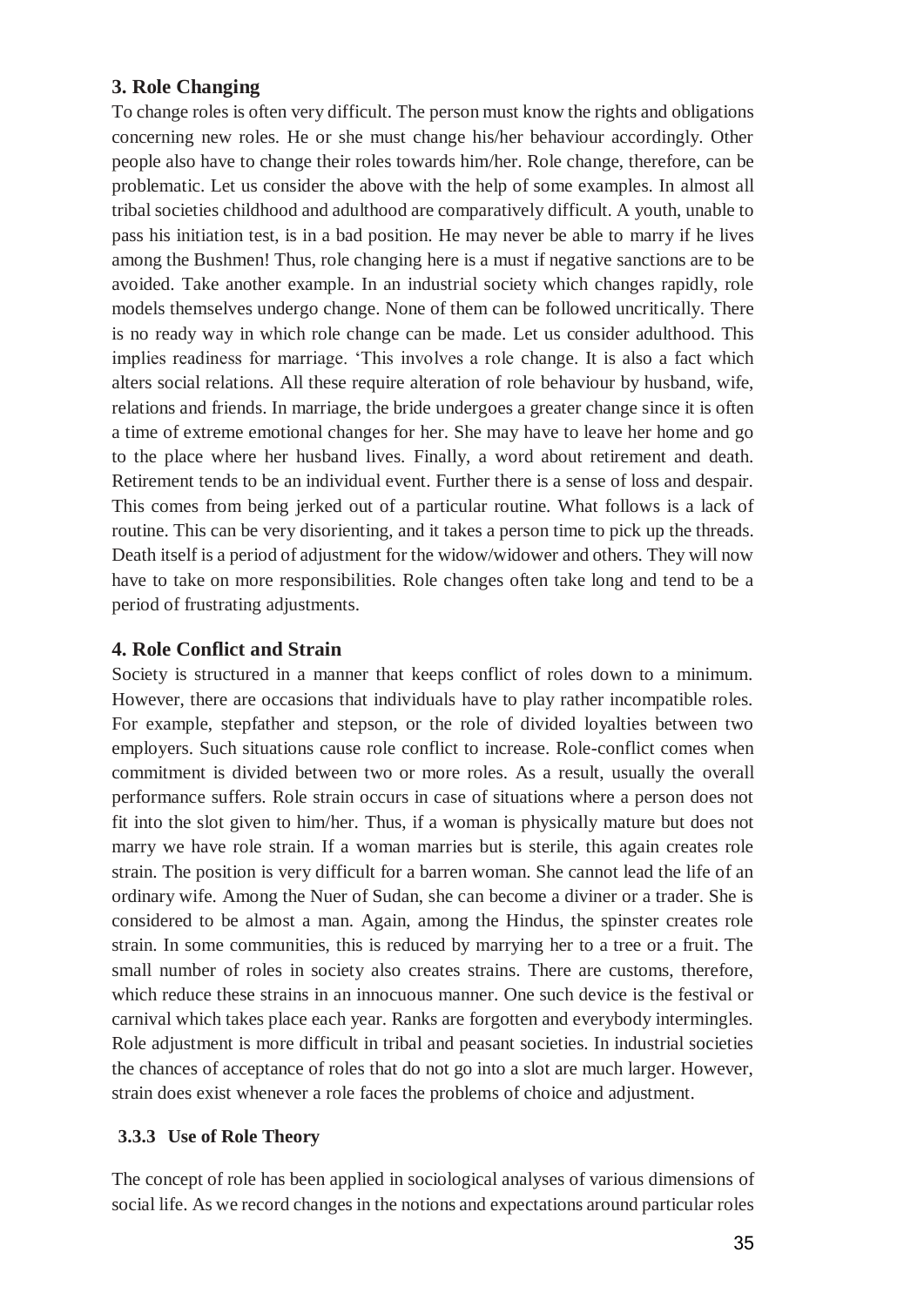### 3. Role Changing

To change roles is often very difficult. The person must know the rights and obligations concerning new roles. He or she must change his/her behaviour accordingly. Other people also have to change their roles towards him/her. Role change, therefore, can be problematic. Let us consider the above with the help of some examples. In almost all tribal societies childhood and adulthood are comparatively difficult. A youth, unable to pass his initiation test, is in a bad position. He may never be able to marry if he lives among the Bushmen! Thus, role changing here is a must if negative sanctions are to be avoided. Take another example. In an industrial society which changes rapidly, role models themselves undergo change. None of them can be followed uncritically. There is no ready way in which role change can be made. Let us consider adulthood. This implies readiness for marriage. 'This involves a role change. It is also a fact which alters social relations. All these require alteration of role behaviour by husband, wife, relations and friends. In marriage, the bride undergoes a greater change since it is often a time of extreme emotional changes for her. She may have to leave her home and go to the place where her husband lives. Finally, a word about retirement and death. Retirement tends to be an individual event. Further there is a sense of loss and despair. This comes from being jerked out of a particular routine. What follows is a lack of routine. This can be very disorienting, and it takes a person time to pick up the threads. Death itself is a period of adjustment for the widow/widower and others. They will now have to take on more responsibilities. Role changes often take long and tend to be a period of frustrating adjustments.

### 4. Role Conflict and Strain

Society is structured in a manner that keeps conflict of roles down to a minimum. However, there are occasions that individuals have to play rather incompatible roles. For example, stepfather and stepson, or the role of divided loyalties between two employers. Such situations cause role conflict to increase. Role-conflict comes when commitment is divided between two or more roles. As a result, usually the overall performance suffers. Role strain occurs in case of situations where a person does not fit into the slot given to him/her. Thus, if a woman is physically mature but does not marry we have role strain. If a woman marries but is sterile, this again creates role strain. The position is very difficult for a barren woman. She cannot lead the life of an ordinary wife. Among the Nuer of Sudan, she can become a diviner or a trader. She is considered to be almost a man. Again, among the Hindus, the spinster creates role strain. In some communities, this is reduced by marrying her to a tree or a fruit. The small number of roles in society also creates strains. There are customs, therefore, which reduce these strains in an innocuous manner. One such device is the festival or carnival which takes place each year. Ranks are forgotten and everybody intermingles. Role adjustment is more difficult in tribal and peasant societies. In industrial societies the chances of acceptance of roles that do not go into a slot are much larger. However, strain does exist whenever a role faces the problems of choice and adjustment.

### 3.3.3 Use of Role Theory

The concept of role has been applied in sociological analyses of various dimensions of social life. As we record changes in the notions and expectations around particular roles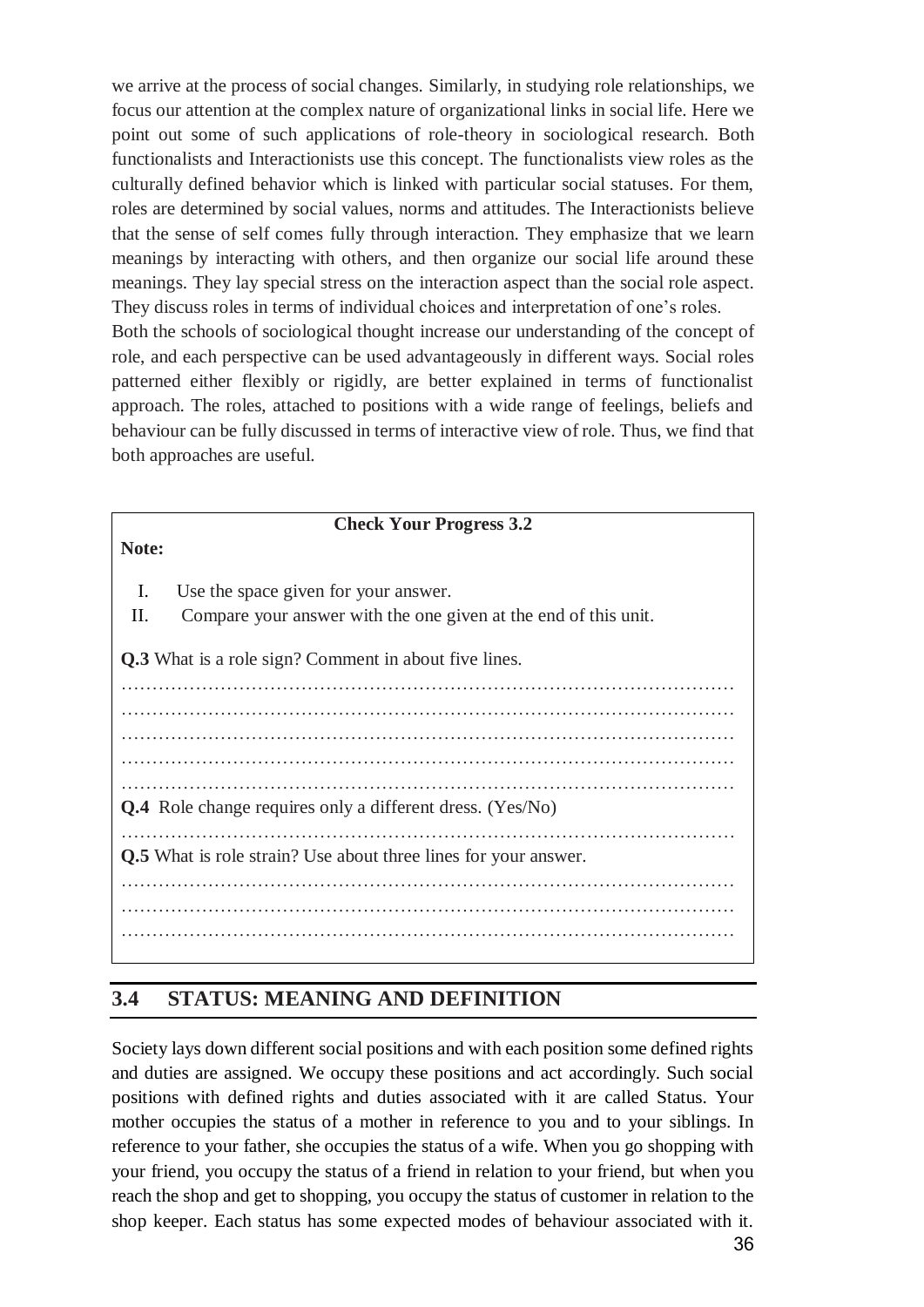we arrive at the process of social changes. Similarly, in studying role relationships, we focus our attention at the complex nature of organizational links in social life. Here we point out some of such applications of role-theory in sociological research. Both functionalists and Interactionists use this concept. The functionalists view roles as the culturally defined behavior which is linked with particular social statuses. For them, roles are determined by social values, norms and attitudes. The Interactionists believe that the sense of self comes fully through interaction. They emphasize that we learn meanings by interacting with others, and then organize our social life around these meanings. They lay special stress on the interaction aspect than the social role aspect. They discuss roles in terms of individual choices and interpretation of one's roles.

Both the schools of sociological thought increase our understanding of the concept of role, and each perspective can be used advantageously in different ways. Social roles patterned either flexibly or rigidly, are better explained in terms of functionalist approach. The roles, attached to positions with a wide range of feelings, beliefs and behaviour can be fully discussed in terms of interactive view of role. Thus, we find that both approaches are useful.

**Check Your Progress 3.2**

**Note:**

I. Use the space given for your answer.
II. Compare your answer with the one given at the end of this unit.

**Q.3** What is a role sign? Comment in about five lines.

…………………………………………………………………………………
…………………………………………………………………………………
…………………………………………………………………………………
…………………………………………………………………………………
…………………………………………………………………………………

**Q.4** Role change requires only a different dress. (Yes/No)

…………………………………………………………………………………

**Q.5** What is role strain? Use about three lines for your answer.

…………………………………………………………………………………
…………………………………………………………………………………
…………………………………………………………………………………

## 3.4 STATUS: MEANING AND DEFINITION

Society lays down different social positions and with each position some defined rights and duties are assigned. We occupy these positions and act accordingly. Such social positions with defined rights and duties associated with it are called Status. Your mother occupies the status of a mother in reference to you and to your siblings. In reference to your father, she occupies the status of a wife. When you go shopping with your friend, you occupy the status of a friend in relation to your friend, but when you reach the shop and get to shopping, you occupy the status of customer in relation to the shop keeper. Each status has some expected modes of behaviour associated with it.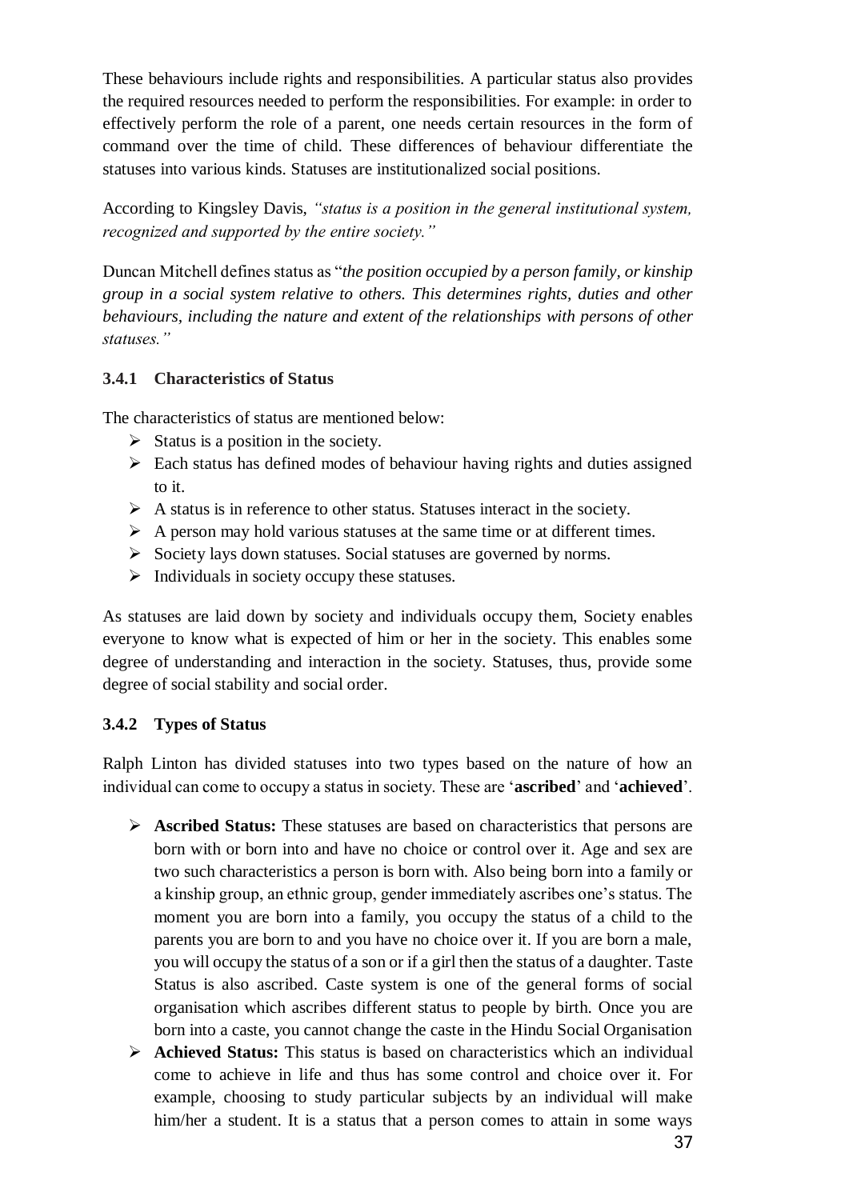These behaviours include rights and responsibilities. A particular status also provides the required resources needed to perform the responsibilities. For example: in order to effectively perform the role of a parent, one needs certain resources in the form of command over the time of child. These differences of behaviour differentiate the statuses into various kinds. Statuses are institutionalized social positions.

According to Kingsley Davis, *"status is a position in the general institutional system, recognized and supported by the entire society."*

Duncan Mitchell defines status as "*the position occupied by a person family, or kinship group in a social system relative to others. This determines rights, duties and other behaviours, including the nature and extent of the relationships with persons of other statuses."*

### 3.4.1 Characteristics of Status

The characteristics of status are mentioned below:

- Status is a position in the society.
- Each status has defined modes of behaviour having rights and duties assigned to it.
- A status is in reference to other status. Statuses interact in the society.
- A person may hold various statuses at the same time or at different times.
- Society lays down statuses. Social statuses are governed by norms.
- Individuals in society occupy these statuses.

As statuses are laid down by society and individuals occupy them, Society enables everyone to know what is expected of him or her in the society. This enables some degree of understanding and interaction in the society. Statuses, thus, provide some degree of social stability and social order.

### 3.4.2 Types of Status

Ralph Linton has divided statuses into two types based on the nature of how an individual can come to occupy a status in society. These are '**ascribed**' and '**achieved**'.

- **Ascribed Status:** These statuses are based on characteristics that persons are born with or born into and have no choice or control over it. Age and sex are two such characteristics a person is born with. Also being born into a family or a kinship group, an ethnic group, gender immediately ascribes one's status. The moment you are born into a family, you occupy the status of a child to the parents you are born to and you have no choice over it. If you are born a male, you will occupy the status of a son or if a girl then the status of a daughter. Taste Status is also ascribed. Caste system is one of the general forms of social organisation which ascribes different status to people by birth. Once you are born into a caste, you cannot change the caste in the Hindu Social Organisation
- **Achieved Status:** This status is based on characteristics which an individual come to achieve in life and thus has some control and choice over it. For example, choosing to study particular subjects by an individual will make him/her a student. It is a status that a person comes to attain in some ways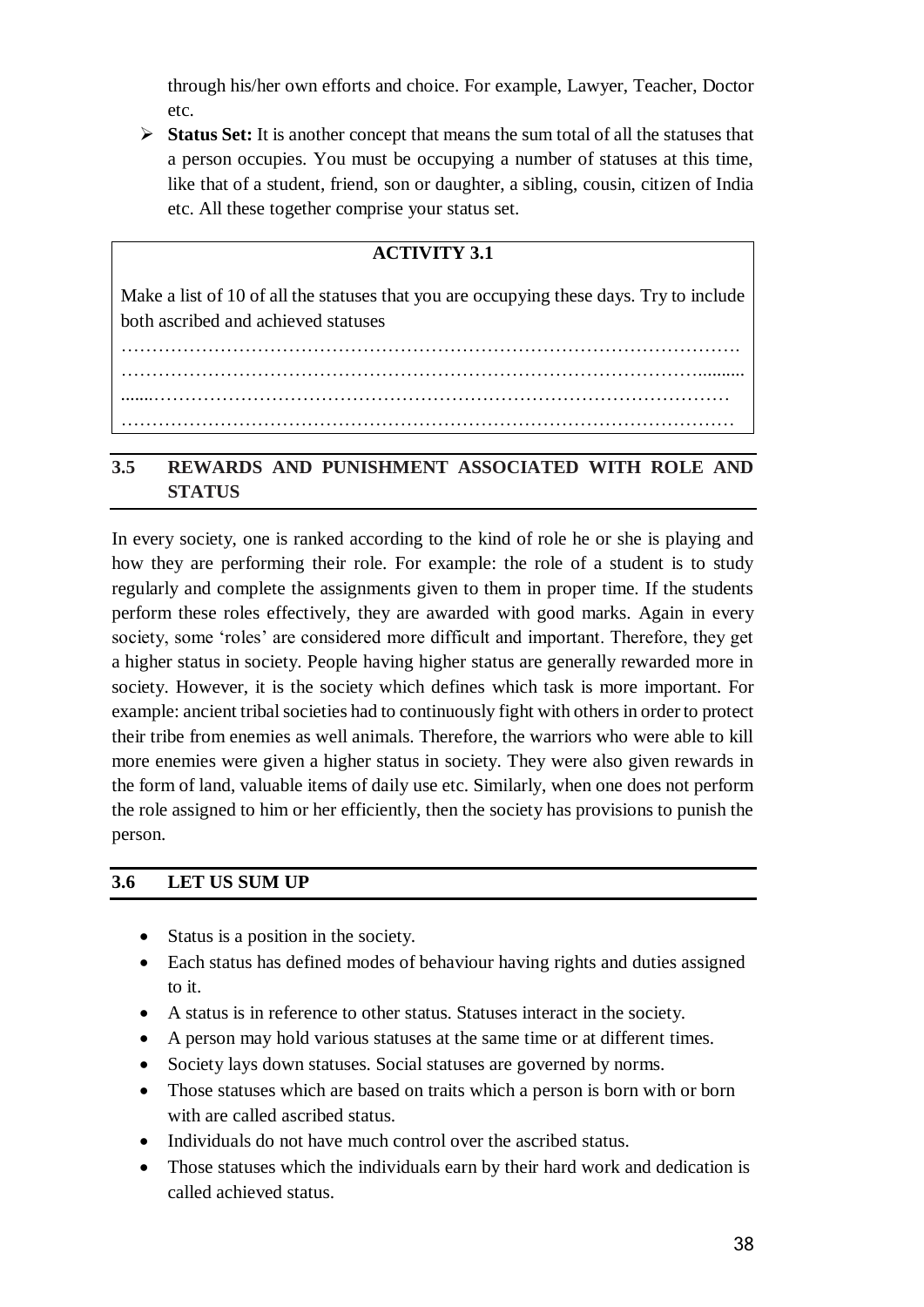through his/her own efforts and choice. For example, Lawyer, Teacher, Doctor etc.

- **Status Set:** It is another concept that means the sum total of all the statuses that a person occupies. You must be occupying a number of statuses at this time, like that of a student, friend, son or daughter, a sibling, cousin, citizen of India etc. All these together comprise your status set.

**ACTIVITY 3.1**

Make a list of 10 of all the statuses that you are occupying these days. Try to include both ascribed and achieved statuses

………………………………………………………………………………………….
…………………………………………………………………………………….........
.......……………………………………………………………………………………
…………………………………………………………………………………………

## 3.5 REWARDS AND PUNISHMENT ASSOCIATED WITH ROLE AND STATUS

In every society, one is ranked according to the kind of role he or she is playing and how they are performing their role. For example: the role of a student is to study regularly and complete the assignments given to them in proper time. If the students perform these roles effectively, they are awarded with good marks. Again in every society, some 'roles' are considered more difficult and important. Therefore, they get a higher status in society. People having higher status are generally rewarded more in society. However, it is the society which defines which task is more important. For example: ancient tribal societies had to continuously fight with others in order to protect their tribe from enemies as well animals. Therefore, the warriors who were able to kill more enemies were given a higher status in society. They were also given rewards in the form of land, valuable items of daily use etc. Similarly, when one does not perform the role assigned to him or her efficiently, then the society has provisions to punish the person.

## 3.6 LET US SUM UP

- Status is a position in the society.
- Each status has defined modes of behaviour having rights and duties assigned to it.
- A status is in reference to other status. Statuses interact in the society.
- A person may hold various statuses at the same time or at different times.
- Society lays down statuses. Social statuses are governed by norms.
- Those statuses which are based on traits which a person is born with or born with are called ascribed status.
- Individuals do not have much control over the ascribed status.
- Those statuses which the individuals earn by their hard work and dedication is called achieved status.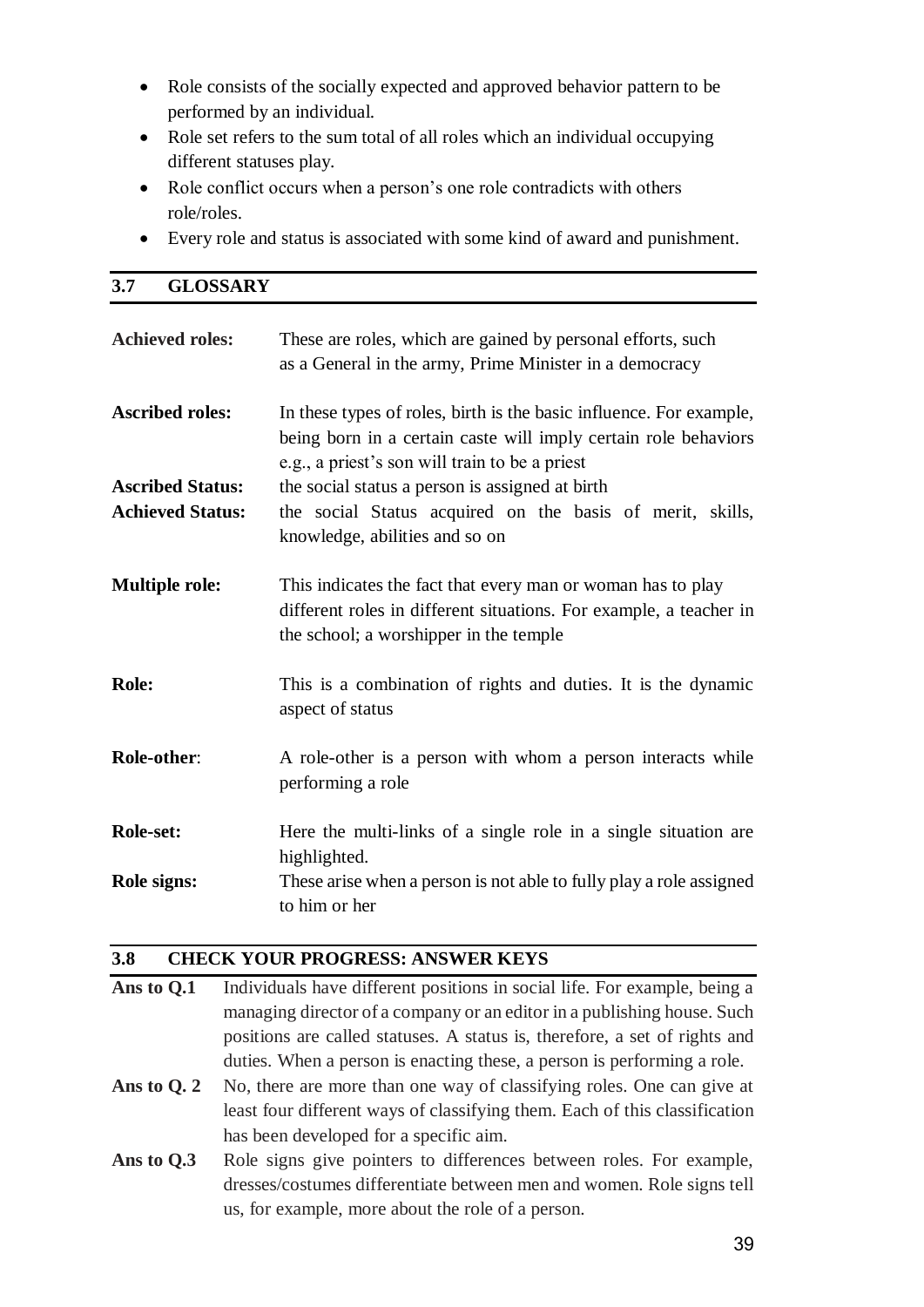- Role consists of the socially expected and approved behavior pattern to be performed by an individual.
- Role set refers to the sum total of all roles which an individual occupying different statuses play.
- Role conflict occurs when a person's one role contradicts with others role/roles.
- Every role and status is associated with some kind of award and punishment.

## 3.7 GLOSSARY

**Achieved roles:** These are roles, which are gained by personal efforts, such as a General in the army, Prime Minister in a democracy

**Ascribed roles:** In these types of roles, birth is the basic influence. For example, being born in a certain caste will imply certain role behaviors e.g., a priest's son will train to be a priest

**Ascribed Status:** the social status a person is assigned at birth

**Achieved Status:** the social Status acquired on the basis of merit, skills, knowledge, abilities and so on

**Multiple role:** This indicates the fact that every man or woman has to play different roles in different situations. For example, a teacher in the school; a worshipper in the temple

**Role:** This is a combination of rights and duties. It is the dynamic aspect of status

**Role-other**: A role-other is a person with whom a person interacts while performing a role

**Role-set:** Here the multi-links of a single role in a single situation are highlighted.

**Role signs:** These arise when a person is not able to fully play a role assigned to him or her

## 3.8 CHECK YOUR PROGRESS: ANSWER KEYS

**Ans to Q.1** Individuals have different positions in social life. For example, being a managing director of a company or an editor in a publishing house. Such positions are called statuses. A status is, therefore, a set of rights and duties. When a person is enacting these, a person is performing a role.

**Ans to Q. 2** No, there are more than one way of classifying roles. One can give at least four different ways of classifying them. Each of this classification has been developed for a specific aim.

**Ans to Q.3** Role signs give pointers to differences between roles. For example, dresses/costumes differentiate between men and women. Role signs tell us, for example, more about the role of a person.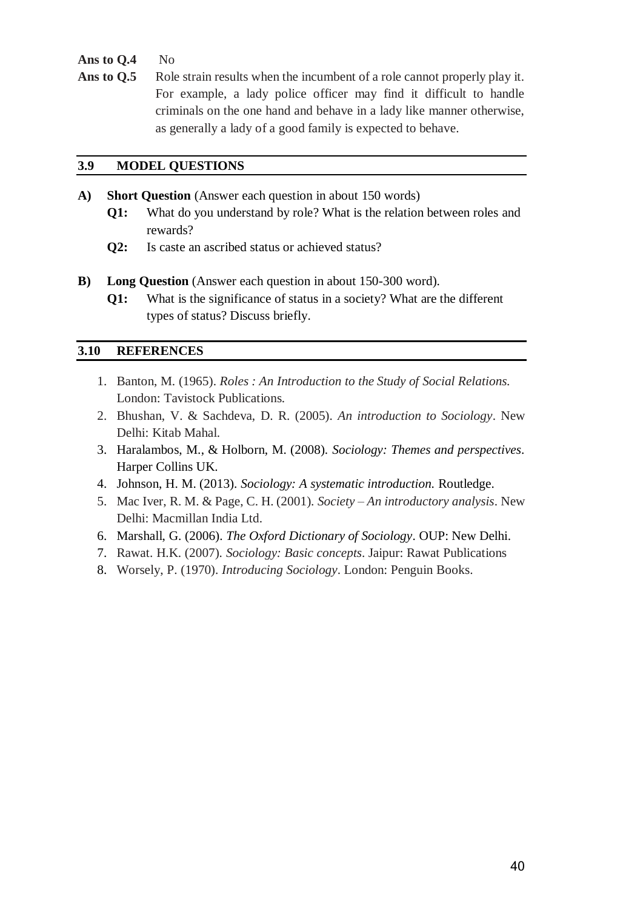**Ans to Q.4** No

**Ans to Q.5** Role strain results when the incumbent of a role cannot properly play it. For example, a lady police officer may find it difficult to handle criminals on the one hand and behave in a lady like manner otherwise, as generally a lady of a good family is expected to behave.

## 3.9 MODEL QUESTIONS

**A) Short Question** (Answer each question in about 150 words)

**Q1:** What do you understand by role? What is the relation between roles and rewards?

**Q2:** Is caste an ascribed status or achieved status?

**B) Long Question** (Answer each question in about 150-300 word).

**Q1:** What is the significance of status in a society? What are the different types of status? Discuss briefly.

## 3.10 REFERENCES

1. Banton, M. (1965). *Roles : An Introduction to the Study of Social Relations.* London: Tavistock Publications.
2. Bhushan, V. & Sachdeva, D. R. (2005). *An introduction to Sociology*. New Delhi: Kitab Mahal.
3. Haralambos, M., & Holborn, M. (2008). *Sociology: Themes and perspectives*. Harper Collins UK.
4. Johnson, H. M. (2013). *Sociology: A systematic introduction.* Routledge.
5. Mac Iver, R. M. & Page, C. H. (2001). *Society – An introductory analysis*. New Delhi: Macmillan India Ltd.
6. Marshall, G. (2006). *The Oxford Dictionary of Sociology*. OUP: New Delhi.
7. Rawat. H.K. (2007). *Sociology: Basic concepts*. Jaipur: Rawat Publications
8. Worsely, P. (1970). *Introducing Sociology*. London: Penguin Books.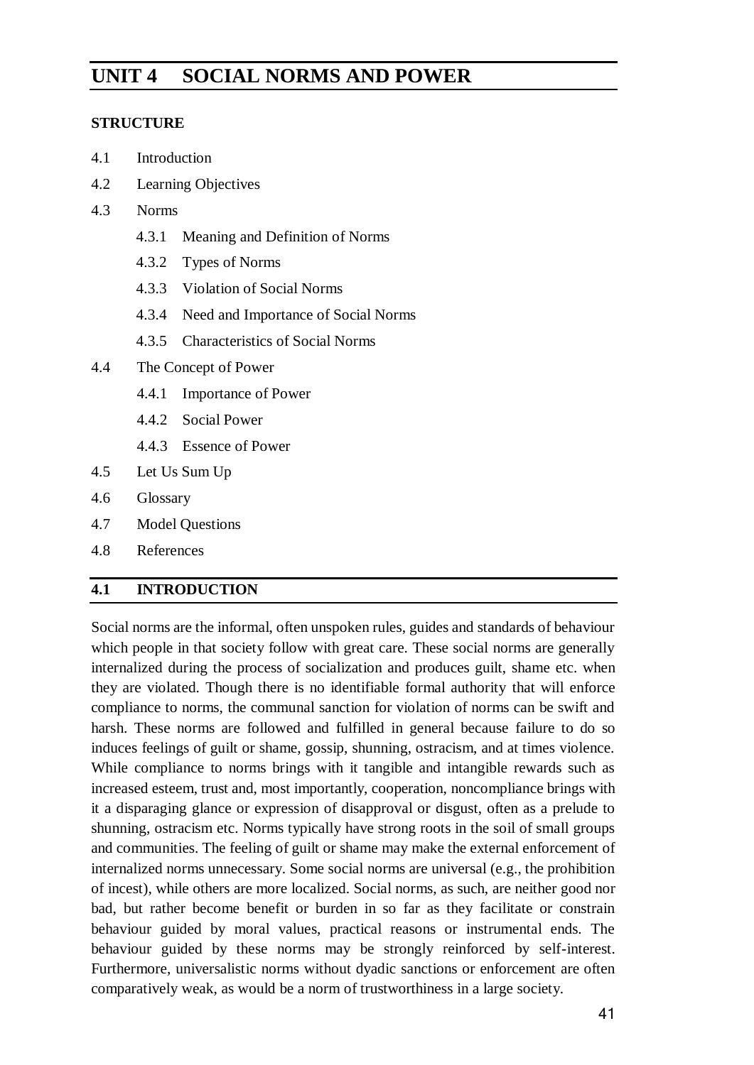# UNIT 4 SOCIAL NORMS AND POWER

**STRUCTURE**

- 4.1 Introduction
- 4.2 Learning Objectives
- 4.3 Norms
  - 4.3.1 Meaning and Definition of Norms
  - 4.3.2 Types of Norms
  - 4.3.3 Violation of Social Norms
  - 4.3.4 Need and Importance of Social Norms
  - 4.3.5 Characteristics of Social Norms
- 4.4 The Concept of Power
  - 4.4.1 Importance of Power
  - 4.4.2 Social Power
  - 4.4.3 Essence of Power
- 4.5 Let Us Sum Up
- 4.6 Glossary
- 4.7 Model Questions
- 4.8 References

## 4.1 INTRODUCTION

Social norms are the informal, often unspoken rules, guides and standards of behaviour which people in that society follow with great care. These social norms are generally internalized during the process of socialization and produces guilt, shame etc. when they are violated. Though there is no identifiable formal authority that will enforce compliance to norms, the communal sanction for violation of norms can be swift and harsh. These norms are followed and fulfilled in general because failure to do so induces feelings of guilt or shame, gossip, shunning, ostracism, and at times violence. While compliance to norms brings with it tangible and intangible rewards such as increased esteem, trust and, most importantly, cooperation, noncompliance brings with it a disparaging glance or expression of disapproval or disgust, often as a prelude to shunning, ostracism etc. Norms typically have strong roots in the soil of small groups and communities. The feeling of guilt or shame may make the external enforcement of internalized norms unnecessary. Some social norms are universal (e.g., the prohibition of incest), while others are more localized. Social norms, as such, are neither good nor bad, but rather become benefit or burden in so far as they facilitate or constrain behaviour guided by moral values, practical reasons or instrumental ends. The behaviour guided by these norms may be strongly reinforced by self-interest. Furthermore, universalistic norms without dyadic sanctions or enforcement are often comparatively weak, as would be a norm of trustworthiness in a large society.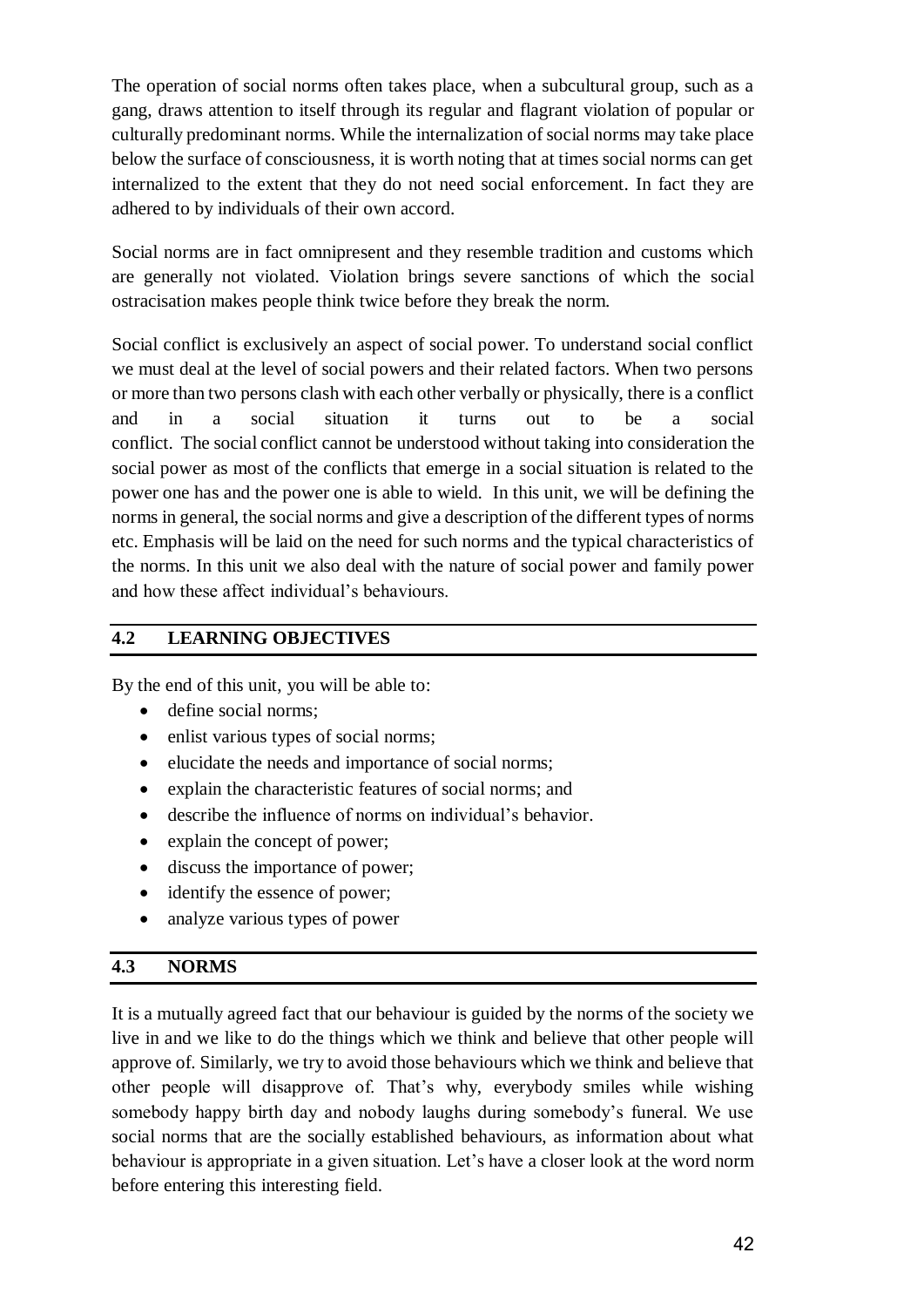The operation of social norms often takes place, when a subcultural group, such as a gang, draws attention to itself through its regular and flagrant violation of popular or culturally predominant norms. While the internalization of social norms may take place below the surface of consciousness, it is worth noting that at times social norms can get internalized to the extent that they do not need social enforcement. In fact they are adhered to by individuals of their own accord.

Social norms are in fact omnipresent and they resemble tradition and customs which are generally not violated. Violation brings severe sanctions of which the social ostracisation makes people think twice before they break the norm.

Social conflict is exclusively an aspect of social power. To understand social conflict we must deal at the level of social powers and their related factors. When two persons or more than two persons clash with each other verbally or physically, there is a conflict and in a social situation it turns out to be a social conflict. The social conflict cannot be understood without taking into consideration the social power as most of the conflicts that emerge in a social situation is related to the power one has and the power one is able to wield. In this unit, we will be defining the norms in general, the social norms and give a description of the different types of norms etc. Emphasis will be laid on the need for such norms and the typical characteristics of the norms. In this unit we also deal with the nature of social power and family power and how these affect individual's behaviours.

## 4.2 LEARNING OBJECTIVES

By the end of this unit, you will be able to:

- define social norms;
- enlist various types of social norms;
- elucidate the needs and importance of social norms;
- explain the characteristic features of social norms; and
- describe the influence of norms on individual's behavior.
- explain the concept of power;
- discuss the importance of power;
- identify the essence of power;
- analyze various types of power

## 4.3 NORMS

It is a mutually agreed fact that our behaviour is guided by the norms of the society we live in and we like to do the things which we think and believe that other people will approve of. Similarly, we try to avoid those behaviours which we think and believe that other people will disapprove of. That's why, everybody smiles while wishing somebody happy birth day and nobody laughs during somebody's funeral. We use social norms that are the socially established behaviours, as information about what behaviour is appropriate in a given situation. Let's have a closer look at the word norm before entering this interesting field.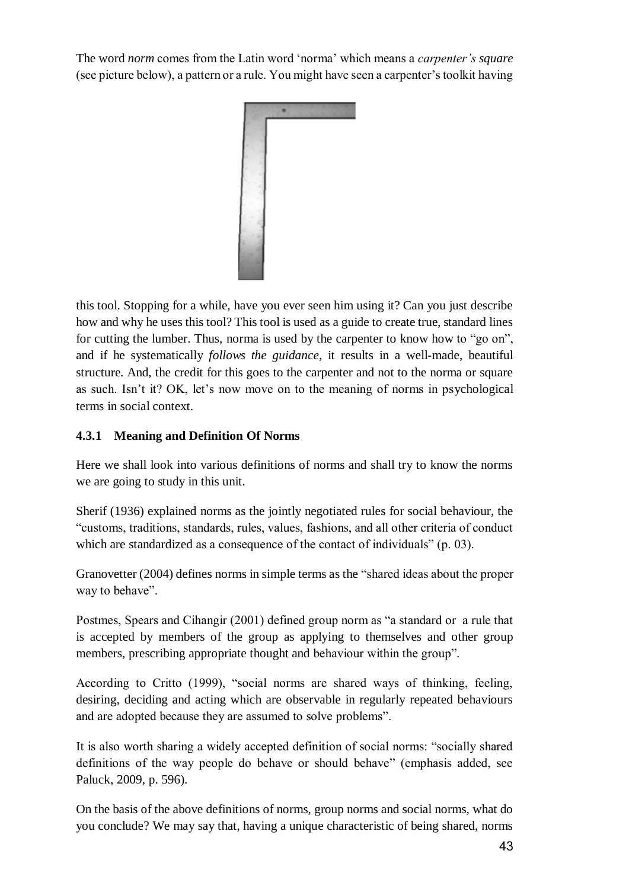The word *norm* comes from the Latin word 'norma' which means a *carpenter's square* (see picture below), a pattern or a rule. You might have seen a carpenter's toolkit having this tool. Stopping for a while, have you ever seen him using it? Can you just describe how and why he uses this tool? This tool is used as a guide to create true, standard lines for cutting the lumber. Thus, norma is used by the carpenter to know how to "go on", and if he systematically *follows the guidance*, it results in a well-made, beautiful structure. And, the credit for this goes to the carpenter and not to the norma or square as such. Isn't it? OK, let's now move on to the meaning of norms in psychological terms in social context.

### 4.3.1 Meaning and Definition Of Norms

Here we shall look into various definitions of norms and shall try to know the norms we are going to study in this unit.

Sherif (1936) explained norms as the jointly negotiated rules for social behaviour, the "customs, traditions, standards, rules, values, fashions, and all other criteria of conduct which are standardized as a consequence of the contact of individuals" (p. 03).

Granovetter (2004) defines norms in simple terms as the "shared ideas about the proper way to behave".

Postmes, Spears and Cihangir (2001) defined group norm as "a standard or a rule that is accepted by members of the group as applying to themselves and other group members, prescribing appropriate thought and behaviour within the group".

According to Critto (1999), "social norms are shared ways of thinking, feeling, desiring, deciding and acting which are observable in regularly repeated behaviours and are adopted because they are assumed to solve problems".

It is also worth sharing a widely accepted definition of social norms: "socially shared definitions of the way people do behave or should behave" (emphasis added, see Paluck, 2009, p. 596).

On the basis of the above definitions of norms, group norms and social norms, what do you conclude? We may say that, having a unique characteristic of being shared, norms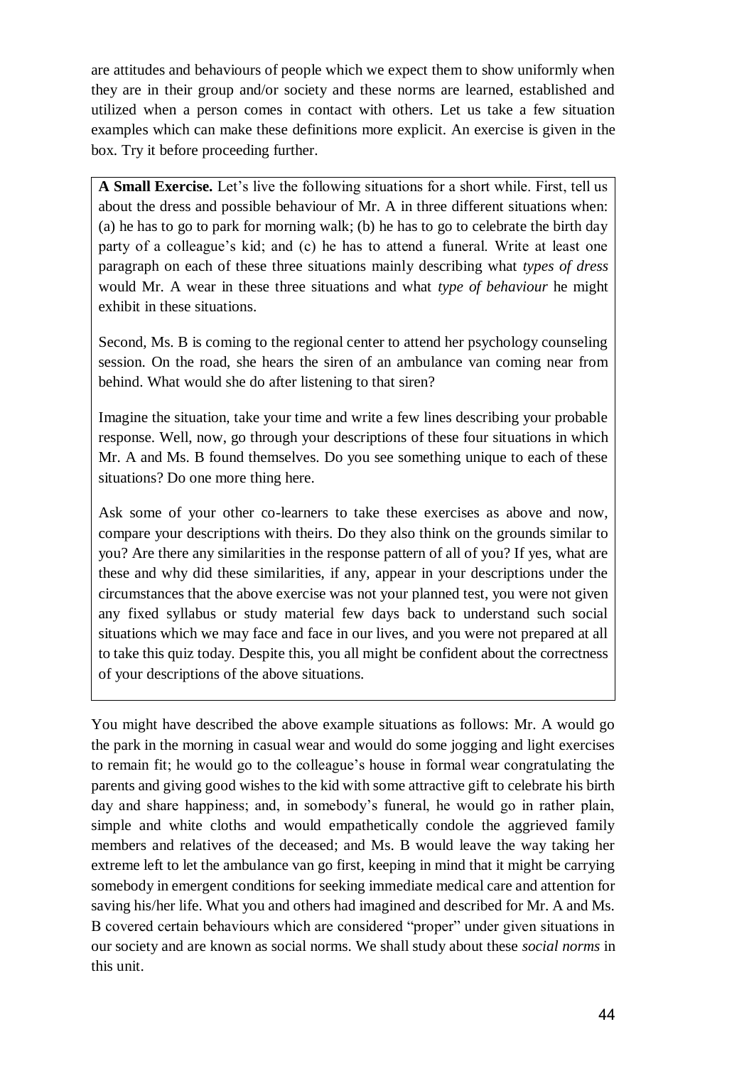are attitudes and behaviours of people which we expect them to show uniformly when they are in their group and/or society and these norms are learned, established and utilized when a person comes in contact with others. Let us take a few situation examples which can make these definitions more explicit. An exercise is given in the box. Try it before proceeding further.

> **A Small Exercise.** Let's live the following situations for a short while. First, tell us about the dress and possible behaviour of Mr. A in three different situations when: (a) he has to go to park for morning walk; (b) he has to go to celebrate the birth day party of a colleague's kid; and (c) he has to attend a funeral. Write at least one paragraph on each of these three situations mainly describing what *types of dress* would Mr. A wear in these three situations and what *type of behaviour* he might exhibit in these situations.
>
> Second, Ms. B is coming to the regional center to attend her psychology counseling session. On the road, she hears the siren of an ambulance van coming near from behind. What would she do after listening to that siren?
>
> Imagine the situation, take your time and write a few lines describing your probable response. Well, now, go through your descriptions of these four situations in which Mr. A and Ms. B found themselves. Do you see something unique to each of these situations? Do one more thing here.
>
> Ask some of your other co-learners to take these exercises as above and now, compare your descriptions with theirs. Do they also think on the grounds similar to you? Are there any similarities in the response pattern of all of you? If yes, what are these and why did these similarities, if any, appear in your descriptions under the circumstances that the above exercise was not your planned test, you were not given any fixed syllabus or study material few days back to understand such social situations which we may face and face in our lives, and you were not prepared at all to take this quiz today. Despite this, you all might be confident about the correctness of your descriptions of the above situations.

You might have described the above example situations as follows: Mr. A would go the park in the morning in casual wear and would do some jogging and light exercises to remain fit; he would go to the colleague's house in formal wear congratulating the parents and giving good wishes to the kid with some attractive gift to celebrate his birth day and share happiness; and, in somebody's funeral, he would go in rather plain, simple and white cloths and would empathetically condole the aggrieved family members and relatives of the deceased; and Ms. B would leave the way taking her extreme left to let the ambulance van go first, keeping in mind that it might be carrying somebody in emergent conditions for seeking immediate medical care and attention for saving his/her life. What you and others had imagined and described for Mr. A and Ms. B covered certain behaviours which are considered "proper" under given situations in our society and are known as social norms. We shall study about these *social norms* in this unit.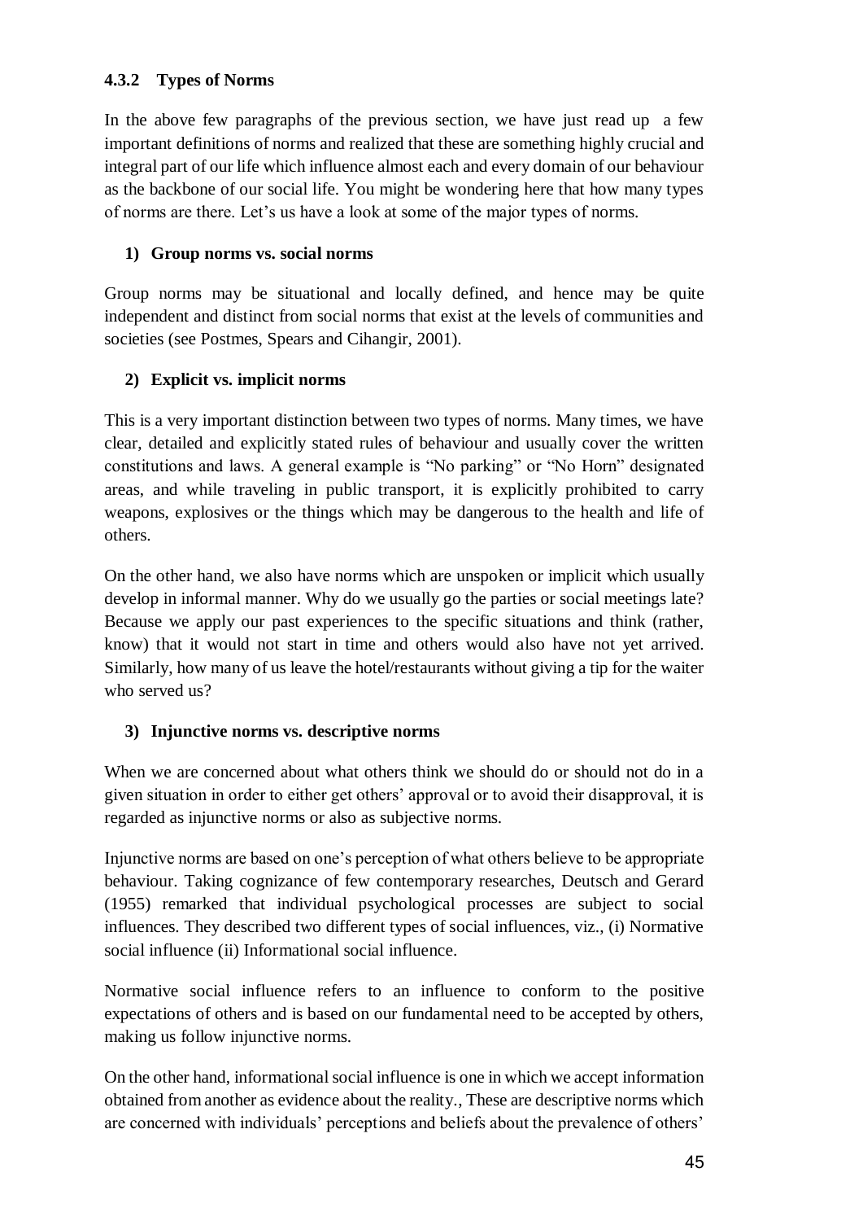### 4.3.2 Types of Norms

In the above few paragraphs of the previous section, we have just read up a few important definitions of norms and realized that these are something highly crucial and integral part of our life which influence almost each and every domain of our behaviour as the backbone of our social life. You might be wondering here that how many types of norms are there. Let's us have a look at some of the major types of norms.

**1) Group norms vs. social norms**

Group norms may be situational and locally defined, and hence may be quite independent and distinct from social norms that exist at the levels of communities and societies (see Postmes, Spears and Cihangir, 2001).

**2) Explicit vs. implicit norms**

This is a very important distinction between two types of norms. Many times, we have clear, detailed and explicitly stated rules of behaviour and usually cover the written constitutions and laws. A general example is "No parking" or "No Horn" designated areas, and while traveling in public transport, it is explicitly prohibited to carry weapons, explosives or the things which may be dangerous to the health and life of others.

On the other hand, we also have norms which are unspoken or implicit which usually develop in informal manner. Why do we usually go the parties or social meetings late? Because we apply our past experiences to the specific situations and think (rather, know) that it would not start in time and others would also have not yet arrived. Similarly, how many of us leave the hotel/restaurants without giving a tip for the waiter who served us?

**3) Injunctive norms vs. descriptive norms**

When we are concerned about what others think we should do or should not do in a given situation in order to either get others' approval or to avoid their disapproval, it is regarded as injunctive norms or also as subjective norms.

Injunctive norms are based on one's perception of what others believe to be appropriate behaviour. Taking cognizance of few contemporary researches, Deutsch and Gerard (1955) remarked that individual psychological processes are subject to social influences. They described two different types of social influences, viz., (i) Normative social influence (ii) Informational social influence.

Normative social influence refers to an influence to conform to the positive expectations of others and is based on our fundamental need to be accepted by others, making us follow injunctive norms.

On the other hand, informational social influence is one in which we accept information obtained from another as evidence about the reality., These are descriptive norms which are concerned with individuals' perceptions and beliefs about the prevalence of others'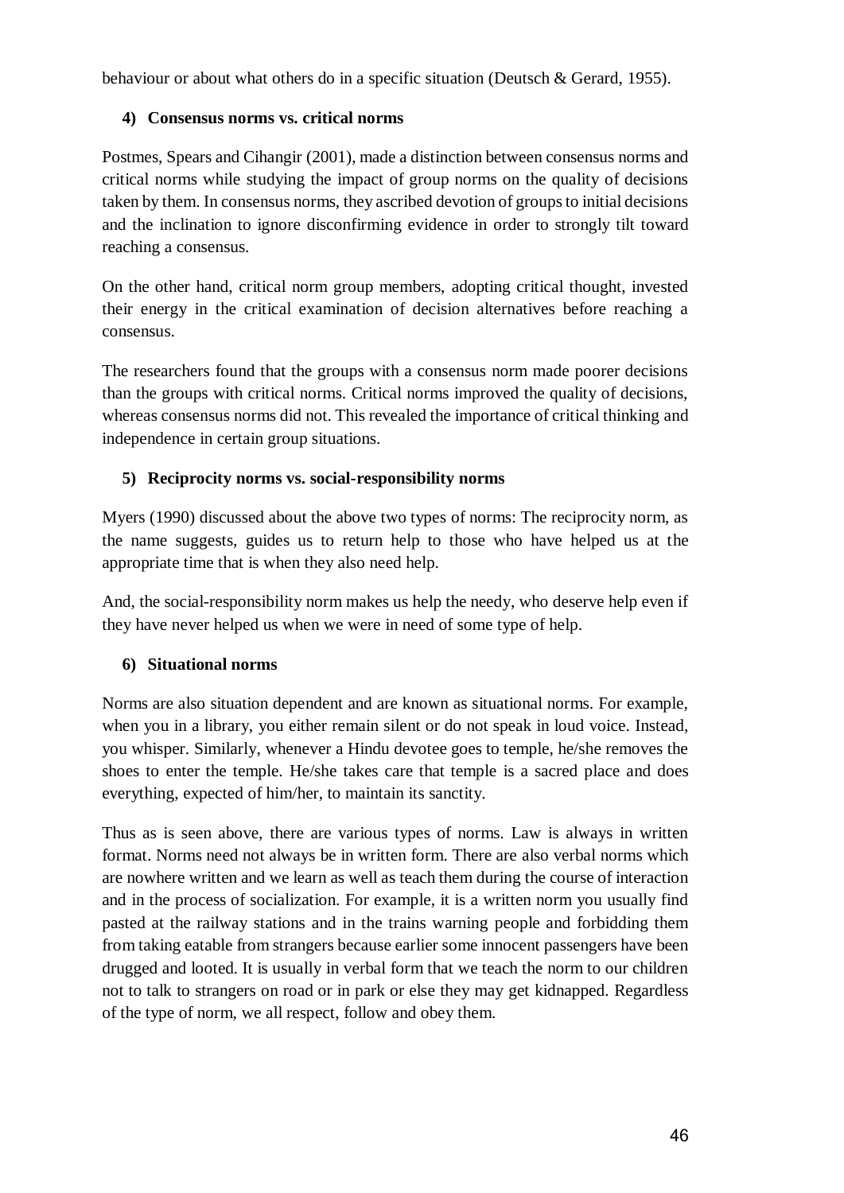behaviour or about what others do in a specific situation (Deutsch & Gerard, 1955).

### 4) Consensus norms vs. critical norms

Postmes, Spears and Cihangir (2001), made a distinction between consensus norms and critical norms while studying the impact of group norms on the quality of decisions taken by them. In consensus norms, they ascribed devotion of groups to initial decisions and the inclination to ignore disconfirming evidence in order to strongly tilt toward reaching a consensus.

On the other hand, critical norm group members, adopting critical thought, invested their energy in the critical examination of decision alternatives before reaching a consensus.

The researchers found that the groups with a consensus norm made poorer decisions than the groups with critical norms. Critical norms improved the quality of decisions, whereas consensus norms did not. This revealed the importance of critical thinking and independence in certain group situations.

### 5) Reciprocity norms vs. social-responsibility norms

Myers (1990) discussed about the above two types of norms: The reciprocity norm, as the name suggests, guides us to return help to those who have helped us at the appropriate time that is when they also need help.

And, the social-responsibility norm makes us help the needy, who deserve help even if they have never helped us when we were in need of some type of help.

### 6) Situational norms

Norms are also situation dependent and are known as situational norms. For example, when you in a library, you either remain silent or do not speak in loud voice. Instead, you whisper. Similarly, whenever a Hindu devotee goes to temple, he/she removes the shoes to enter the temple. He/she takes care that temple is a sacred place and does everything, expected of him/her, to maintain its sanctity.

Thus as is seen above, there are various types of norms. Law is always in written format. Norms need not always be in written form. There are also verbal norms which are nowhere written and we learn as well as teach them during the course of interaction and in the process of socialization. For example, it is a written norm you usually find pasted at the railway stations and in the trains warning people and forbidding them from taking eatable from strangers because earlier some innocent passengers have been drugged and looted. It is usually in verbal form that we teach the norm to our children not to talk to strangers on road or in park or else they may get kidnapped. Regardless of the type of norm, we all respect, follow and obey them.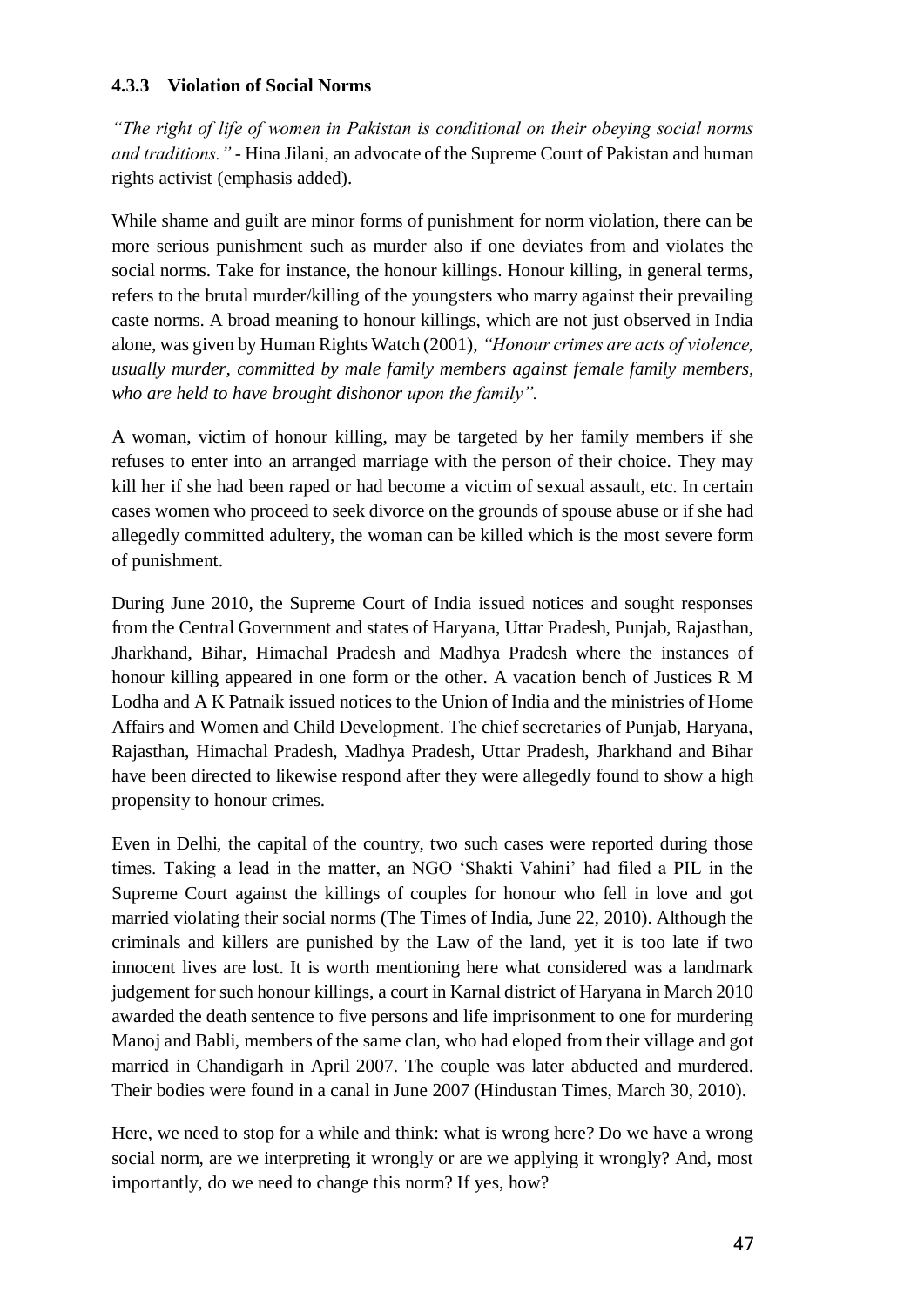### 4.3.3 Violation of Social Norms

*"The right of life of women in Pakistan is conditional on their obeying social norms and traditions."* - Hina Jilani, an advocate of the Supreme Court of Pakistan and human rights activist (emphasis added).

While shame and guilt are minor forms of punishment for norm violation, there can be more serious punishment such as murder also if one deviates from and violates the social norms. Take for instance, the honour killings. Honour killing, in general terms, refers to the brutal murder/killing of the youngsters who marry against their prevailing caste norms. A broad meaning to honour killings, which are not just observed in India alone, was given by Human Rights Watch (2001), *"Honour crimes are acts of violence, usually murder, committed by male family members against female family members, who are held to have brought dishonor upon the family".*

A woman, victim of honour killing, may be targeted by her family members if she refuses to enter into an arranged marriage with the person of their choice. They may kill her if she had been raped or had become a victim of sexual assault, etc. In certain cases women who proceed to seek divorce on the grounds of spouse abuse or if she had allegedly committed adultery, the woman can be killed which is the most severe form of punishment.

During June 2010, the Supreme Court of India issued notices and sought responses from the Central Government and states of Haryana, Uttar Pradesh, Punjab, Rajasthan, Jharkhand, Bihar, Himachal Pradesh and Madhya Pradesh where the instances of honour killing appeared in one form or the other. A vacation bench of Justices R M Lodha and A K Patnaik issued notices to the Union of India and the ministries of Home Affairs and Women and Child Development. The chief secretaries of Punjab, Haryana, Rajasthan, Himachal Pradesh, Madhya Pradesh, Uttar Pradesh, Jharkhand and Bihar have been directed to likewise respond after they were allegedly found to show a high propensity to honour crimes.

Even in Delhi, the capital of the country, two such cases were reported during those times. Taking a lead in the matter, an NGO 'Shakti Vahini' had filed a PIL in the Supreme Court against the killings of couples for honour who fell in love and got married violating their social norms (The Times of India, June 22, 2010). Although the criminals and killers are punished by the Law of the land, yet it is too late if two innocent lives are lost. It is worth mentioning here what considered was a landmark judgement for such honour killings, a court in Karnal district of Haryana in March 2010 awarded the death sentence to five persons and life imprisonment to one for murdering Manoj and Babli, members of the same clan, who had eloped from their village and got married in Chandigarh in April 2007. The couple was later abducted and murdered. Their bodies were found in a canal in June 2007 (Hindustan Times, March 30, 2010).

Here, we need to stop for a while and think: what is wrong here? Do we have a wrong social norm, are we interpreting it wrongly or are we applying it wrongly? And, most importantly, do we need to change this norm? If yes, how?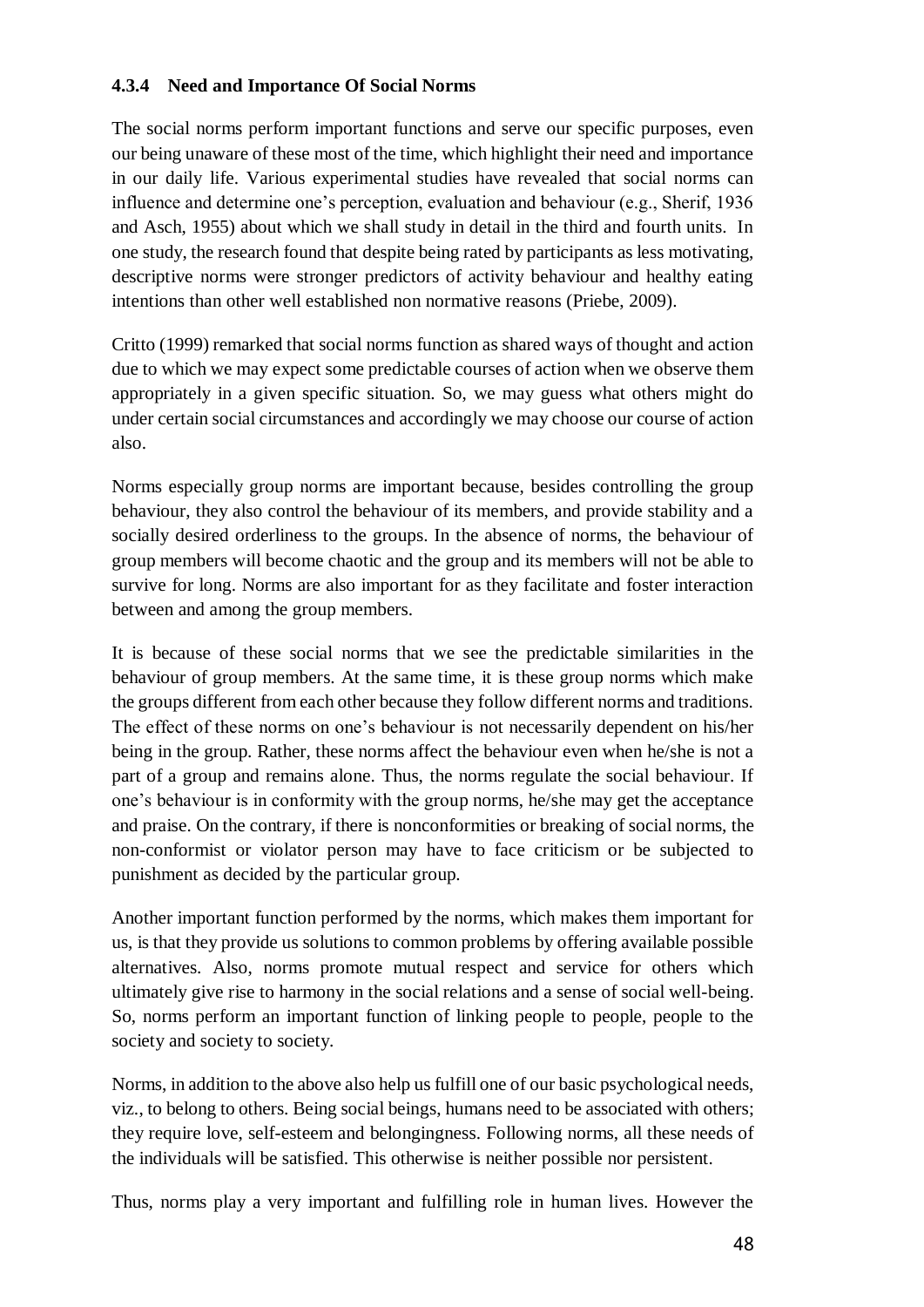### 4.3.4 Need and Importance Of Social Norms

The social norms perform important functions and serve our specific purposes, even our being unaware of these most of the time, which highlight their need and importance in our daily life. Various experimental studies have revealed that social norms can influence and determine one's perception, evaluation and behaviour (e.g., Sherif, 1936 and Asch, 1955) about which we shall study in detail in the third and fourth units. In one study, the research found that despite being rated by participants as less motivating, descriptive norms were stronger predictors of activity behaviour and healthy eating intentions than other well established non normative reasons (Priebe, 2009).

Critto (1999) remarked that social norms function as shared ways of thought and action due to which we may expect some predictable courses of action when we observe them appropriately in a given specific situation. So, we may guess what others might do under certain social circumstances and accordingly we may choose our course of action also.

Norms especially group norms are important because, besides controlling the group behaviour, they also control the behaviour of its members, and provide stability and a socially desired orderliness to the groups. In the absence of norms, the behaviour of group members will become chaotic and the group and its members will not be able to survive for long. Norms are also important for as they facilitate and foster interaction between and among the group members.

It is because of these social norms that we see the predictable similarities in the behaviour of group members. At the same time, it is these group norms which make the groups different from each other because they follow different norms and traditions. The effect of these norms on one's behaviour is not necessarily dependent on his/her being in the group. Rather, these norms affect the behaviour even when he/she is not a part of a group and remains alone. Thus, the norms regulate the social behaviour. If one's behaviour is in conformity with the group norms, he/she may get the acceptance and praise. On the contrary, if there is nonconformities or breaking of social norms, the non-conformist or violator person may have to face criticism or be subjected to punishment as decided by the particular group.

Another important function performed by the norms, which makes them important for us, is that they provide us solutions to common problems by offering available possible alternatives. Also, norms promote mutual respect and service for others which ultimately give rise to harmony in the social relations and a sense of social well-being. So, norms perform an important function of linking people to people, people to the society and society to society.

Norms, in addition to the above also help us fulfill one of our basic psychological needs, viz., to belong to others. Being social beings, humans need to be associated with others; they require love, self-esteem and belongingness. Following norms, all these needs of the individuals will be satisfied. This otherwise is neither possible nor persistent.

Thus, norms play a very important and fulfilling role in human lives. However the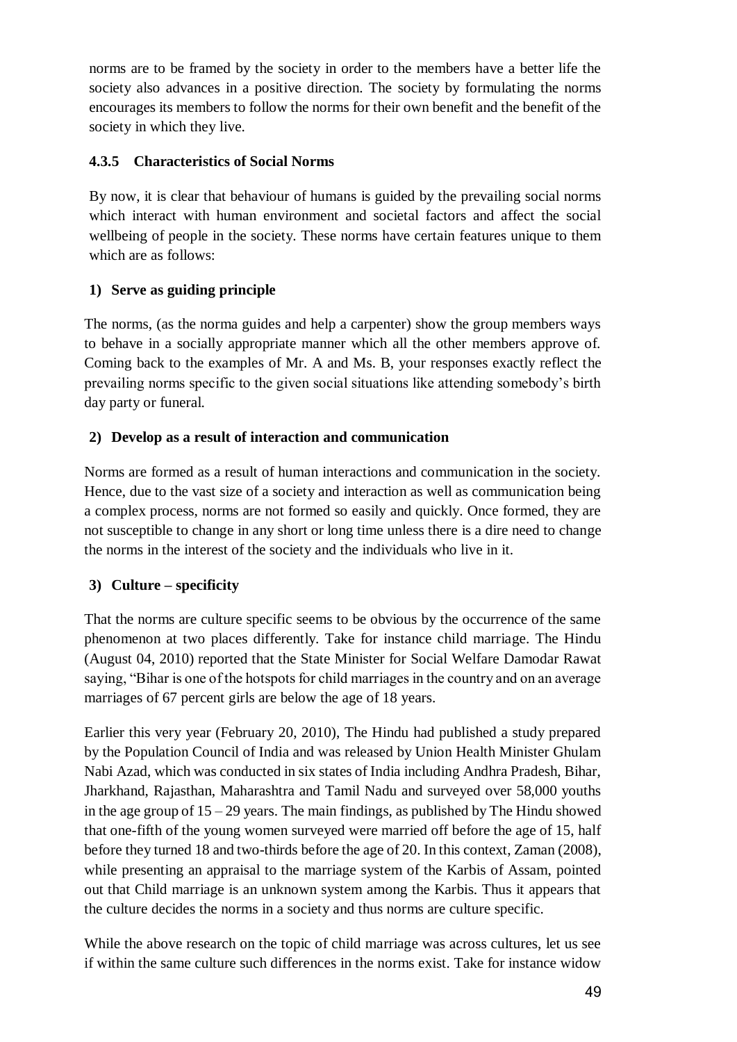norms are to be framed by the society in order to the members have a better life the society also advances in a positive direction. The society by formulating the norms encourages its members to follow the norms for their own benefit and the benefit of the society in which they live.

### 4.3.5 Characteristics of Social Norms

By now, it is clear that behaviour of humans is guided by the prevailing social norms which interact with human environment and societal factors and affect the social wellbeing of people in the society. These norms have certain features unique to them which are as follows:

**1) Serve as guiding principle**

The norms, (as the norma guides and help a carpenter) show the group members ways to behave in a socially appropriate manner which all the other members approve of. Coming back to the examples of Mr. A and Ms. B, your responses exactly reflect the prevailing norms specific to the given social situations like attending somebody's birth day party or funeral.

**2) Develop as a result of interaction and communication**

Norms are formed as a result of human interactions and communication in the society. Hence, due to the vast size of a society and interaction as well as communication being a complex process, norms are not formed so easily and quickly. Once formed, they are not susceptible to change in any short or long time unless there is a dire need to change the norms in the interest of the society and the individuals who live in it.

**3) Culture – specificity**

That the norms are culture specific seems to be obvious by the occurrence of the same phenomenon at two places differently. Take for instance child marriage. The Hindu (August 04, 2010) reported that the State Minister for Social Welfare Damodar Rawat saying, "Bihar is one of the hotspots for child marriages in the country and on an average marriages of 67 percent girls are below the age of 18 years.

Earlier this very year (February 20, 2010), The Hindu had published a study prepared by the Population Council of India and was released by Union Health Minister Ghulam Nabi Azad, which was conducted in six states of India including Andhra Pradesh, Bihar, Jharkhand, Rajasthan, Maharashtra and Tamil Nadu and surveyed over 58,000 youths in the age group of 15 – 29 years. The main findings, as published by The Hindu showed that one-fifth of the young women surveyed were married off before the age of 15, half before they turned 18 and two-thirds before the age of 20. In this context, Zaman (2008), while presenting an appraisal to the marriage system of the Karbis of Assam, pointed out that Child marriage is an unknown system among the Karbis. Thus it appears that the culture decides the norms in a society and thus norms are culture specific.

While the above research on the topic of child marriage was across cultures, let us see if within the same culture such differences in the norms exist. Take for instance widow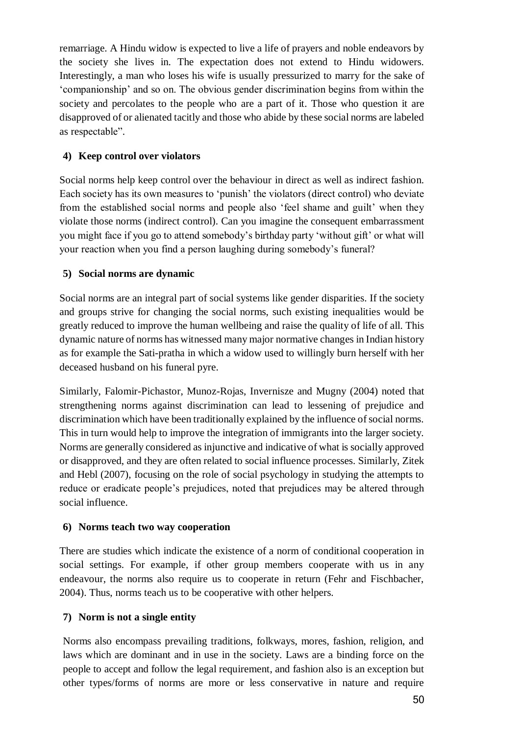remarriage. A Hindu widow is expected to live a life of prayers and noble endeavors by the society she lives in. The expectation does not extend to Hindu widowers. Interestingly, a man who loses his wife is usually pressurized to marry for the sake of 'companionship' and so on. The obvious gender discrimination begins from within the society and percolates to the people who are a part of it. Those who question it are disapproved of or alienated tacitly and those who abide by these social norms are labeled as respectable".

**4) Keep control over violators**

Social norms help keep control over the behaviour in direct as well as indirect fashion. Each society has its own measures to 'punish' the violators (direct control) who deviate from the established social norms and people also 'feel shame and guilt' when they violate those norms (indirect control). Can you imagine the consequent embarrassment you might face if you go to attend somebody's birthday party 'without gift' or what will your reaction when you find a person laughing during somebody's funeral?

**5) Social norms are dynamic**

Social norms are an integral part of social systems like gender disparities. If the society and groups strive for changing the social norms, such existing inequalities would be greatly reduced to improve the human wellbeing and raise the quality of life of all. This dynamic nature of norms has witnessed many major normative changes in Indian history as for example the Sati-pratha in which a widow used to willingly burn herself with her deceased husband on his funeral pyre.

Similarly, Falomir-Pichastor, Munoz-Rojas, Invernisze and Mugny (2004) noted that strengthening norms against discrimination can lead to lessening of prejudice and discrimination which have been traditionally explained by the influence of social norms. This in turn would help to improve the integration of immigrants into the larger society. Norms are generally considered as injunctive and indicative of what is socially approved or disapproved, and they are often related to social influence processes. Similarly, Zitek and Hebl (2007), focusing on the role of social psychology in studying the attempts to reduce or eradicate people's prejudices, noted that prejudices may be altered through social influence.

**6) Norms teach two way cooperation**

There are studies which indicate the existence of a norm of conditional cooperation in social settings. For example, if other group members cooperate with us in any endeavour, the norms also require us to cooperate in return (Fehr and Fischbacher, 2004). Thus, norms teach us to be cooperative with other helpers.

**7) Norm is not a single entity**

Norms also encompass prevailing traditions, folkways, mores, fashion, religion, and laws which are dominant and in use in the society. Laws are a binding force on the people to accept and follow the legal requirement, and fashion also is an exception but other types/forms of norms are more or less conservative in nature and require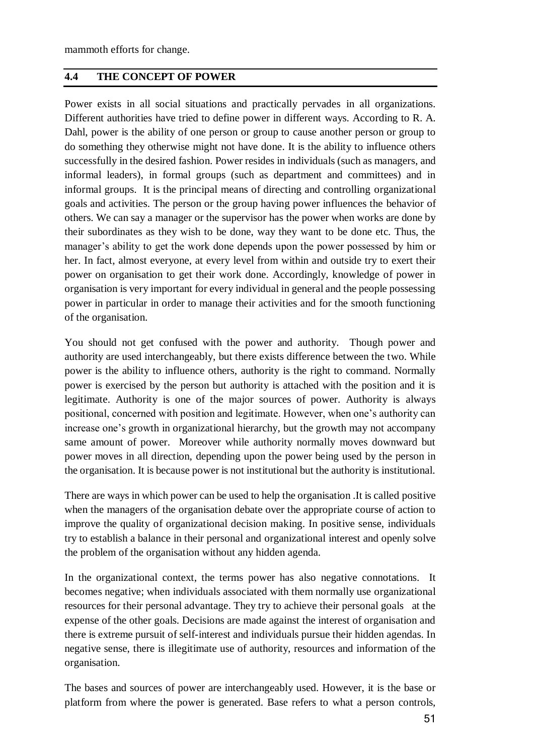mammoth efforts for change.

## 4.4 THE CONCEPT OF POWER

Power exists in all social situations and practically pervades in all organizations. Different authorities have tried to define power in different ways. According to R. A. Dahl, power is the ability of one person or group to cause another person or group to do something they otherwise might not have done. It is the ability to influence others successfully in the desired fashion. Power resides in individuals (such as managers, and informal leaders), in formal groups (such as department and committees) and in informal groups. It is the principal means of directing and controlling organizational goals and activities. The person or the group having power influences the behavior of others. We can say a manager or the supervisor has the power when works are done by their subordinates as they wish to be done, way they want to be done etc. Thus, the manager's ability to get the work done depends upon the power possessed by him or her. In fact, almost everyone, at every level from within and outside try to exert their power on organisation to get their work done. Accordingly, knowledge of power in organisation is very important for every individual in general and the people possessing power in particular in order to manage their activities and for the smooth functioning of the organisation.

You should not get confused with the power and authority. Though power and authority are used interchangeably, but there exists difference between the two. While power is the ability to influence others, authority is the right to command. Normally power is exercised by the person but authority is attached with the position and it is legitimate. Authority is one of the major sources of power. Authority is always positional, concerned with position and legitimate. However, when one's authority can increase one's growth in organizational hierarchy, but the growth may not accompany same amount of power. Moreover while authority normally moves downward but power moves in all direction, depending upon the power being used by the person in the organisation. It is because power is not institutional but the authority is institutional.

There are ways in which power can be used to help the organisation .It is called positive when the managers of the organisation debate over the appropriate course of action to improve the quality of organizational decision making. In positive sense, individuals try to establish a balance in their personal and organizational interest and openly solve the problem of the organisation without any hidden agenda.

In the organizational context, the terms power has also negative connotations. It becomes negative; when individuals associated with them normally use organizational resources for their personal advantage. They try to achieve their personal goals at the expense of the other goals. Decisions are made against the interest of organisation and there is extreme pursuit of self-interest and individuals pursue their hidden agendas. In negative sense, there is illegitimate use of authority, resources and information of the organisation.

The bases and sources of power are interchangeably used. However, it is the base or platform from where the power is generated. Base refers to what a person controls,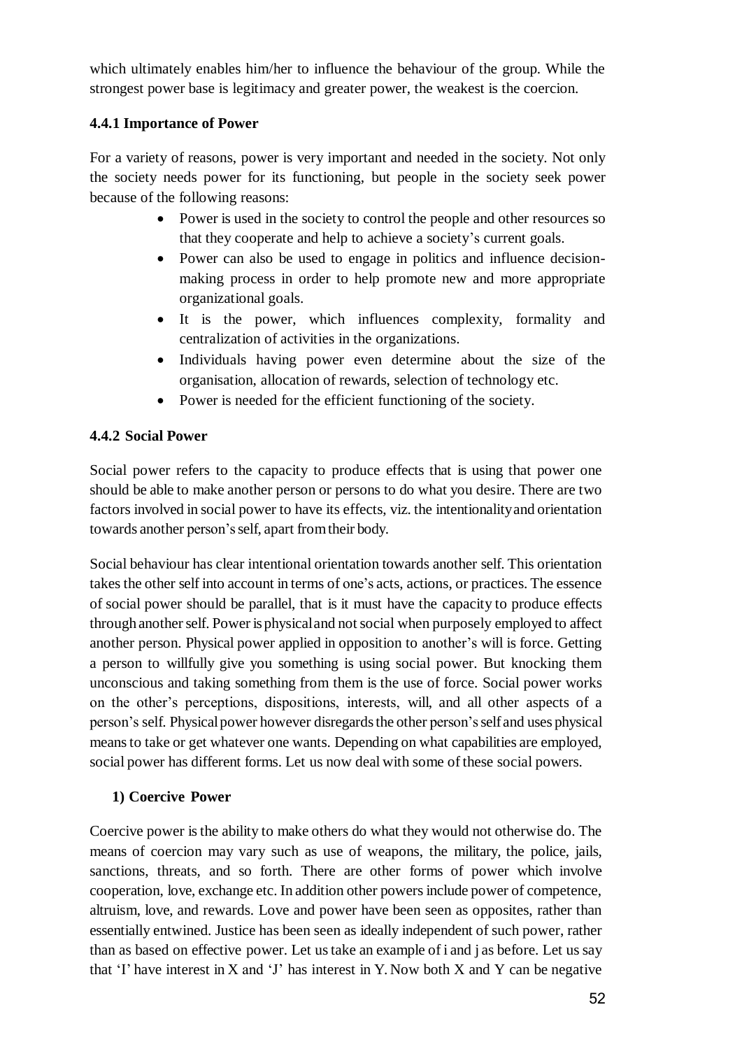which ultimately enables him/her to influence the behaviour of the group. While the strongest power base is legitimacy and greater power, the weakest is the coercion.

### 4.4.1 Importance of Power

For a variety of reasons, power is very important and needed in the society. Not only the society needs power for its functioning, but people in the society seek power because of the following reasons:

- Power is used in the society to control the people and other resources so that they cooperate and help to achieve a society's current goals.
- Power can also be used to engage in politics and influence decision-making process in order to help promote new and more appropriate organizational goals.
- It is the power, which influences complexity, formality and centralization of activities in the organizations.
- Individuals having power even determine about the size of the organisation, allocation of rewards, selection of technology etc.
- Power is needed for the efficient functioning of the society.

### 4.4.2 Social Power

Social power refers to the capacity to produce effects that is using that power one should be able to make another person or persons to do what you desire. There are two factors involved in social power to have its effects, viz. the intentionality and orientation towards another person's self, apart from their body.

Social behaviour has clear intentional orientation towards another self. This orientation takes the other self into account in terms of one's acts, actions, or practices. The essence of social power should be parallel, that is it must have the capacity to produce effects through another self. Power is physical and not social when purposely employed to affect another person. Physical power applied in opposition to another's will is force. Getting a person to willfully give you something is using social power. But knocking them unconscious and taking something from them is the use of force. Social power works on the other's perceptions, dispositions, interests, will, and all other aspects of a person's self. Physical power however disregards the other person's self and uses physical means to take or get whatever one wants. Depending on what capabilities are employed, social power has different forms. Let us now deal with some of these social powers.

**1) Coercive Power**

Coercive power is the ability to make others do what they would not otherwise do. The means of coercion may vary such as use of weapons, the military, the police, jails, sanctions, threats, and so forth. There are other forms of power which involve cooperation, love, exchange etc. In addition other powers include power of competence, altruism, love, and rewards. Love and power have been seen as opposites, rather than essentially entwined. Justice has been seen as ideally independent of such power, rather than as based on effective power. Let us take an example of i and j as before. Let us say that 'I' have interest in X and 'J' has interest in Y. Now both X and Y can be negative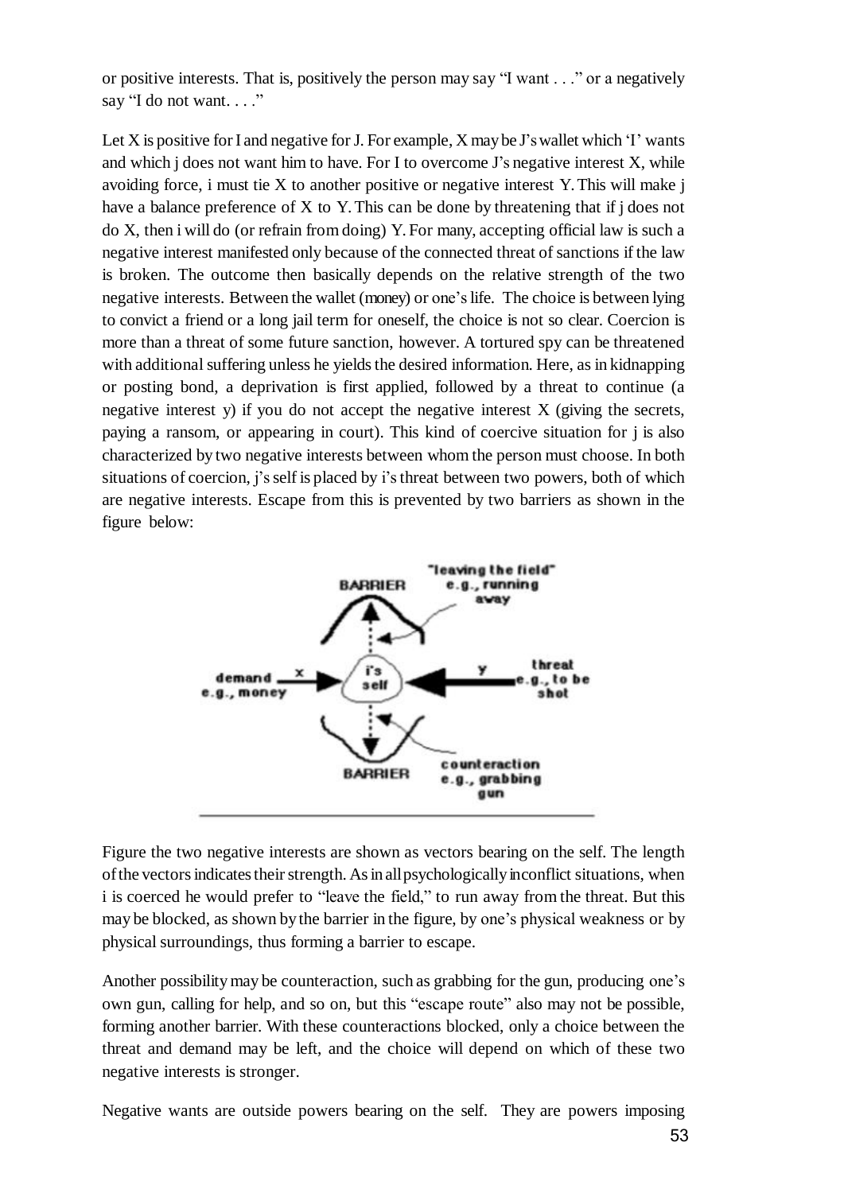or positive interests. That is, positively the person may say "I want . . ." or a negatively say "I do not want. . . ."

Let X is positive for I and negative for J. For example, X may be J's wallet which 'I' wants and which j does not want him to have. For I to overcome J's negative interest X, while avoiding force, i must tie X to another positive or negative interest Y. This will make j have a balance preference of X to Y. This can be done by threatening that if j does not do X, then i will do (or refrain from doing) Y. For many, accepting official law is such a negative interest manifested only because of the connected threat of sanctions if the law is broken. The outcome then basically depends on the relative strength of the two negative interests. Between the wallet (money) or one's life. The choice is between lying to convict a friend or a long jail term for oneself, the choice is not so clear. Coercion is more than a threat of some future sanction, however. A tortured spy can be threatened with additional suffering unless he yields the desired information. Here, as in kidnapping or posting bond, a deprivation is first applied, followed by a threat to continue (a negative interest y) if you do not accept the negative interest X (giving the secrets, paying a ransom, or appearing in court). This kind of coercive situation for j is also characterized by two negative interests between whom the person must choose. In both situations of coercion, j's self is placed by i's threat between two powers, both of which are negative interests. Escape from this is prevented by two barriers as shown in the figure below:

Figure the two negative interests are shown as vectors bearing on the self. The length of the vectors indicates their strength. As in all psychologically inconflict situations, when i is coerced he would prefer to "leave the field," to run away from the threat. But this may be blocked, as shown by the barrier in the figure, by one's physical weakness or by physical surroundings, thus forming a barrier to escape.

Another possibility may be counteraction, such as grabbing for the gun, producing one's own gun, calling for help, and so on, but this "escape route" also may not be possible, forming another barrier. With these counteractions blocked, only a choice between the threat and demand may be left, and the choice will depend on which of these two negative interests is stronger.

Negative wants are outside powers bearing on the self. They are powers imposing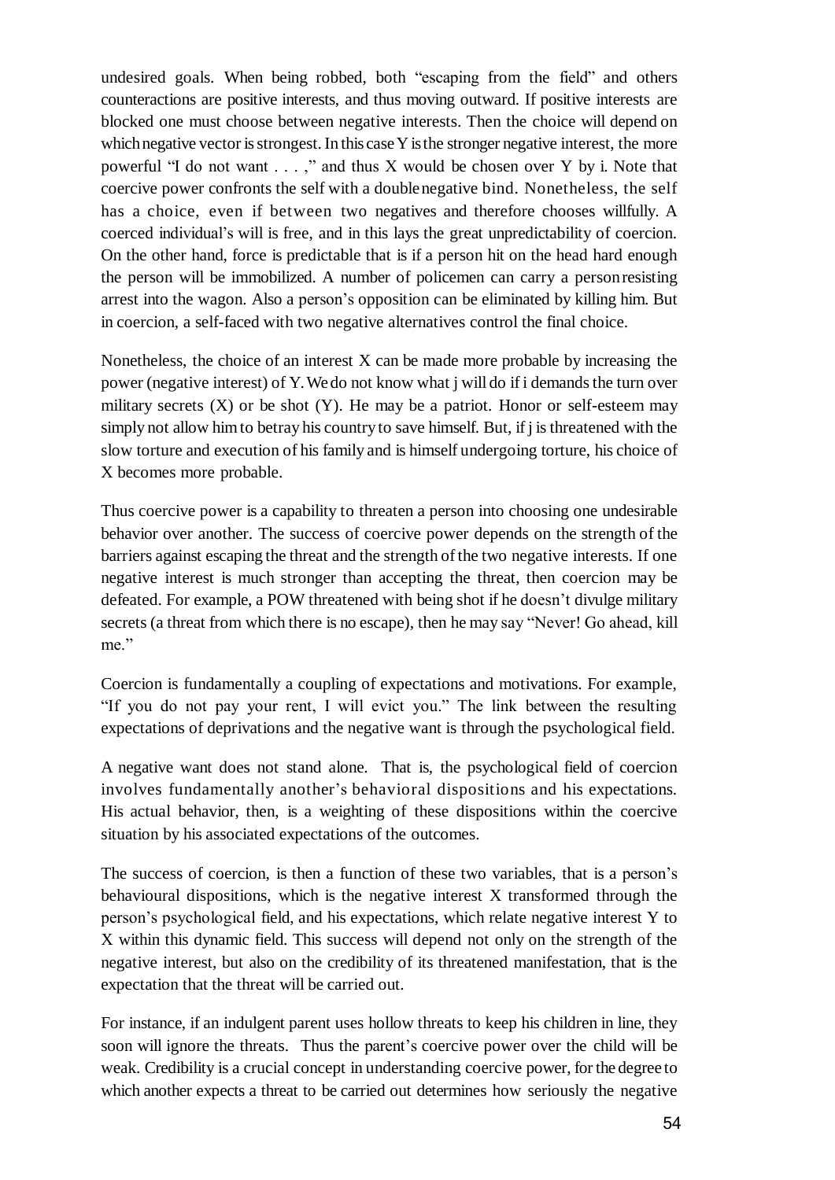undesired goals. When being robbed, both "escaping from the field" and others counteractions are positive interests, and thus moving outward. If positive interests are blocked one must choose between negative interests. Then the choice will depend on which negative vector is strongest. In this case Y is the stronger negative interest, the more powerful "I do not want . . . ," and thus X would be chosen over Y by i. Note that coercive power confronts the self with a double negative bind. Nonetheless, the self has a choice, even if between two negatives and therefore chooses willfully. A coerced individual's will is free, and in this lays the great unpredictability of coercion. On the other hand, force is predictable that is if a person hit on the head hard enough the person will be immobilized. A number of policemen can carry a person resisting arrest into the wagon. Also a person's opposition can be eliminated by killing him. But in coercion, a self-faced with two negative alternatives control the final choice.

Nonetheless, the choice of an interest X can be made more probable by increasing the power (negative interest) of Y. We do not know what j will do if i demands the turn over military secrets (X) or be shot (Y). He may be a patriot. Honor or self-esteem may simply not allow him to betray his country to save himself. But, if j is threatened with the slow torture and execution of his family and is himself undergoing torture, his choice of X becomes more probable.

Thus coercive power is a capability to threaten a person into choosing one undesirable behavior over another. The success of coercive power depends on the strength of the barriers against escaping the threat and the strength of the two negative interests. If one negative interest is much stronger than accepting the threat, then coercion may be defeated. For example, a POW threatened with being shot if he doesn't divulge military secrets (a threat from which there is no escape), then he may say "Never! Go ahead, kill me."

Coercion is fundamentally a coupling of expectations and motivations. For example, "If you do not pay your rent, I will evict you." The link between the resulting expectations of deprivations and the negative want is through the psychological field.

A negative want does not stand alone. That is, the psychological field of coercion involves fundamentally another's behavioral dispositions and his expectations. His actual behavior, then, is a weighting of these dispositions within the coercive situation by his associated expectations of the outcomes.

The success of coercion, is then a function of these two variables, that is a person's behavioural dispositions, which is the negative interest X transformed through the person's psychological field, and his expectations, which relate negative interest Y to X within this dynamic field. This success will depend not only on the strength of the negative interest, but also on the credibility of its threatened manifestation, that is the expectation that the threat will be carried out.

For instance, if an indulgent parent uses hollow threats to keep his children in line, they soon will ignore the threats. Thus the parent's coercive power over the child will be weak. Credibility is a crucial concept in understanding coercive power, for the degree to which another expects a threat to be carried out determines how seriously the negative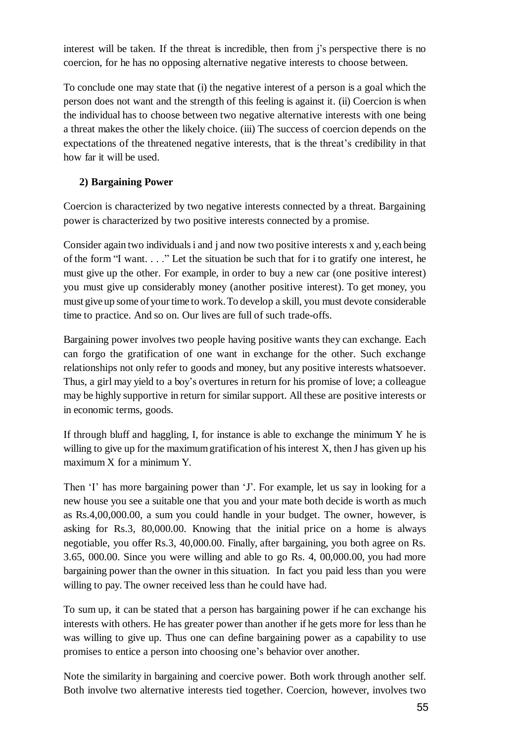interest will be taken. If the threat is incredible, then from j's perspective there is no coercion, for he has no opposing alternative negative interests to choose between.

To conclude one may state that (i) the negative interest of a person is a goal which the person does not want and the strength of this feeling is against it. (ii) Coercion is when the individual has to choose between two negative alternative interests with one being a threat makes the other the likely choice. (iii) The success of coercion depends on the expectations of the threatened negative interests, that is the threat's credibility in that how far it will be used.

**2) Bargaining Power**

Coercion is characterized by two negative interests connected by a threat. Bargaining power is characterized by two positive interests connected by a promise.

Consider again two individuals i and j and now two positive interests x and y, each being of the form "I want. . . ." Let the situation be such that for i to gratify one interest, he must give up the other. For example, in order to buy a new car (one positive interest) you must give up considerably money (another positive interest). To get money, you must give up some of your time to work. To develop a skill, you must devote considerable time to practice. And so on. Our lives are full of such trade-offs.

Bargaining power involves two people having positive wants they can exchange. Each can forgo the gratification of one want in exchange for the other. Such exchange relationships not only refer to goods and money, but any positive interests whatsoever. Thus, a girl may yield to a boy's overtures in return for his promise of love; a colleague may be highly supportive in return for similar support. All these are positive interests or in economic terms, goods.

If through bluff and haggling, I, for instance is able to exchange the minimum Y he is willing to give up for the maximum gratification of his interest X, then J has given up his maximum X for a minimum Y.

Then 'I' has more bargaining power than 'J'. For example, let us say in looking for a new house you see a suitable one that you and your mate both decide is worth as much as Rs.4,00,000.00, a sum you could handle in your budget. The owner, however, is asking for Rs.3, 80,000.00. Knowing that the initial price on a home is always negotiable, you offer Rs.3, 40,000.00. Finally, after bargaining, you both agree on Rs. 3.65, 000.00. Since you were willing and able to go Rs. 4, 00,000.00, you had more bargaining power than the owner in this situation. In fact you paid less than you were willing to pay. The owner received less than he could have had.

To sum up, it can be stated that a person has bargaining power if he can exchange his interests with others. He has greater power than another if he gets more for less than he was willing to give up. Thus one can define bargaining power as a capability to use promises to entice a person into choosing one's behavior over another.

Note the similarity in bargaining and coercive power. Both work through another self. Both involve two alternative interests tied together. Coercion, however, involves two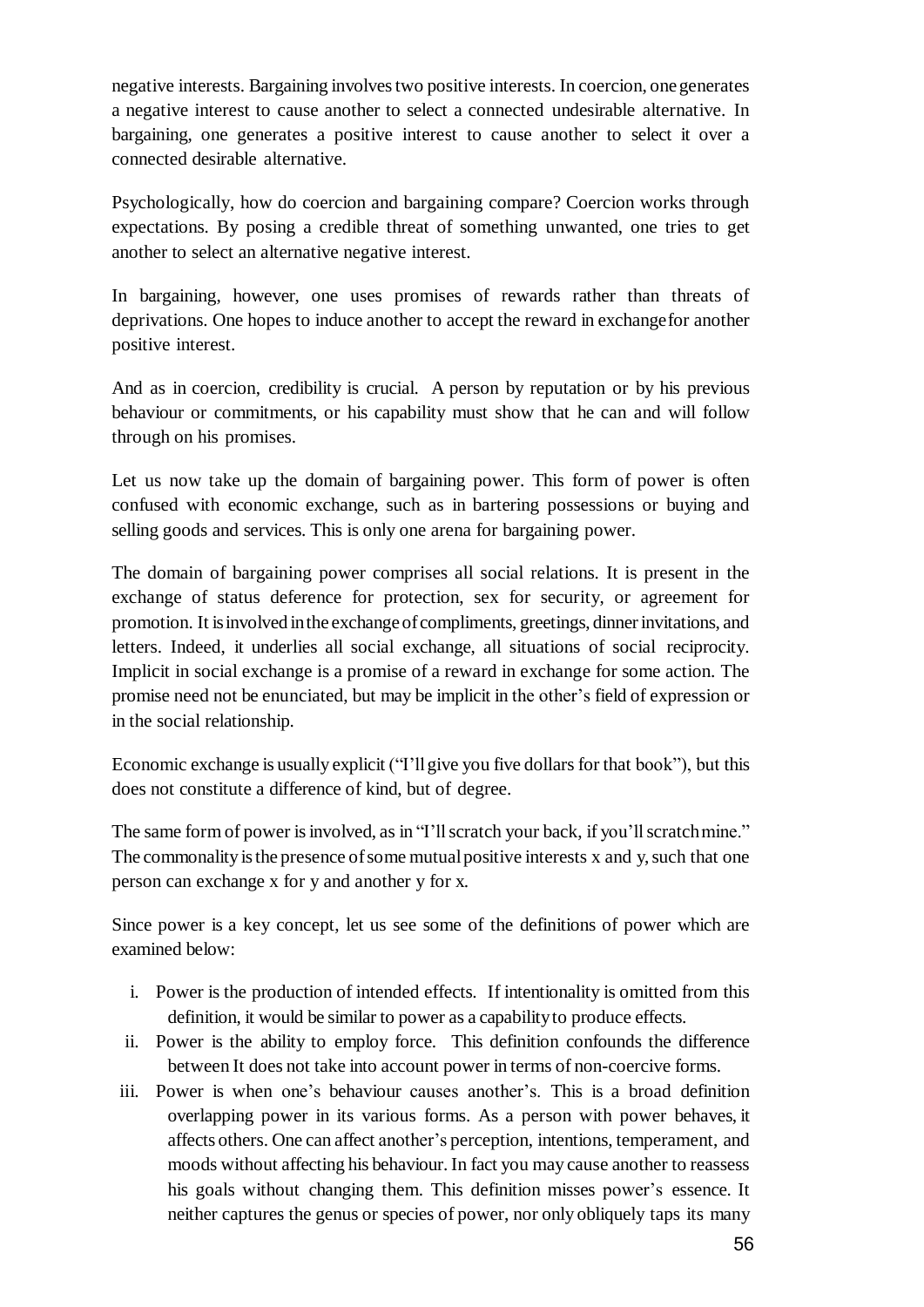negative interests. Bargaining involves two positive interests. In coercion, one generates a negative interest to cause another to select a connected undesirable alternative. In bargaining, one generates a positive interest to cause another to select it over a connected desirable alternative.

Psychologically, how do coercion and bargaining compare? Coercion works through expectations. By posing a credible threat of something unwanted, one tries to get another to select an alternative negative interest.

In bargaining, however, one uses promises of rewards rather than threats of deprivations. One hopes to induce another to accept the reward in exchange for another positive interest.

And as in coercion, credibility is crucial. A person by reputation or by his previous behaviour or commitments, or his capability must show that he can and will follow through on his promises.

Let us now take up the domain of bargaining power. This form of power is often confused with economic exchange, such as in bartering possessions or buying and selling goods and services. This is only one arena for bargaining power.

The domain of bargaining power comprises all social relations. It is present in the exchange of status deference for protection, sex for security, or agreement for promotion. It is involved in the exchange of compliments, greetings, dinner invitations, and letters. Indeed, it underlies all social exchange, all situations of social reciprocity. Implicit in social exchange is a promise of a reward in exchange for some action. The promise need not be enunciated, but may be implicit in the other's field of expression or in the social relationship.

Economic exchange is usually explicit ("I'll give you five dollars for that book"), but this does not constitute a difference of kind, but of degree.

The same form of power is involved, as in "I'll scratch your back, if you'll scratch mine." The commonality is the presence of some mutual positive interests x and y, such that one person can exchange x for y and another y for x.

Since power is a key concept, let us see some of the definitions of power which are examined below:

i. Power is the production of intended effects. If intentionality is omitted from this definition, it would be similar to power as a capability to produce effects.
ii. Power is the ability to employ force. This definition confounds the difference between It does not take into account power in terms of non-coercive forms.
iii. Power is when one's behaviour causes another's. This is a broad definition overlapping power in its various forms. As a person with power behaves, it affects others. One can affect another's perception, intentions, temperament, and moods without affecting his behaviour. In fact you may cause another to reassess his goals without changing them. This definition misses power's essence. It neither captures the genus or species of power, nor only obliquely taps its many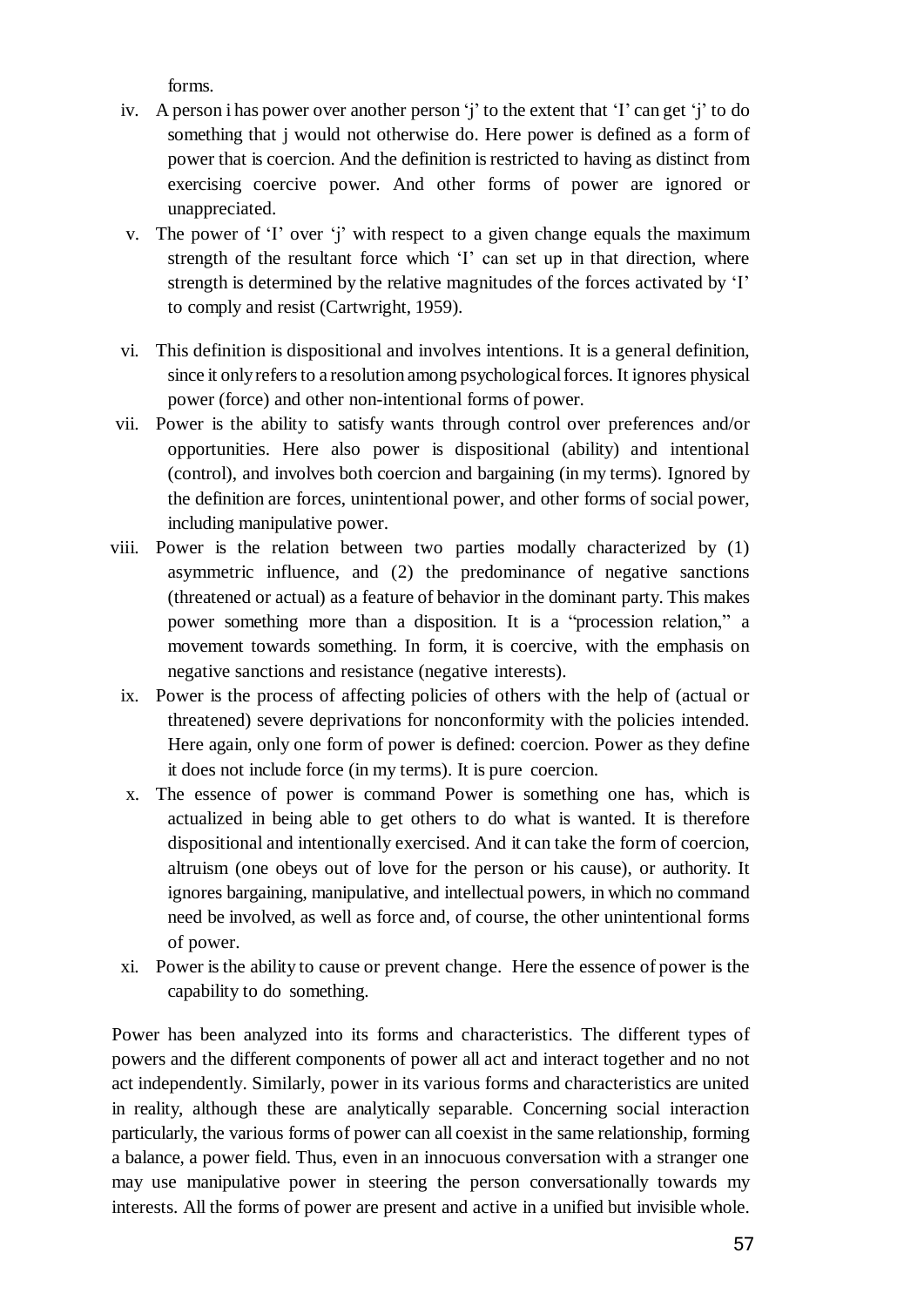forms.

iv. A person i has power over another person 'j' to the extent that 'I' can get 'j' to do something that j would not otherwise do. Here power is defined as a form of power that is coercion. And the definition is restricted to having as distinct from exercising coercive power. And other forms of power are ignored or unappreciated.

v. The power of 'I' over 'j' with respect to a given change equals the maximum strength of the resultant force which 'I' can set up in that direction, where strength is determined by the relative magnitudes of the forces activated by 'I' to comply and resist (Cartwright, 1959).

vi. This definition is dispositional and involves intentions. It is a general definition, since it only refers to a resolution among psychological forces. It ignores physical power (force) and other non-intentional forms of power.

vii. Power is the ability to satisfy wants through control over preferences and/or opportunities. Here also power is dispositional (ability) and intentional (control), and involves both coercion and bargaining (in my terms). Ignored by the definition are forces, unintentional power, and other forms of social power, including manipulative power.

viii. Power is the relation between two parties modally characterized by (1) asymmetric influence, and (2) the predominance of negative sanctions (threatened or actual) as a feature of behavior in the dominant party. This makes power something more than a disposition. It is a "procession relation," a movement towards something. In form, it is coercive, with the emphasis on negative sanctions and resistance (negative interests).

ix. Power is the process of affecting policies of others with the help of (actual or threatened) severe deprivations for nonconformity with the policies intended. Here again, only one form of power is defined: coercion. Power as they define it does not include force (in my terms). It is pure coercion.

x. The essence of power is command Power is something one has, which is actualized in being able to get others to do what is wanted. It is therefore dispositional and intentionally exercised. And it can take the form of coercion, altruism (one obeys out of love for the person or his cause), or authority. It ignores bargaining, manipulative, and intellectual powers, in which no command need be involved, as well as force and, of course, the other unintentional forms of power.

xi. Power is the ability to cause or prevent change. Here the essence of power is the capability to do something.

Power has been analyzed into its forms and characteristics. The different types of powers and the different components of power all act and interact together and no not act independently. Similarly, power in its various forms and characteristics are united in reality, although these are analytically separable. Concerning social interaction particularly, the various forms of power can all coexist in the same relationship, forming a balance, a power field. Thus, even in an innocuous conversation with a stranger one may use manipulative power in steering the person conversationally towards my interests. All the forms of power are present and active in a unified but invisible whole.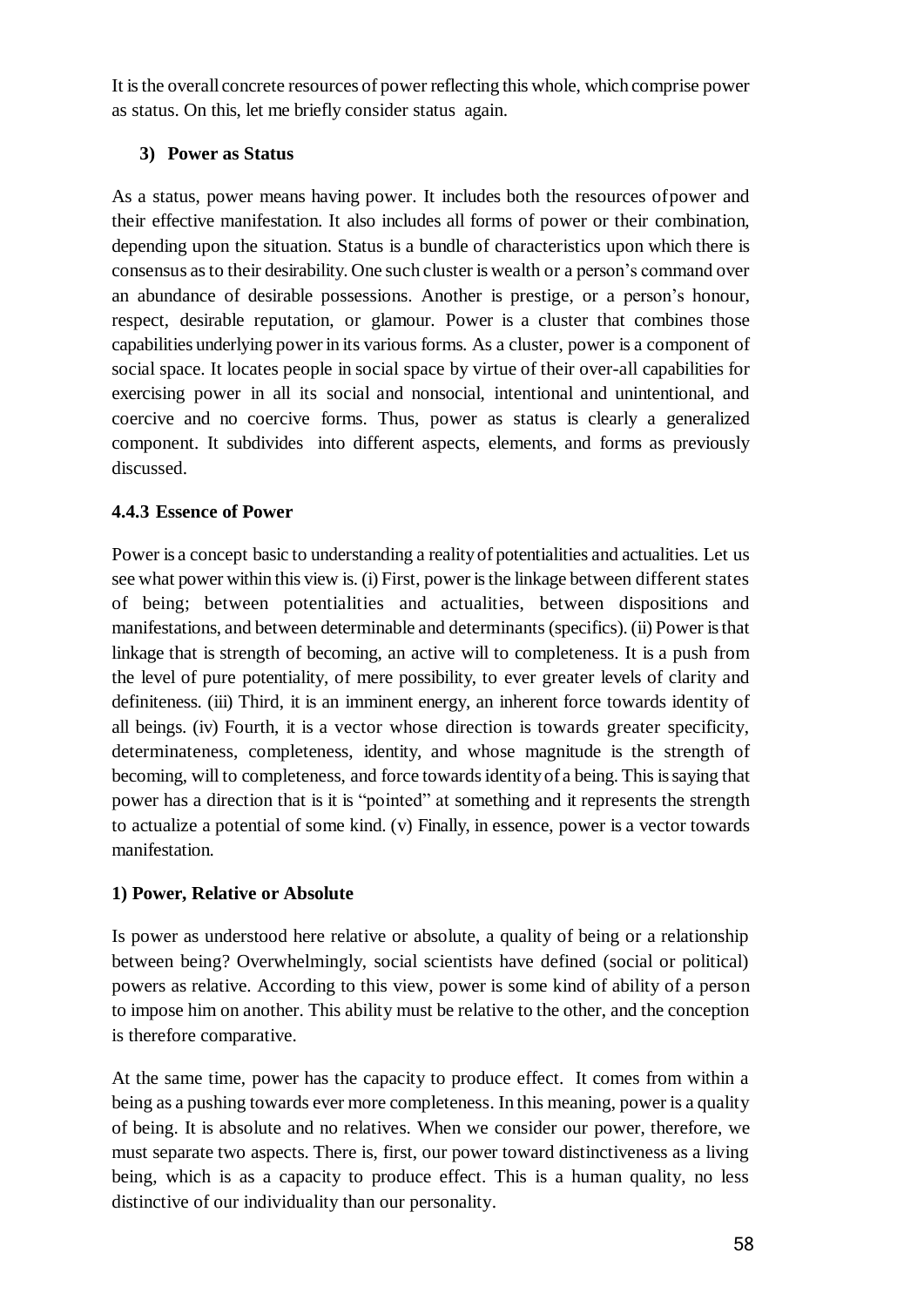It is the overall concrete resources of power reflecting this whole, which comprise power as status. On this, let me briefly consider status again.

### 3) Power as Status

As a status, power means having power. It includes both the resources of power and their effective manifestation. It also includes all forms of power or their combination, depending upon the situation. Status is a bundle of characteristics upon which there is consensus as to their desirability. One such cluster is wealth or a person's command over an abundance of desirable possessions. Another is prestige, or a person's honour, respect, desirable reputation, or glamour. Power is a cluster that combines those capabilities underlying power in its various forms. As a cluster, power is a component of social space. It locates people in social space by virtue of their over-all capabilities for exercising power in all its social and nonsocial, intentional and unintentional, and coercive and no coercive forms. Thus, power as status is clearly a generalized component. It subdivides into different aspects, elements, and forms as previously discussed.

## 4.4.3 Essence of Power

Power is a concept basic to understanding a reality of potentialities and actualities. Let us see what power within this view is. (i) First, power is the linkage between different states of being; between potentialities and actualities, between dispositions and manifestations, and between determinable and determinants (specifics). (ii) Power is that linkage that is strength of becoming, an active will to completeness. It is a push from the level of pure potentiality, of mere possibility, to ever greater levels of clarity and definiteness. (iii) Third, it is an imminent energy, an inherent force towards identity of all beings. (iv) Fourth, it is a vector whose direction is towards greater specificity, determinateness, completeness, identity, and whose magnitude is the strength of becoming, will to completeness, and force towards identity of a being. This is saying that power has a direction that is it is "pointed" at something and it represents the strength to actualize a potential of some kind. (v) Finally, in essence, power is a vector towards manifestation.

### 1) Power, Relative or Absolute

Is power as understood here relative or absolute, a quality of being or a relationship between being? Overwhelmingly, social scientists have defined (social or political) powers as relative. According to this view, power is some kind of ability of a person to impose him on another. This ability must be relative to the other, and the conception is therefore comparative.

At the same time, power has the capacity to produce effect. It comes from within a being as a pushing towards ever more completeness. In this meaning, power is a quality of being. It is absolute and no relatives. When we consider our power, therefore, we must separate two aspects. There is, first, our power toward distinctiveness as a living being, which is as a capacity to produce effect. This is a human quality, no less distinctive of our individuality than our personality.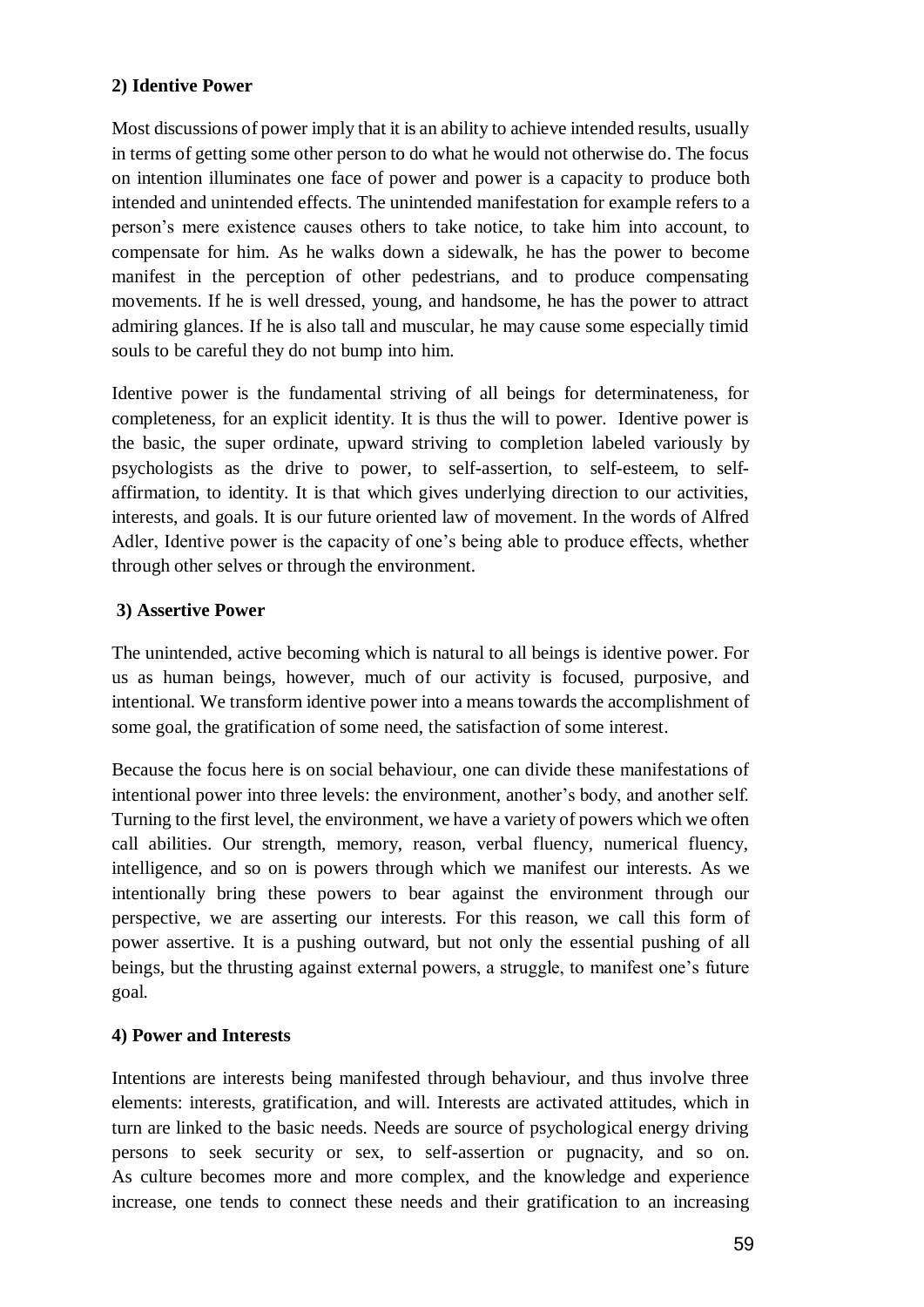**2) Identive Power**

Most discussions of power imply that it is an ability to achieve intended results, usually in terms of getting some other person to do what he would not otherwise do. The focus on intention illuminates one face of power and power is a capacity to produce both intended and unintended effects. The unintended manifestation for example refers to a person's mere existence causes others to take notice, to take him into account, to compensate for him. As he walks down a sidewalk, he has the power to become manifest in the perception of other pedestrians, and to produce compensating movements. If he is well dressed, young, and handsome, he has the power to attract admiring glances. If he is also tall and muscular, he may cause some especially timid souls to be careful they do not bump into him.

Identive power is the fundamental striving of all beings for determinateness, for completeness, for an explicit identity. It is thus the will to power. Identive power is the basic, the super ordinate, upward striving to completion labeled variously by psychologists as the drive to power, to self-assertion, to self-esteem, to self-affirmation, to identity. It is that which gives underlying direction to our activities, interests, and goals. It is our future oriented law of movement. In the words of Alfred Adler, Identive power is the capacity of one's being able to produce effects, whether through other selves or through the environment.

**3) Assertive Power**

The unintended, active becoming which is natural to all beings is identive power. For us as human beings, however, much of our activity is focused, purposive, and intentional. We transform identive power into a means towards the accomplishment of some goal, the gratification of some need, the satisfaction of some interest.

Because the focus here is on social behaviour, one can divide these manifestations of intentional power into three levels: the environment, another's body, and another self. Turning to the first level, the environment, we have a variety of powers which we often call abilities. Our strength, memory, reason, verbal fluency, numerical fluency, intelligence, and so on is powers through which we manifest our interests. As we intentionally bring these powers to bear against the environment through our perspective, we are asserting our interests. For this reason, we call this form of power assertive. It is a pushing outward, but not only the essential pushing of all beings, but the thrusting against external powers, a struggle, to manifest one's future goal.

**4) Power and Interests**

Intentions are interests being manifested through behaviour, and thus involve three elements: interests, gratification, and will. Interests are activated attitudes, which in turn are linked to the basic needs. Needs are source of psychological energy driving persons to seek security or sex, to self-assertion or pugnacity, and so on. As culture becomes more and more complex, and the knowledge and experience increase, one tends to connect these needs and their gratification to an increasing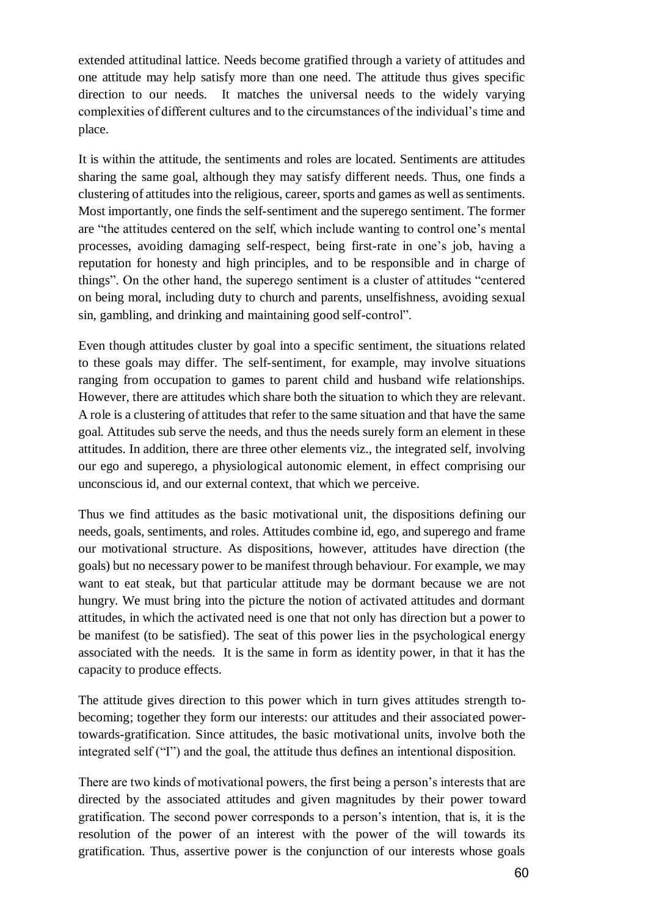extended attitudinal lattice. Needs become gratified through a variety of attitudes and one attitude may help satisfy more than one need. The attitude thus gives specific direction to our needs. It matches the universal needs to the widely varying complexities of different cultures and to the circumstances of the individual's time and place.

It is within the attitude, the sentiments and roles are located. Sentiments are attitudes sharing the same goal, although they may satisfy different needs. Thus, one finds a clustering of attitudes into the religious, career, sports and games as well as sentiments. Most importantly, one finds the self-sentiment and the superego sentiment. The former are "the attitudes centered on the self, which include wanting to control one's mental processes, avoiding damaging self-respect, being first-rate in one's job, having a reputation for honesty and high principles, and to be responsible and in charge of things". On the other hand, the superego sentiment is a cluster of attitudes "centered on being moral, including duty to church and parents, unselfishness, avoiding sexual sin, gambling, and drinking and maintaining good self-control".

Even though attitudes cluster by goal into a specific sentiment, the situations related to these goals may differ. The self-sentiment, for example, may involve situations ranging from occupation to games to parent child and husband wife relationships. However, there are attitudes which share both the situation to which they are relevant. A role is a clustering of attitudes that refer to the same situation and that have the same goal. Attitudes sub serve the needs, and thus the needs surely form an element in these attitudes. In addition, there are three other elements viz., the integrated self, involving our ego and superego, a physiological autonomic element, in effect comprising our unconscious id, and our external context, that which we perceive.

Thus we find attitudes as the basic motivational unit, the dispositions defining our needs, goals, sentiments, and roles. Attitudes combine id, ego, and superego and frame our motivational structure. As dispositions, however, attitudes have direction (the goals) but no necessary power to be manifest through behaviour. For example, we may want to eat steak, but that particular attitude may be dormant because we are not hungry. We must bring into the picture the notion of activated attitudes and dormant attitudes, in which the activated need is one that not only has direction but a power to be manifest (to be satisfied). The seat of this power lies in the psychological energy associated with the needs. It is the same in form as identity power, in that it has the capacity to produce effects.

The attitude gives direction to this power which in turn gives attitudes strength to-becoming; together they form our interests: our attitudes and their associated power-towards-gratification. Since attitudes, the basic motivational units, involve both the integrated self ("I") and the goal, the attitude thus defines an intentional disposition.

There are two kinds of motivational powers, the first being a person's interests that are directed by the associated attitudes and given magnitudes by their power toward gratification. The second power corresponds to a person's intention, that is, it is the resolution of the power of an interest with the power of the will towards its gratification. Thus, assertive power is the conjunction of our interests whose goals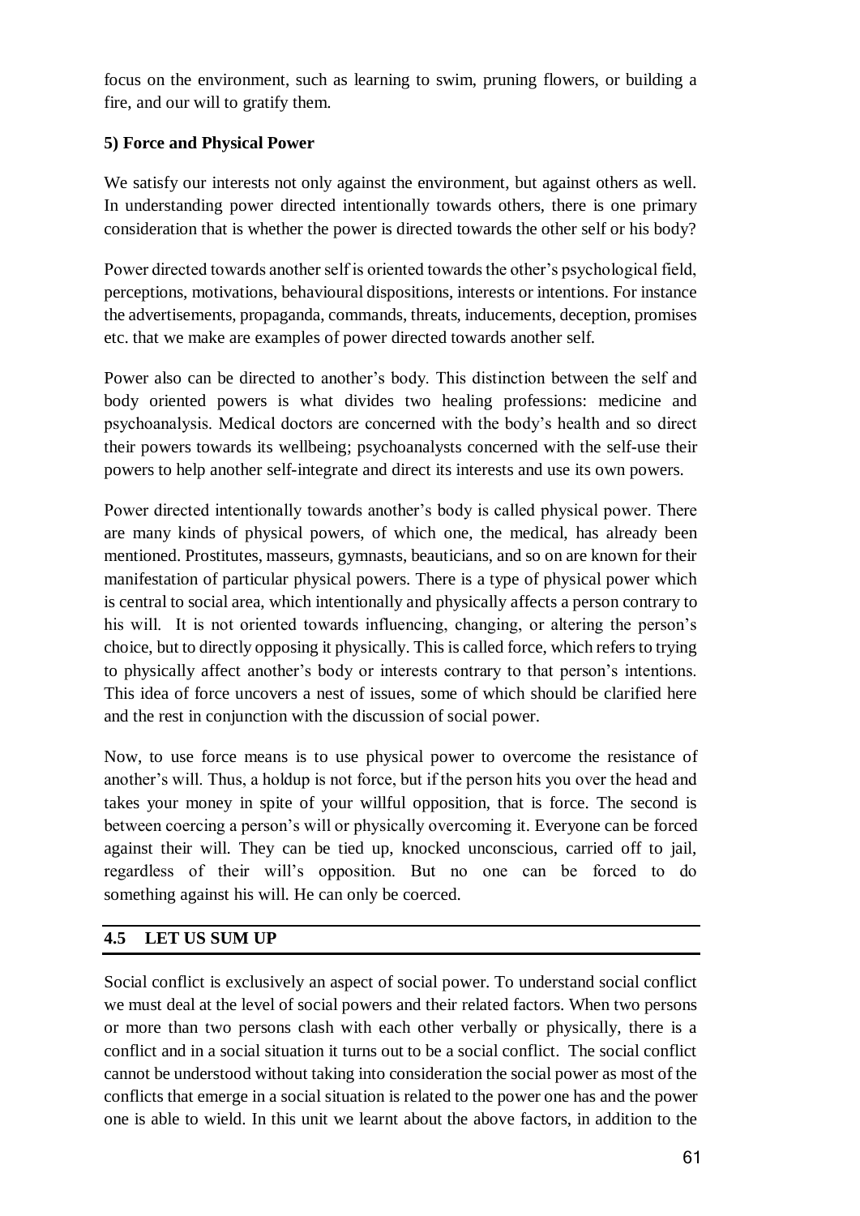focus on the environment, such as learning to swim, pruning flowers, or building a fire, and our will to gratify them.

**5) Force and Physical Power**

We satisfy our interests not only against the environment, but against others as well. In understanding power directed intentionally towards others, there is one primary consideration that is whether the power is directed towards the other self or his body?

Power directed towards another self is oriented towards the other's psychological field, perceptions, motivations, behavioural dispositions, interests or intentions. For instance the advertisements, propaganda, commands, threats, inducements, deception, promises etc. that we make are examples of power directed towards another self.

Power also can be directed to another's body. This distinction between the self and body oriented powers is what divides two healing professions: medicine and psychoanalysis. Medical doctors are concerned with the body's health and so direct their powers towards its wellbeing; psychoanalysts concerned with the self-use their powers to help another self-integrate and direct its interests and use its own powers.

Power directed intentionally towards another's body is called physical power. There are many kinds of physical powers, of which one, the medical, has already been mentioned. Prostitutes, masseurs, gymnasts, beauticians, and so on are known for their manifestation of particular physical powers. There is a type of physical power which is central to social area, which intentionally and physically affects a person contrary to his will. It is not oriented towards influencing, changing, or altering the person's choice, but to directly opposing it physically. This is called force, which refers to trying to physically affect another's body or interests contrary to that person's intentions. This idea of force uncovers a nest of issues, some of which should be clarified here and the rest in conjunction with the discussion of social power.

Now, to use force means is to use physical power to overcome the resistance of another's will. Thus, a holdup is not force, but if the person hits you over the head and takes your money in spite of your willful opposition, that is force. The second is between coercing a person's will or physically overcoming it. Everyone can be forced against their will. They can be tied up, knocked unconscious, carried off to jail, regardless of their will's opposition. But no one can be forced to do something against his will. He can only be coerced.

## 4.5 LET US SUM UP

Social conflict is exclusively an aspect of social power. To understand social conflict we must deal at the level of social powers and their related factors. When two persons or more than two persons clash with each other verbally or physically, there is a conflict and in a social situation it turns out to be a social conflict. The social conflict cannot be understood without taking into consideration the social power as most of the conflicts that emerge in a social situation is related to the power one has and the power one is able to wield. In this unit we learnt about the above factors, in addition to the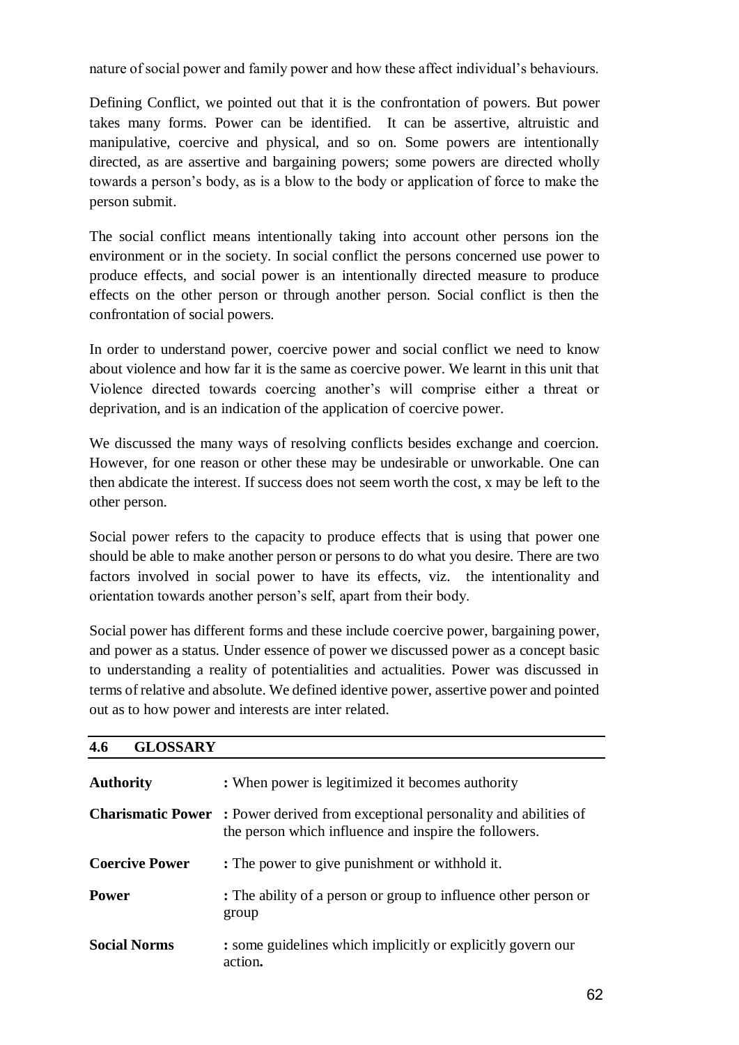nature of social power and family power and how these affect individual's behaviours.

Defining Conflict, we pointed out that it is the confrontation of powers. But power takes many forms. Power can be identified. It can be assertive, altruistic and manipulative, coercive and physical, and so on. Some powers are intentionally directed, as are assertive and bargaining powers; some powers are directed wholly towards a person's body, as is a blow to the body or application of force to make the person submit.

The social conflict means intentionally taking into account other persons ion the environment or in the society. In social conflict the persons concerned use power to produce effects, and social power is an intentionally directed measure to produce effects on the other person or through another person. Social conflict is then the confrontation of social powers.

In order to understand power, coercive power and social conflict we need to know about violence and how far it is the same as coercive power. We learnt in this unit that Violence directed towards coercing another's will comprise either a threat or deprivation, and is an indication of the application of coercive power.

We discussed the many ways of resolving conflicts besides exchange and coercion. However, for one reason or other these may be undesirable or unworkable. One can then abdicate the interest. If success does not seem worth the cost, x may be left to the other person.

Social power refers to the capacity to produce effects that is using that power one should be able to make another person or persons to do what you desire. There are two factors involved in social power to have its effects, viz. the intentionality and orientation towards another person's self, apart from their body.

Social power has different forms and these include coercive power, bargaining power, and power as a status. Under essence of power we discussed power as a concept basic to understanding a reality of potentialities and actualities. Power was discussed in terms of relative and absolute. We defined identive power, assertive power and pointed out as to how power and interests are inter related.

## 4.6 GLOSSARY

**Authority** : When power is legitimized it becomes authority

**Charismatic Power** : Power derived from exceptional personality and abilities of the person which influence and inspire the followers.

**Coercive Power** : The power to give punishment or withhold it.

**Power** : The ability of a person or group to influence other person or group

**Social Norms** : some guidelines which implicitly or explicitly govern our action**.**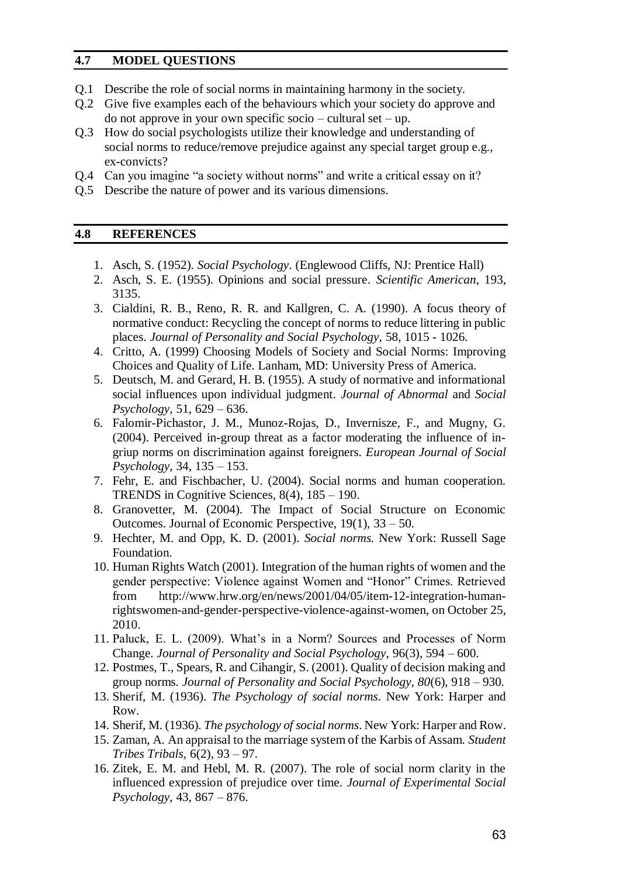## 4.7 MODEL QUESTIONS

Q.1 Describe the role of social norms in maintaining harmony in the society.

Q.2 Give five examples each of the behaviours which your society do approve and do not approve in your own specific socio – cultural set – up.

Q.3 How do social psychologists utilize their knowledge and understanding of social norms to reduce/remove prejudice against any special target group e.g., ex-convicts?

Q.4 Can you imagine "a society without norms" and write a critical essay on it?

Q.5 Describe the nature of power and its various dimensions.

## 4.8 REFERENCES

1. Asch, S. (1952). *Social Psychology*. (Englewood Cliffs, NJ: Prentice Hall)
2. Asch, S. E. (1955). Opinions and social pressure. *Scientific American*, 193, 3135.
3. Cialdini, R. B., Reno, R. R. and Kallgren, C. A. (1990). A focus theory of normative conduct: Recycling the concept of norms to reduce littering in public places. *Journal of Personality and Social Psychology,* 58, 1015 - 1026.
4. Critto, A. (1999) Choosing Models of Society and Social Norms: Improving Choices and Quality of Life. Lanham, MD: University Press of America.
5. Deutsch, M. and Gerard, H. B. (1955). A study of normative and informational social influences upon individual judgment. *Journal of Abnormal* and *Social Psychology,* 51, 629 – 636.
6. Falomir-Pichastor, J. M., Munoz-Rojas, D., Invernisze, F., and Mugny, G. (2004). Perceived in-group threat as a factor moderating the influence of in-griup norms on discrimination against foreigners. *European Journal of Social Psychology*, 34, 135 – 153.
7. Fehr, E. and Fischbacher, U. (2004). Social norms and human cooperation. TRENDS in Cognitive Sciences, 8(4), 185 – 190.
8. Granovetter, M. (2004). The Impact of Social Structure on Economic Outcomes. Journal of Economic Perspective, 19(1), 33 – 50.
9. Hechter, M. and Opp, K. D. (2001). *Social norms.* New York: Russell Sage Foundation.
10. Human Rights Watch (2001). Integration of the human rights of women and the gender perspective: Violence against Women and "Honor" Crimes. Retrieved from http://www.hrw.org/en/news/2001/04/05/item-12-integration-human-rightswomen-and-gender-perspective-violence-against-women, on October 25, 2010.
11. Paluck, E. L. (2009). What's in a Norm? Sources and Processes of Norm Change. *Journal of Personality and Social Psychology,* 96(3), 594 – 600.
12. Postmes, T., Spears, R. and Cihangir, S. (2001). Quality of decision making and group norms. *Journal of Personality and Social Psychology*, *80*(6), 918 – 930.
13. Sherif, M. (1936). *The Psychology of social norms*. New York: Harper and Row.
14. Sherif, M. (1936). *The psychology of social norms*. New York: Harper and Row.
15. Zaman, A. An appraisal to the marriage system of the Karbis of Assam. *Student Tribes Tribals,* 6(2), 93 – 97.
16. Zitek, E. M. and Hebl, M. R. (2007). The role of social norm clarity in the influenced expression of prejudice over time. *Journal of Experimental Social Psychology*, 43, 867 – 876.